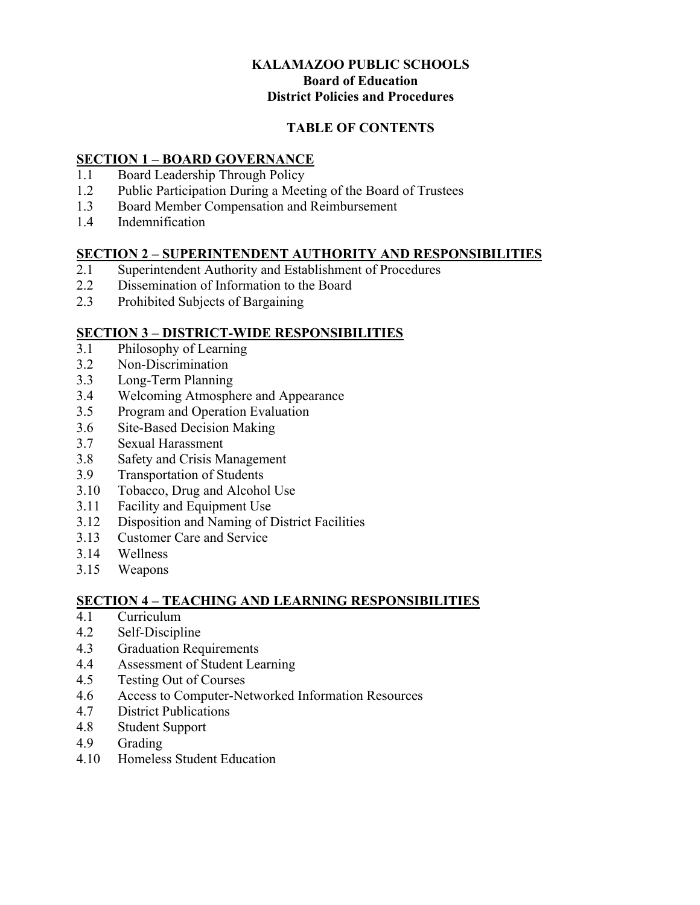# KALAMAZOO PUBLIC SCHOOLS
## Board of Education
## District Policies and Procedures

## TABLE OF CONTENTS

### SECTION 1 – BOARD GOVERNANCE

1.1 Board Leadership Through Policy
1.2 Public Participation During a Meeting of the Board of Trustees
1.3 Board Member Compensation and Reimbursement
1.4 Indemnification

### SECTION 2 – SUPERINTENDENT AUTHORITY AND RESPONSIBILITIES

2.1 Superintendent Authority and Establishment of Procedures
2.2 Dissemination of Information to the Board
2.3 Prohibited Subjects of Bargaining

### SECTION 3 – DISTRICT-WIDE RESPONSIBILITIES

3.1 Philosophy of Learning
3.2 Non-Discrimination
3.3 Long-Term Planning
3.4 Welcoming Atmosphere and Appearance
3.5 Program and Operation Evaluation
3.6 Site-Based Decision Making
3.7 Sexual Harassment
3.8 Safety and Crisis Management
3.9 Transportation of Students
3.10 Tobacco, Drug and Alcohol Use
3.11 Facility and Equipment Use
3.12 Disposition and Naming of District Facilities
3.13 Customer Care and Service
3.14 Wellness
3.15 Weapons

### SECTION 4 – TEACHING AND LEARNING RESPONSIBILITIES

4.1 Curriculum
4.2 Self-Discipline
4.3 Graduation Requirements
4.4 Assessment of Student Learning
4.5 Testing Out of Courses
4.6 Access to Computer-Networked Information Resources
4.7 District Publications
4.8 Student Support
4.9 Grading
4.10 Homeless Student Education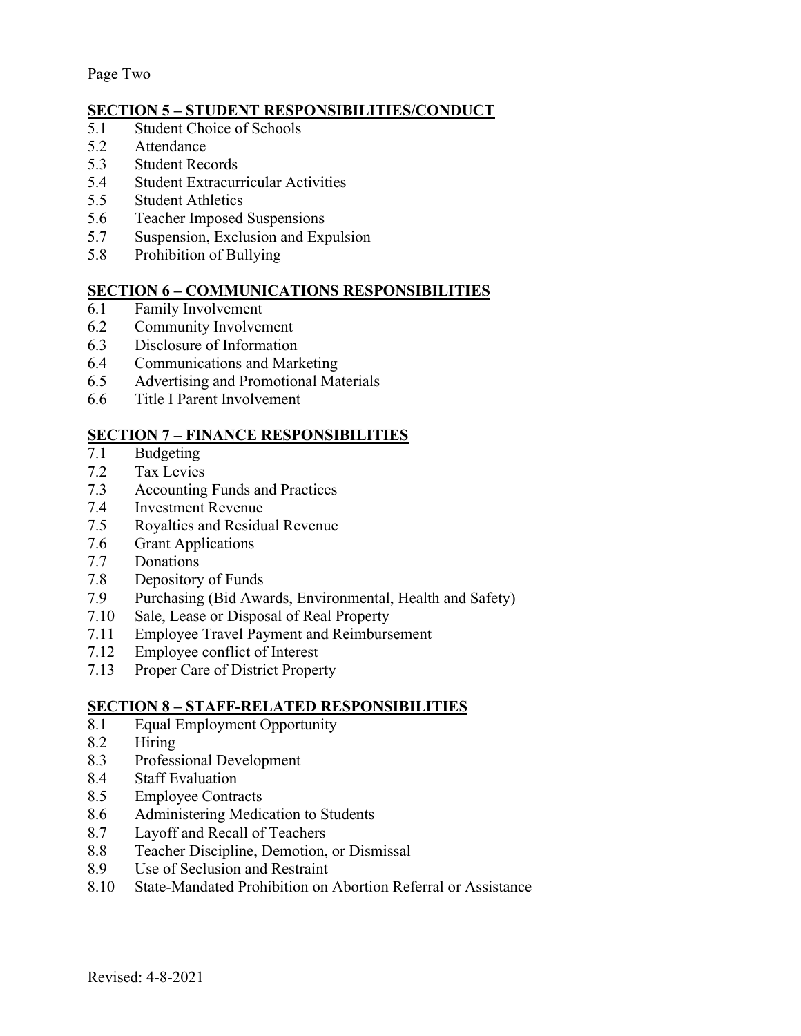## SECTION 5 – STUDENT RESPONSIBILITIES/CONDUCT

5.1 Student Choice of Schools
5.2 Attendance
5.3 Student Records
5.4 Student Extracurricular Activities
5.5 Student Athletics
5.6 Teacher Imposed Suspensions
5.7 Suspension, Exclusion and Expulsion
5.8 Prohibition of Bullying

## SECTION 6 – COMMUNICATIONS RESPONSIBILITIES

6.1 Family Involvement
6.2 Community Involvement
6.3 Disclosure of Information
6.4 Communications and Marketing
6.5 Advertising and Promotional Materials
6.6 Title I Parent Involvement

## SECTION 7 – FINANCE RESPONSIBILITIES

7.1 Budgeting
7.2 Tax Levies
7.3 Accounting Funds and Practices
7.4 Investment Revenue
7.5 Royalties and Residual Revenue
7.6 Grant Applications
7.7 Donations
7.8 Depository of Funds
7.9 Purchasing (Bid Awards, Environmental, Health and Safety)
7.10 Sale, Lease or Disposal of Real Property
7.11 Employee Travel Payment and Reimbursement
7.12 Employee conflict of Interest
7.13 Proper Care of District Property

## SECTION 8 – STAFF-RELATED RESPONSIBILITIES

8.1 Equal Employment Opportunity
8.2 Hiring
8.3 Professional Development
8.4 Staff Evaluation
8.5 Employee Contracts
8.6 Administering Medication to Students
8.7 Layoff and Recall of Teachers
8.8 Teacher Discipline, Demotion, or Dismissal
8.9 Use of Seclusion and Restraint
8.10 State-Mandated Prohibition on Abortion Referral or Assistance

Revised: 4-8-2021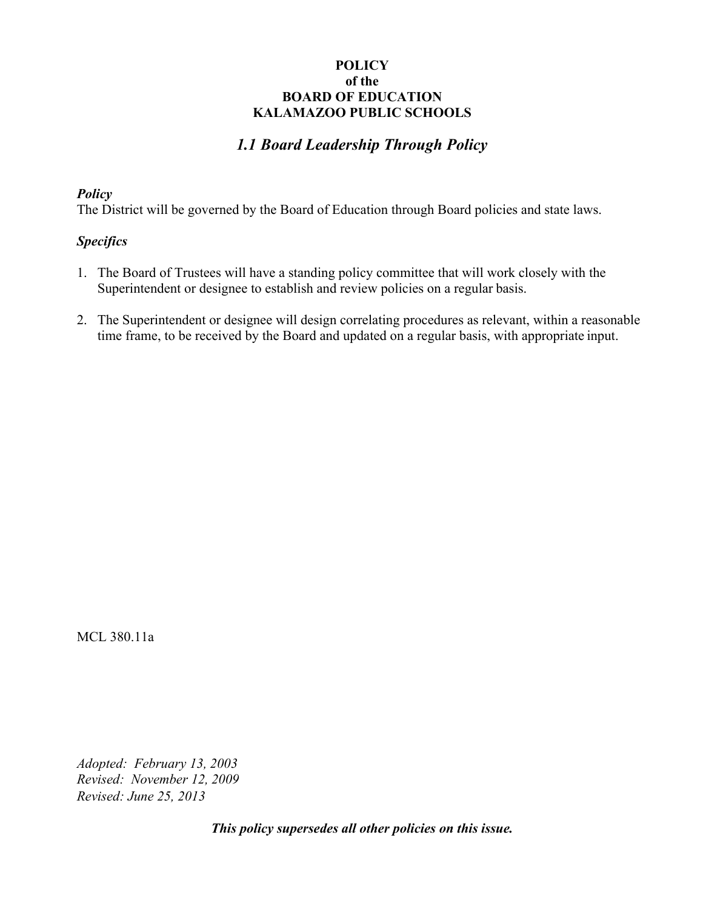**POLICY**
**of the**
**BOARD OF EDUCATION**
**KALAMAZOO PUBLIC SCHOOLS**

# *1.1 Board Leadership Through Policy*

***Policy***

The District will be governed by the Board of Education through Board policies and state laws.

***Specifics***

1. The Board of Trustees will have a standing policy committee that will work closely with the Superintendent or designee to establish and review policies on a regular basis.

2. The Superintendent or designee will design correlating procedures as relevant, within a reasonable time frame, to be received by the Board and updated on a regular basis, with appropriate input.

MCL 380.11a

*Adopted: February 13, 2003*
*Revised: November 12, 2009*
*Revised: June 25, 2013*

***This policy supersedes all other policies on this issue.***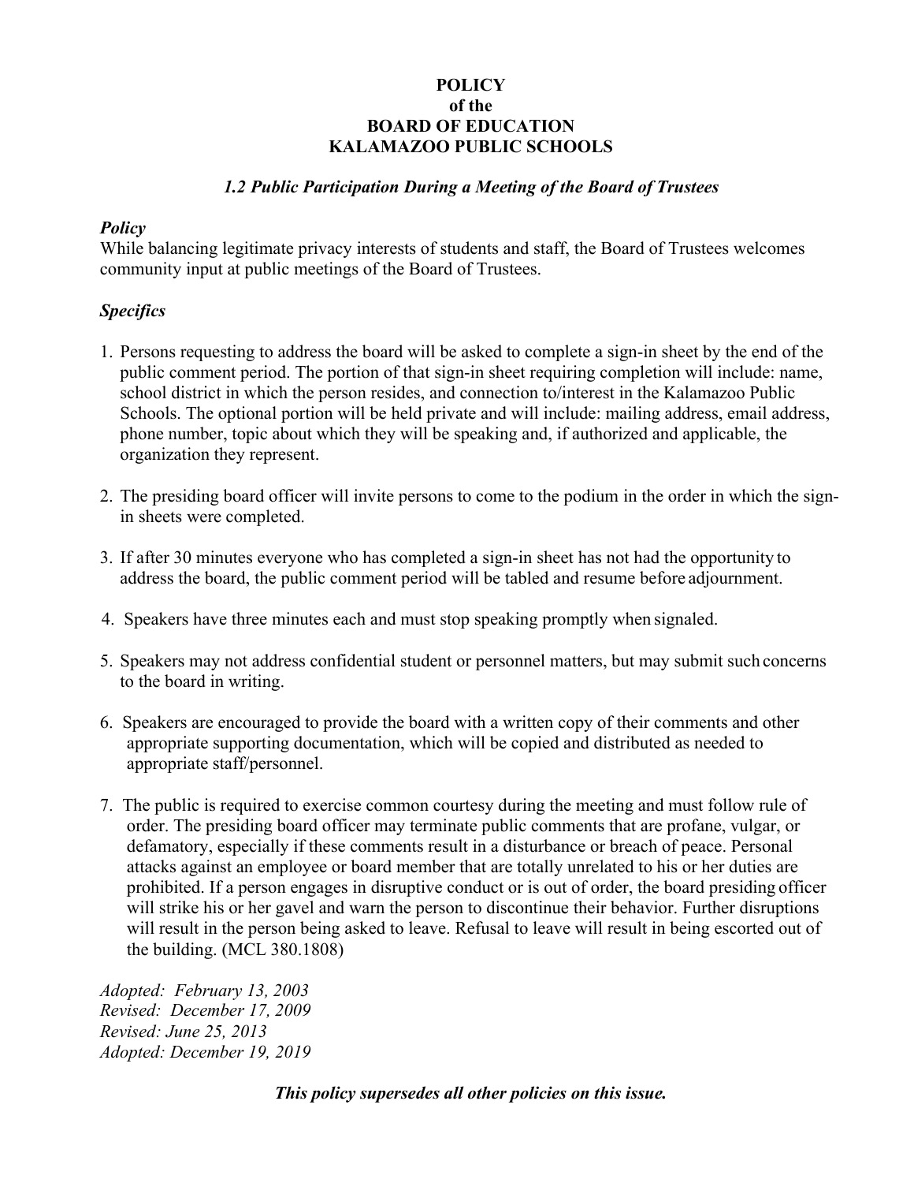**POLICY**
**of the**
**BOARD OF EDUCATION**
**KALAMAZOO PUBLIC SCHOOLS**

***1.2 Public Participation During a Meeting of the Board of Trustees***

***Policy***

While balancing legitimate privacy interests of students and staff, the Board of Trustees welcomes community input at public meetings of the Board of Trustees.

***Specifics***

1. Persons requesting to address the board will be asked to complete a sign-in sheet by the end of the public comment period. The portion of that sign-in sheet requiring completion will include: name, school district in which the person resides, and connection to/interest in the Kalamazoo Public Schools. The optional portion will be held private and will include: mailing address, email address, phone number, topic about which they will be speaking and, if authorized and applicable, the organization they represent.

2. The presiding board officer will invite persons to come to the podium in the order in which the sign-in sheets were completed.

3. If after 30 minutes everyone who has completed a sign-in sheet has not had the opportunity to address the board, the public comment period will be tabled and resume before adjournment.

4. Speakers have three minutes each and must stop speaking promptly when signaled.

5. Speakers may not address confidential student or personnel matters, but may submit such concerns to the board in writing.

6. Speakers are encouraged to provide the board with a written copy of their comments and other appropriate supporting documentation, which will be copied and distributed as needed to appropriate staff/personnel.

7. The public is required to exercise common courtesy during the meeting and must follow rule of order. The presiding board officer may terminate public comments that are profane, vulgar, or defamatory, especially if these comments result in a disturbance or breach of peace. Personal attacks against an employee or board member that are totally unrelated to his or her duties are prohibited. If a person engages in disruptive conduct or is out of order, the board presiding officer will strike his or her gavel and warn the person to discontinue their behavior. Further disruptions will result in the person being asked to leave. Refusal to leave will result in being escorted out of the building. (MCL 380.1808)

*Adopted: February 13, 2003*
*Revised: December 17, 2009*
*Revised: June 25, 2013*
*Adopted: December 19, 2019*

***This policy supersedes all other policies on this issue.***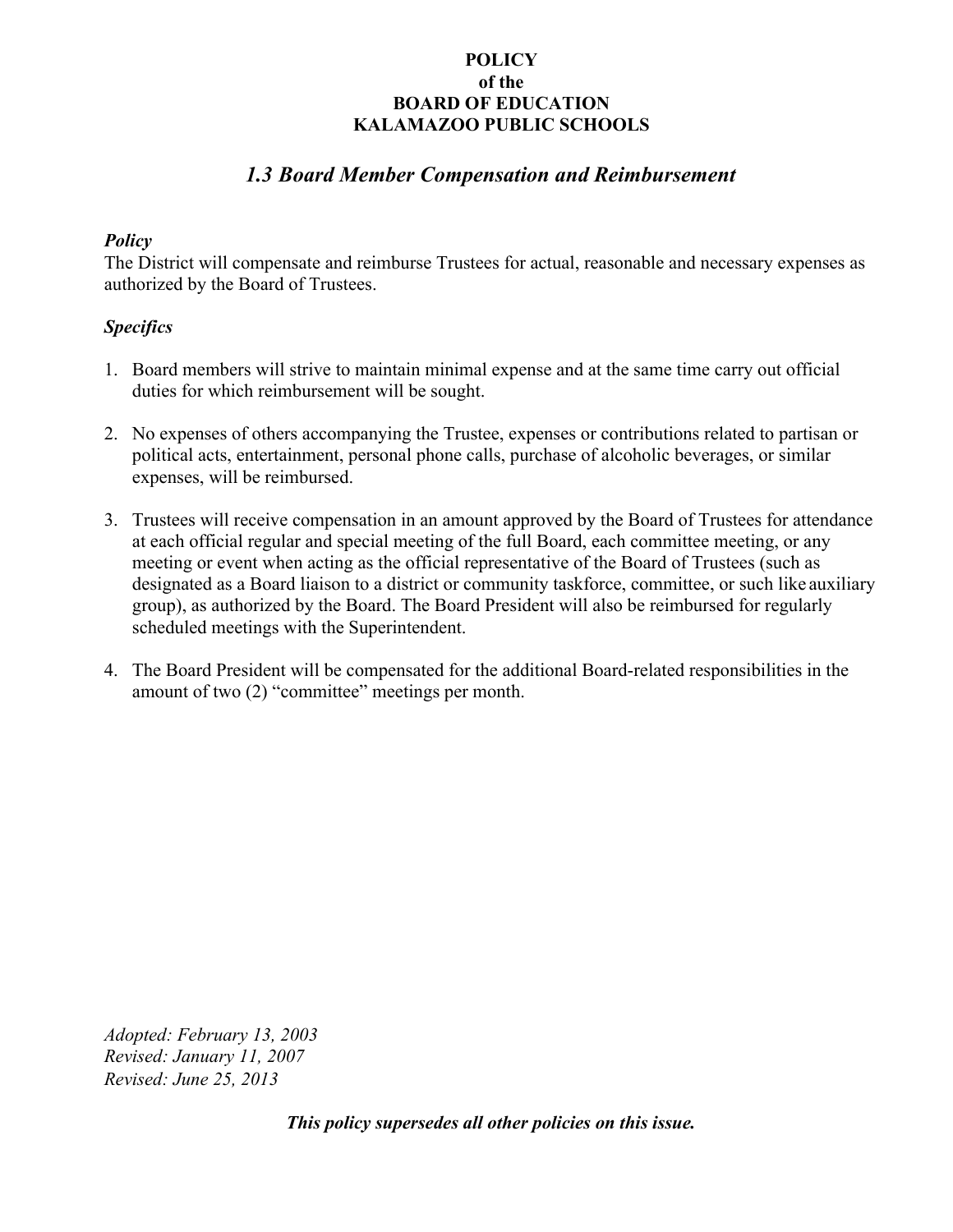**POLICY**
**of the**
**BOARD OF EDUCATION**
**KALAMAZOO PUBLIC SCHOOLS**

## *1.3 Board Member Compensation and Reimbursement*

***Policy***

The District will compensate and reimburse Trustees for actual, reasonable and necessary expenses as authorized by the Board of Trustees.

***Specifics***

1. Board members will strive to maintain minimal expense and at the same time carry out official duties for which reimbursement will be sought.

2. No expenses of others accompanying the Trustee, expenses or contributions related to partisan or political acts, entertainment, personal phone calls, purchase of alcoholic beverages, or similar expenses, will be reimbursed.

3. Trustees will receive compensation in an amount approved by the Board of Trustees for attendance at each official regular and special meeting of the full Board, each committee meeting, or any meeting or event when acting as the official representative of the Board of Trustees (such as designated as a Board liaison to a district or community taskforce, committee, or such like auxiliary group), as authorized by the Board. The Board President will also be reimbursed for regularly scheduled meetings with the Superintendent.

4. The Board President will be compensated for the additional Board-related responsibilities in the amount of two (2) "committee" meetings per month.

*Adopted: February 13, 2003*
*Revised: January 11, 2007*
*Revised: June 25, 2013*

***This policy supersedes all other policies on this issue.***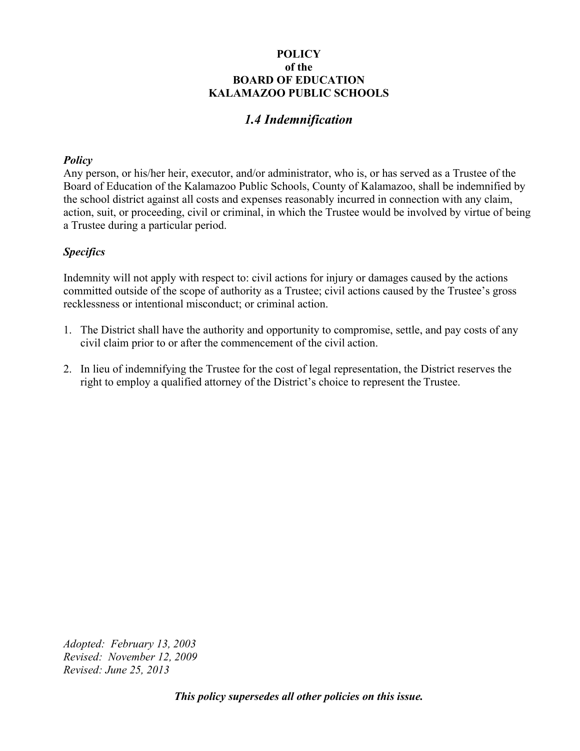**POLICY**
**of the**
**BOARD OF EDUCATION**
**KALAMAZOO PUBLIC SCHOOLS**

# *1.4 Indemnification*

### *Policy*

Any person, or his/her heir, executor, and/or administrator, who is, or has served as a Trustee of the Board of Education of the Kalamazoo Public Schools, County of Kalamazoo, shall be indemnified by the school district against all costs and expenses reasonably incurred in connection with any claim, action, suit, or proceeding, civil or criminal, in which the Trustee would be involved by virtue of being a Trustee during a particular period.

### *Specifics*

Indemnity will not apply with respect to: civil actions for injury or damages caused by the actions committed outside of the scope of authority as a Trustee; civil actions caused by the Trustee's gross recklessness or intentional misconduct; or criminal action.

1. The District shall have the authority and opportunity to compromise, settle, and pay costs of any civil claim prior to or after the commencement of the civil action.
2. In lieu of indemnifying the Trustee for the cost of legal representation, the District reserves the right to employ a qualified attorney of the District's choice to represent the Trustee.

*Adopted: February 13, 2003*
*Revised: November 12, 2009*
*Revised: June 25, 2013*

***This policy supersedes all other policies on this issue.***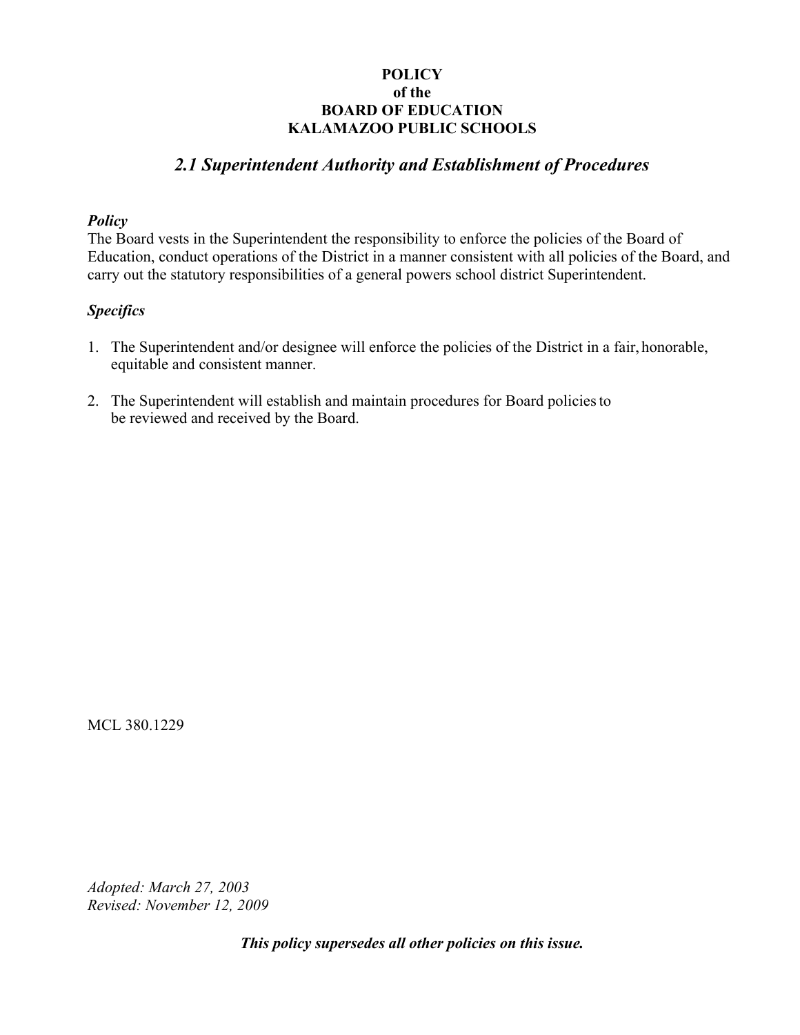**POLICY**
**of the**
**BOARD OF EDUCATION**
**KALAMAZOO PUBLIC SCHOOLS**

## *2.1 Superintendent Authority and Establishment of Procedures*

***Policy***

The Board vests in the Superintendent the responsibility to enforce the policies of the Board of Education, conduct operations of the District in a manner consistent with all policies of the Board, and carry out the statutory responsibilities of a general powers school district Superintendent.

***Specifics***

1. The Superintendent and/or designee will enforce the policies of the District in a fair, honorable, equitable and consistent manner.

2. The Superintendent will establish and maintain procedures for Board policies to be reviewed and received by the Board.

MCL 380.1229

*Adopted: March 27, 2003*
*Revised: November 12, 2009*

***This policy supersedes all other policies on this issue.***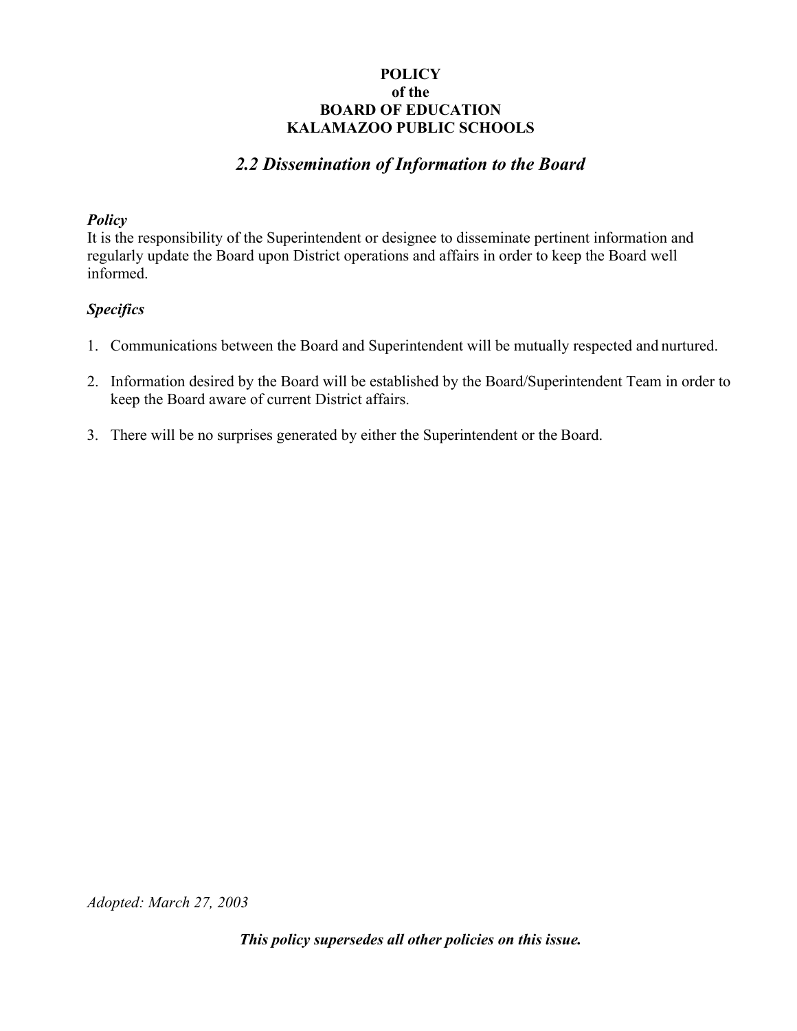**POLICY**
**of the**
**BOARD OF EDUCATION**
**KALAMAZOO PUBLIC SCHOOLS**

## *2.2 Dissemination of Information to the Board*

***Policy***

It is the responsibility of the Superintendent or designee to disseminate pertinent information and regularly update the Board upon District operations and affairs in order to keep the Board well informed.

***Specifics***

1. Communications between the Board and Superintendent will be mutually respected and nurtured.

2. Information desired by the Board will be established by the Board/Superintendent Team in order to keep the Board aware of current District affairs.

3. There will be no surprises generated by either the Superintendent or the Board.

*Adopted: March 27, 2003*

***This policy supersedes all other policies on this issue.***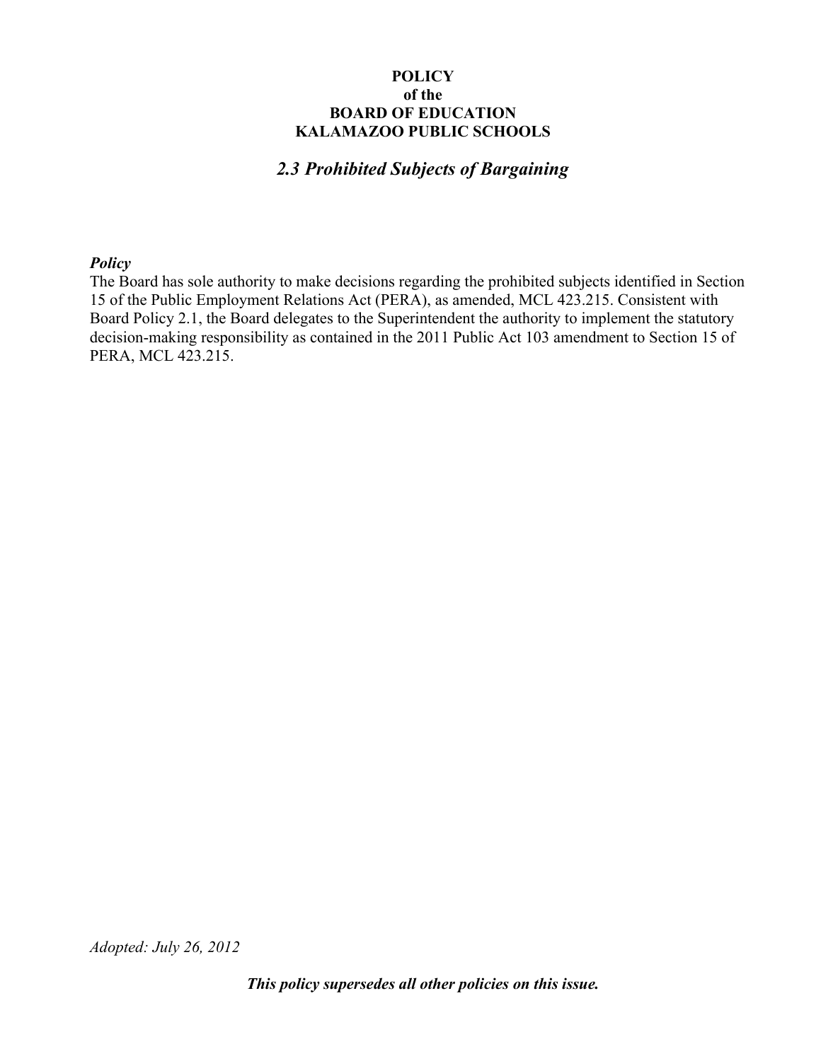**POLICY**
**of the**
**BOARD OF EDUCATION**
**KALAMAZOO PUBLIC SCHOOLS**

## *2.3 Prohibited Subjects of Bargaining*

***Policy***

The Board has sole authority to make decisions regarding the prohibited subjects identified in Section 15 of the Public Employment Relations Act (PERA), as amended, MCL 423.215. Consistent with Board Policy 2.1, the Board delegates to the Superintendent the authority to implement the statutory decision-making responsibility as contained in the 2011 Public Act 103 amendment to Section 15 of PERA, MCL 423.215.

*Adopted: July 26, 2012*

***This policy supersedes all other policies on this issue.***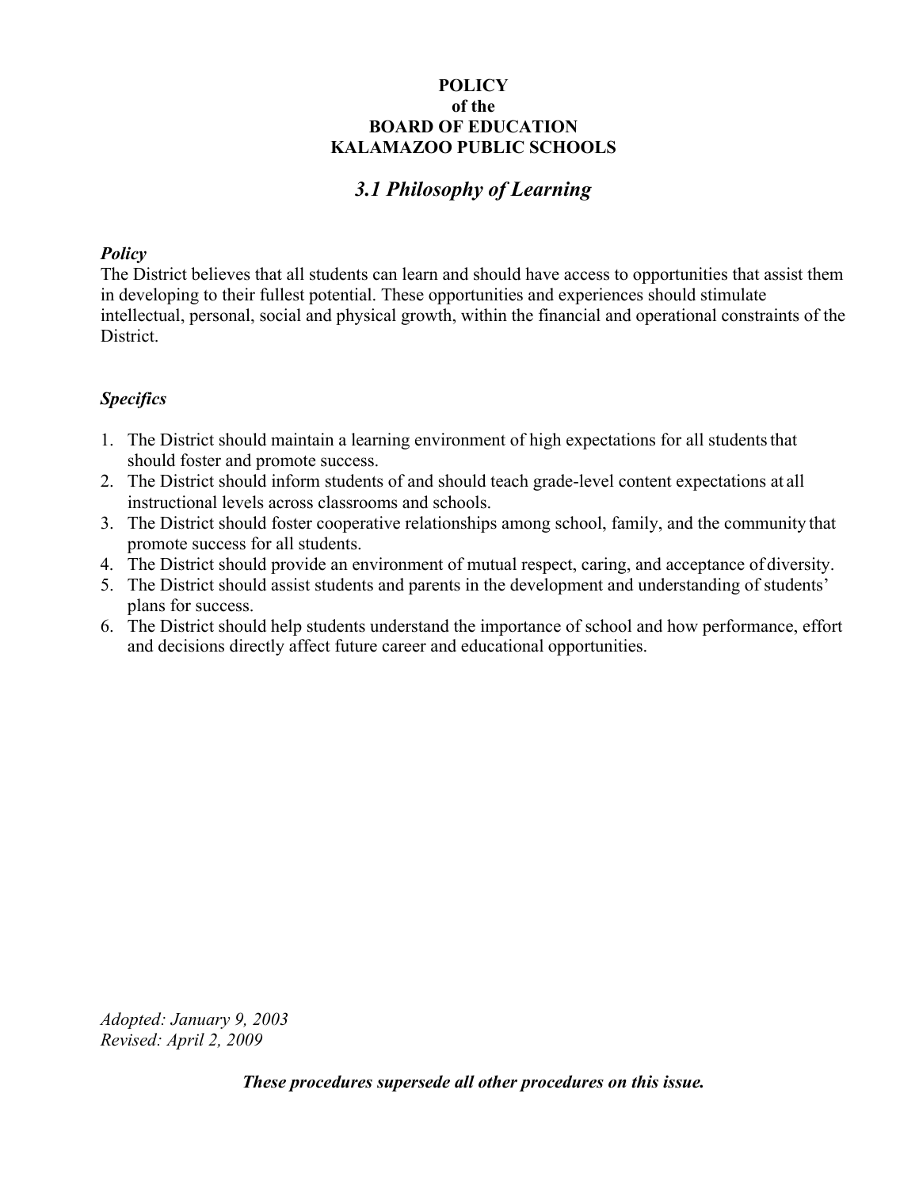**POLICY**
**of the**
**BOARD OF EDUCATION**
**KALAMAZOO PUBLIC SCHOOLS**

## *3.1 Philosophy of Learning*

***Policy***

The District believes that all students can learn and should have access to opportunities that assist them in developing to their fullest potential. These opportunities and experiences should stimulate intellectual, personal, social and physical growth, within the financial and operational constraints of the District.

***Specifics***

1. The District should maintain a learning environment of high expectations for all students that should foster and promote success.
2. The District should inform students of and should teach grade-level content expectations at all instructional levels across classrooms and schools.
3. The District should foster cooperative relationships among school, family, and the community that promote success for all students.
4. The District should provide an environment of mutual respect, caring, and acceptance of diversity.
5. The District should assist students and parents in the development and understanding of students' plans for success.
6. The District should help students understand the importance of school and how performance, effort and decisions directly affect future career and educational opportunities.

*Adopted: January 9, 2003*
*Revised: April 2, 2009*

***These procedures supersede all other procedures on this issue.***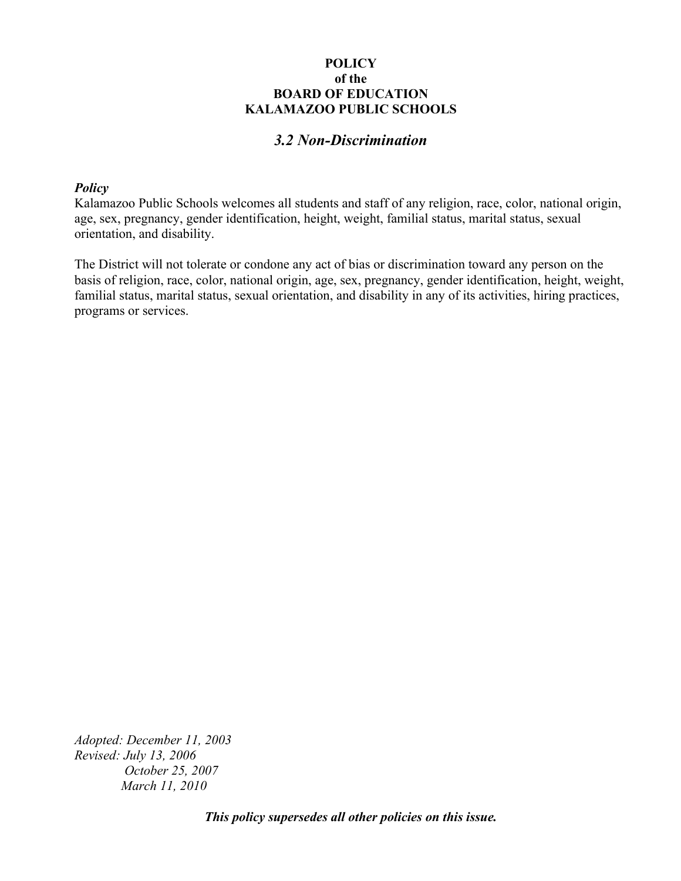**POLICY**
**of the**
**BOARD OF EDUCATION**
**KALAMAZOO PUBLIC SCHOOLS**

## *3.2 Non-Discrimination*

***Policy***

Kalamazoo Public Schools welcomes all students and staff of any religion, race, color, national origin, age, sex, pregnancy, gender identification, height, weight, familial status, marital status, sexual orientation, and disability.

The District will not tolerate or condone any act of bias or discrimination toward any person on the basis of religion, race, color, national origin, age, sex, pregnancy, gender identification, height, weight, familial status, marital status, sexual orientation, and disability in any of its activities, hiring practices, programs or services.

*Adopted: December 11, 2003*
*Revised: July 13, 2006*
*October 25, 2007*
*March 11, 2010*

***This policy supersedes all other policies on this issue.***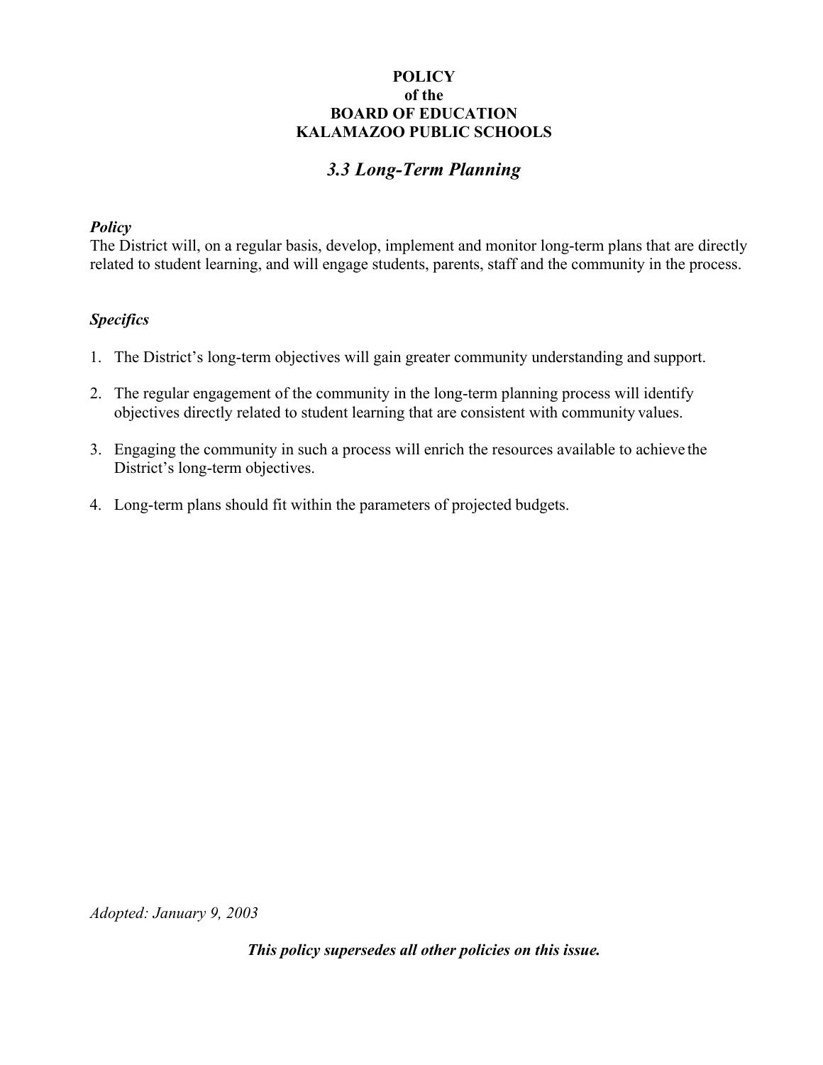**POLICY**
**of the**
**BOARD OF EDUCATION**
**KALAMAZOO PUBLIC SCHOOLS**

## *3.3 Long-Term Planning*

***Policy***

The District will, on a regular basis, develop, implement and monitor long-term plans that are directly related to student learning, and will engage students, parents, staff and the community in the process.

***Specifics***

1. The District's long-term objectives will gain greater community understanding and support.
2. The regular engagement of the community in the long-term planning process will identify objectives directly related to student learning that are consistent with community values.
3. Engaging the community in such a process will enrich the resources available to achieve the District's long-term objectives.
4. Long-term plans should fit within the parameters of projected budgets.

*Adopted: January 9, 2003*

***This policy supersedes all other policies on this issue.***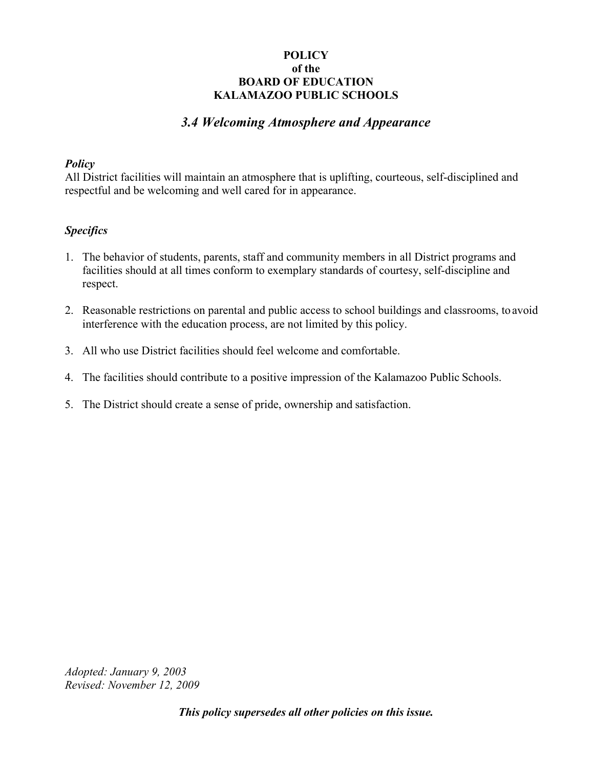**POLICY**
**of the**
**BOARD OF EDUCATION**
**KALAMAZOO PUBLIC SCHOOLS**

## *3.4 Welcoming Atmosphere and Appearance*

***Policy***
All District facilities will maintain an atmosphere that is uplifting, courteous, self-disciplined and respectful and be welcoming and well cared for in appearance.

***Specifics***

1. The behavior of students, parents, staff and community members in all District programs and facilities should at all times conform to exemplary standards of courtesy, self-discipline and respect.

2. Reasonable restrictions on parental and public access to school buildings and classrooms, to avoid interference with the education process, are not limited by this policy.

3. All who use District facilities should feel welcome and comfortable.

4. The facilities should contribute to a positive impression of the Kalamazoo Public Schools.

5. The District should create a sense of pride, ownership and satisfaction.

*Adopted: January 9, 2003*
*Revised: November 12, 2009*

***This policy supersedes all other policies on this issue.***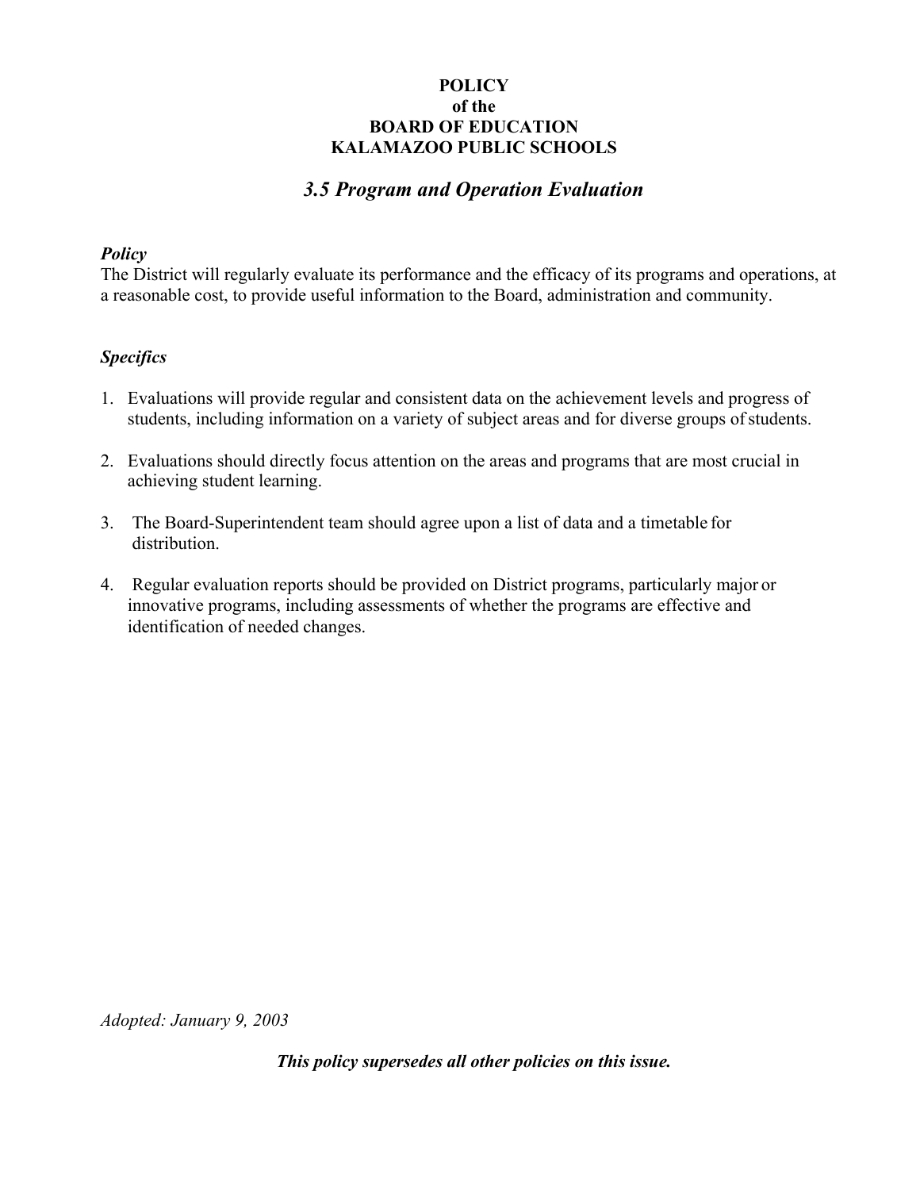**POLICY**
**of the**
**BOARD OF EDUCATION**
**KALAMAZOO PUBLIC SCHOOLS**

## *3.5 Program and Operation Evaluation*

***Policy***

The District will regularly evaluate its performance and the efficacy of its programs and operations, at a reasonable cost, to provide useful information to the Board, administration and community.

***Specifics***

1. Evaluations will provide regular and consistent data on the achievement levels and progress of students, including information on a variety of subject areas and for diverse groups of students.

2. Evaluations should directly focus attention on the areas and programs that are most crucial in achieving student learning.

3. The Board-Superintendent team should agree upon a list of data and a timetable for distribution.

4. Regular evaluation reports should be provided on District programs, particularly major or innovative programs, including assessments of whether the programs are effective and identification of needed changes.

*Adopted: January 9, 2003*

***This policy supersedes all other policies on this issue.***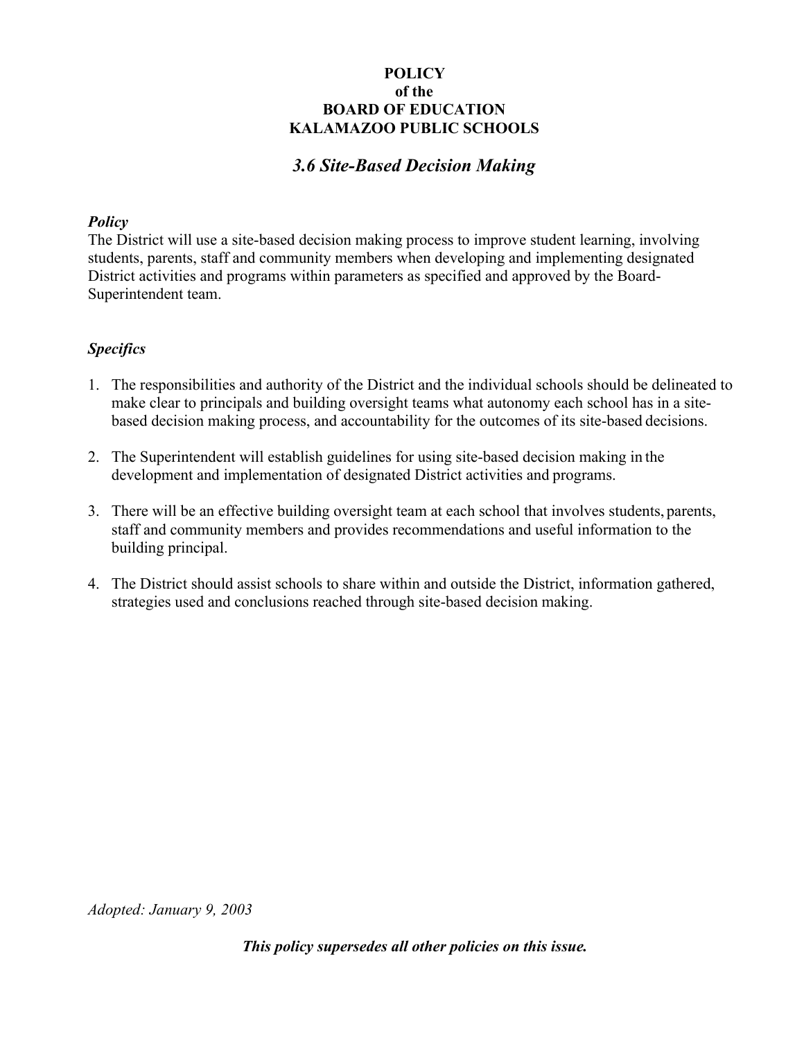**POLICY**
**of the**
**BOARD OF EDUCATION**
**KALAMAZOO PUBLIC SCHOOLS**

# *3.6 Site-Based Decision Making*

### *Policy*

The District will use a site-based decision making process to improve student learning, involving students, parents, staff and community members when developing and implementing designated District activities and programs within parameters as specified and approved by the Board-Superintendent team.

### *Specifics*

1. The responsibilities and authority of the District and the individual schools should be delineated to make clear to principals and building oversight teams what autonomy each school has in a site-based decision making process, and accountability for the outcomes of its site-based decisions.

2. The Superintendent will establish guidelines for using site-based decision making in the development and implementation of designated District activities and programs.

3. There will be an effective building oversight team at each school that involves students, parents, staff and community members and provides recommendations and useful information to the building principal.

4. The District should assist schools to share within and outside the District, information gathered, strategies used and conclusions reached through site-based decision making.

*Adopted: January 9, 2003*

***This policy supersedes all other policies on this issue.***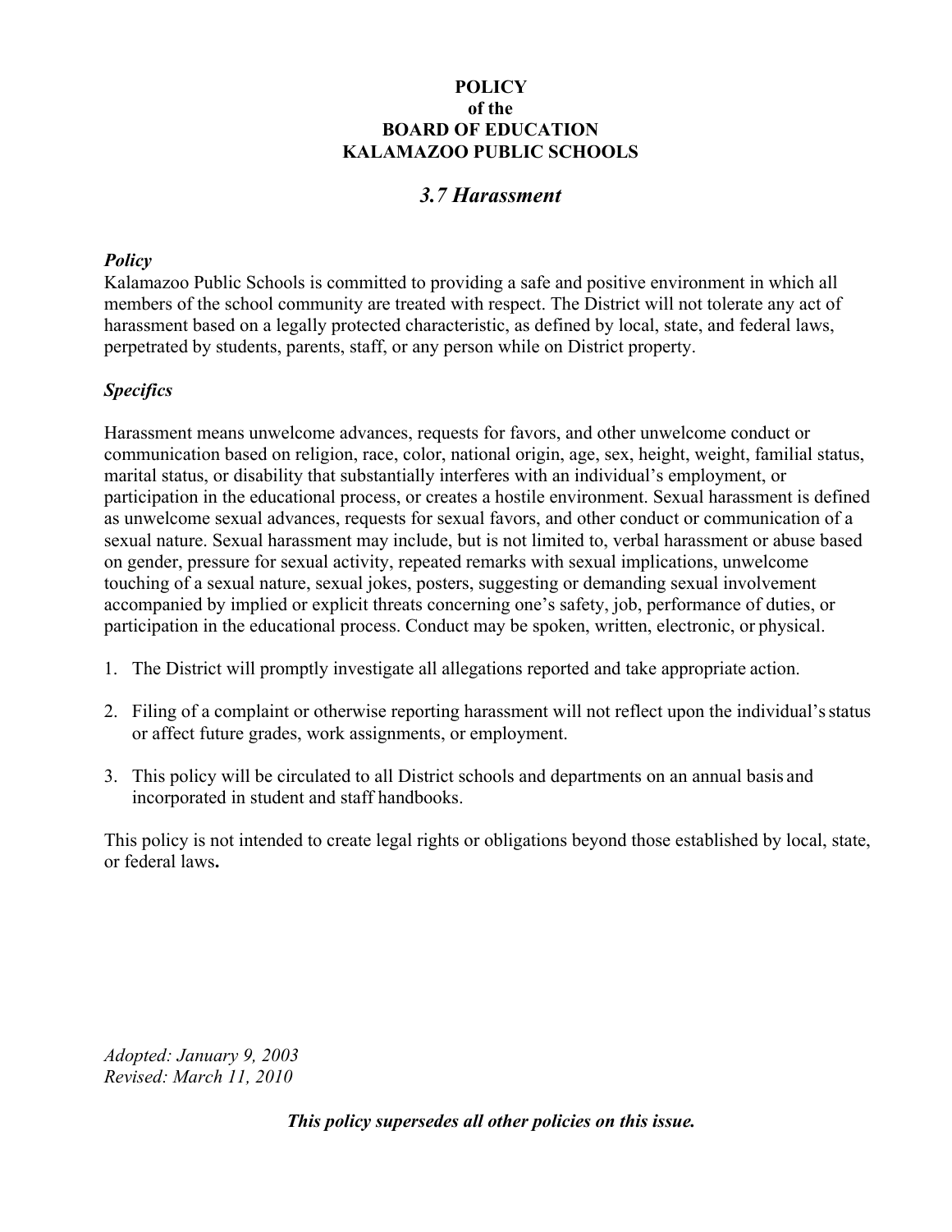**POLICY**
**of the**
**BOARD OF EDUCATION**
**KALAMAZOO PUBLIC SCHOOLS**

## *3.7 Harassment*

### *Policy*

Kalamazoo Public Schools is committed to providing a safe and positive environment in which all members of the school community are treated with respect. The District will not tolerate any act of harassment based on a legally protected characteristic, as defined by local, state, and federal laws, perpetrated by students, parents, staff, or any person while on District property.

### *Specifics*

Harassment means unwelcome advances, requests for favors, and other unwelcome conduct or communication based on religion, race, color, national origin, age, sex, height, weight, familial status, marital status, or disability that substantially interferes with an individual's employment, or participation in the educational process, or creates a hostile environment. Sexual harassment is defined as unwelcome sexual advances, requests for sexual favors, and other conduct or communication of a sexual nature. Sexual harassment may include, but is not limited to, verbal harassment or abuse based on gender, pressure for sexual activity, repeated remarks with sexual implications, unwelcome touching of a sexual nature, sexual jokes, posters, suggesting or demanding sexual involvement accompanied by implied or explicit threats concerning one's safety, job, performance of duties, or participation in the educational process. Conduct may be spoken, written, electronic, or physical.

1. The District will promptly investigate all allegations reported and take appropriate action.
2. Filing of a complaint or otherwise reporting harassment will not reflect upon the individual's status or affect future grades, work assignments, or employment.
3. This policy will be circulated to all District schools and departments on an annual basis and incorporated in student and staff handbooks.

This policy is not intended to create legal rights or obligations beyond those established by local, state, or federal laws**.**

*Adopted: January 9, 2003*
*Revised: March 11, 2010*

***This policy supersedes all other policies on this issue.***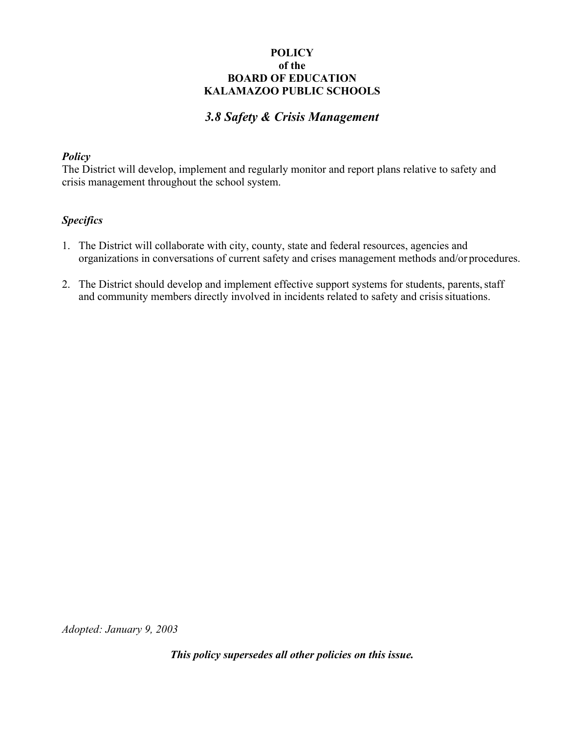**POLICY**
**of the**
**BOARD OF EDUCATION**
**KALAMAZOO PUBLIC SCHOOLS**

## *3.8 Safety & Crisis Management*

***Policy***

The District will develop, implement and regularly monitor and report plans relative to safety and crisis management throughout the school system.

***Specifics***

1. The District will collaborate with city, county, state and federal resources, agencies and organizations in conversations of current safety and crises management methods and/or procedures.

2. The District should develop and implement effective support systems for students, parents, staff and community members directly involved in incidents related to safety and crisis situations.

*Adopted: January 9, 2003*

***This policy supersedes all other policies on this issue.***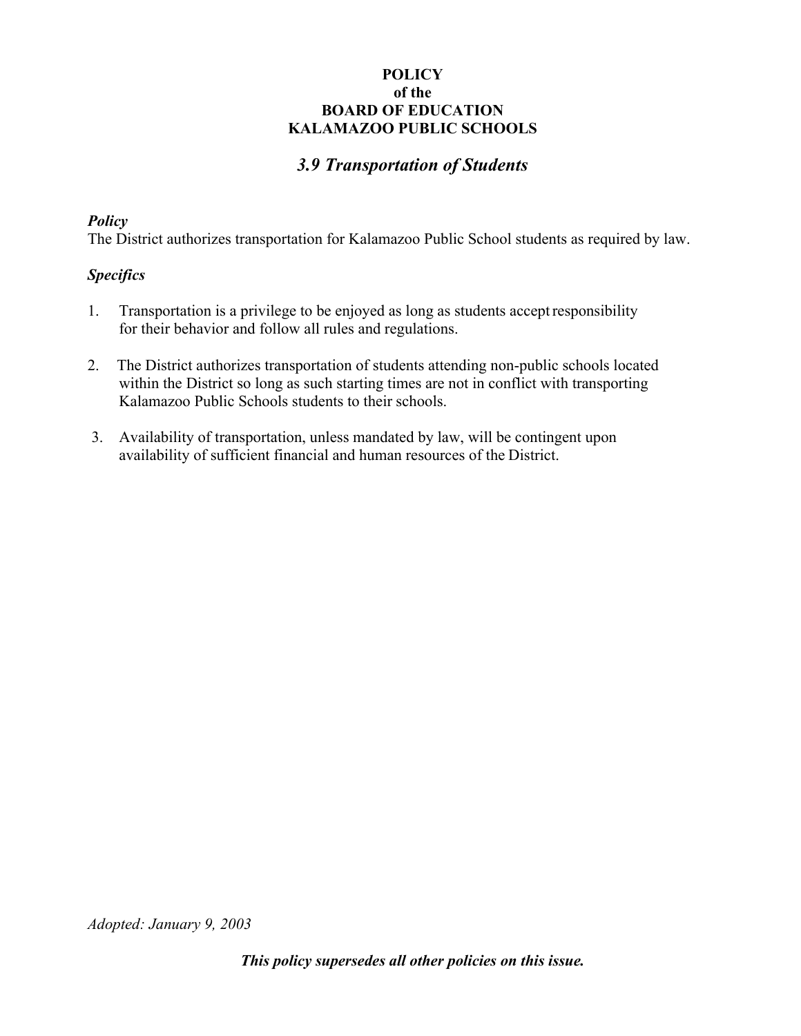**POLICY**
**of the**
**BOARD OF EDUCATION**
**KALAMAZOO PUBLIC SCHOOLS**

## *3.9 Transportation of Students*

***Policy***

The District authorizes transportation for Kalamazoo Public School students as required by law.

***Specifics***

1. Transportation is a privilege to be enjoyed as long as students accept responsibility for their behavior and follow all rules and regulations.

2. The District authorizes transportation of students attending non-public schools located within the District so long as such starting times are not in conflict with transporting Kalamazoo Public Schools students to their schools.

3. Availability of transportation, unless mandated by law, will be contingent upon availability of sufficient financial and human resources of the District.

*Adopted: January 9, 2003*

***This policy supersedes all other policies on this issue.***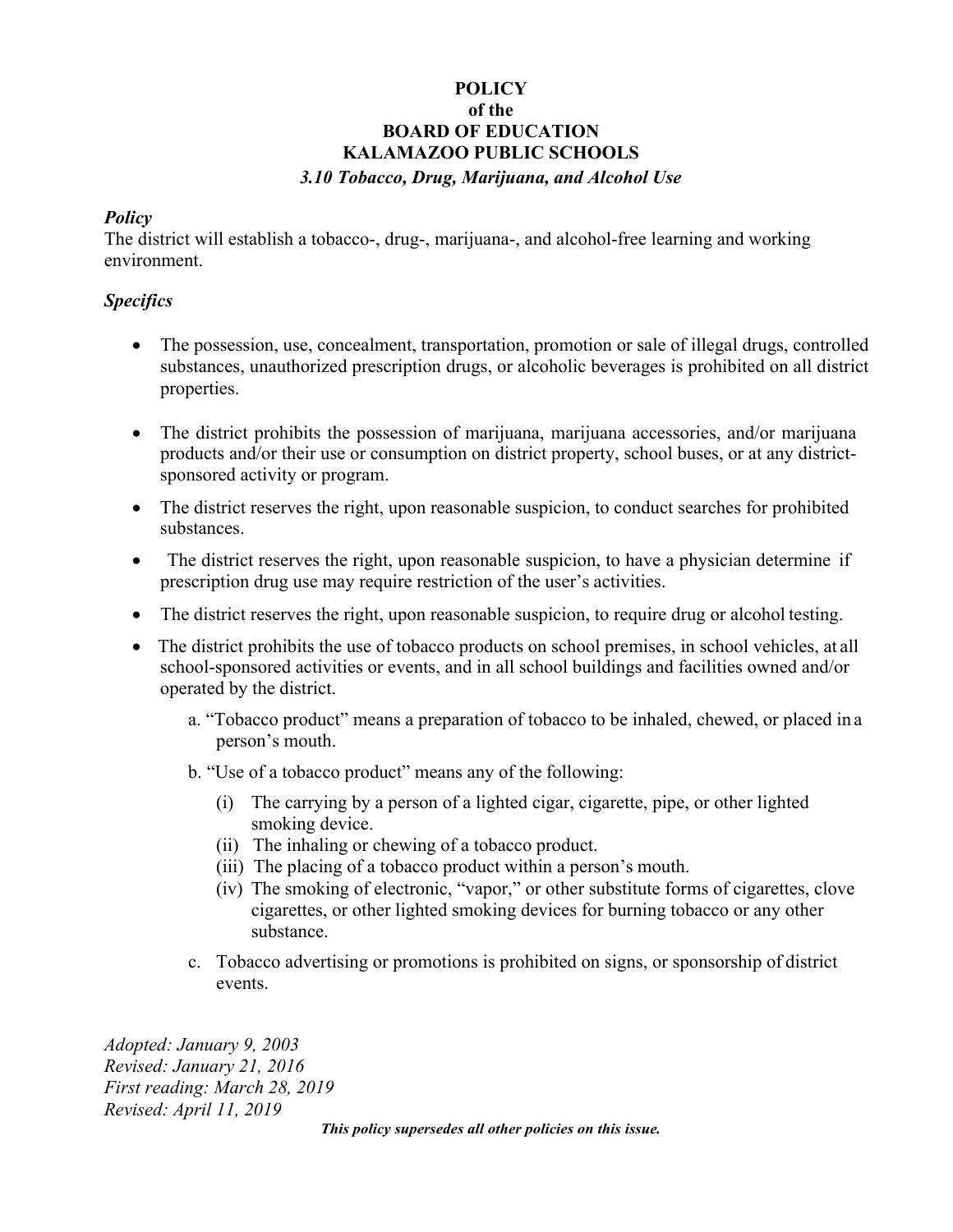**POLICY**
**of the**
**BOARD OF EDUCATION**
**KALAMAZOO PUBLIC SCHOOLS**
***3.10 Tobacco, Drug, Marijuana, and Alcohol Use***

***Policy***

The district will establish a tobacco-, drug-, marijuana-, and alcohol-free learning and working environment.

***Specifics***

- The possession, use, concealment, transportation, promotion or sale of illegal drugs, controlled substances, unauthorized prescription drugs, or alcoholic beverages is prohibited on all district properties.
- The district prohibits the possession of marijuana, marijuana accessories, and/or marijuana products and/or their use or consumption on district property, school buses, or at any district-sponsored activity or program.
- The district reserves the right, upon reasonable suspicion, to conduct searches for prohibited substances.
- The district reserves the right, upon reasonable suspicion, to have a physician determine if prescription drug use may require restriction of the user's activities.
- The district reserves the right, upon reasonable suspicion, to require drug or alcohol testing.
- The district prohibits the use of tobacco products on school premises, in school vehicles, at all school-sponsored activities or events, and in all school buildings and facilities owned and/or operated by the district.
    a. "Tobacco product" means a preparation of tobacco to be inhaled, chewed, or placed in a person's mouth.
    b. "Use of a tobacco product" means any of the following:
        (i) The carrying by a person of a lighted cigar, cigarette, pipe, or other lighted smoking device.
        (ii) The inhaling or chewing of a tobacco product.
        (iii) The placing of a tobacco product within a person's mouth.
        (iv) The smoking of electronic, "vapor," or other substitute forms of cigarettes, clove cigarettes, or other lighted smoking devices for burning tobacco or any other substance.
    c. Tobacco advertising or promotions is prohibited on signs, or sponsorship of district events.

*Adopted: January 9, 2003*
*Revised: January 21, 2016*
*First reading: March 28, 2019*
*Revised: April 11, 2019*

***This policy supersedes all other policies on this issue.***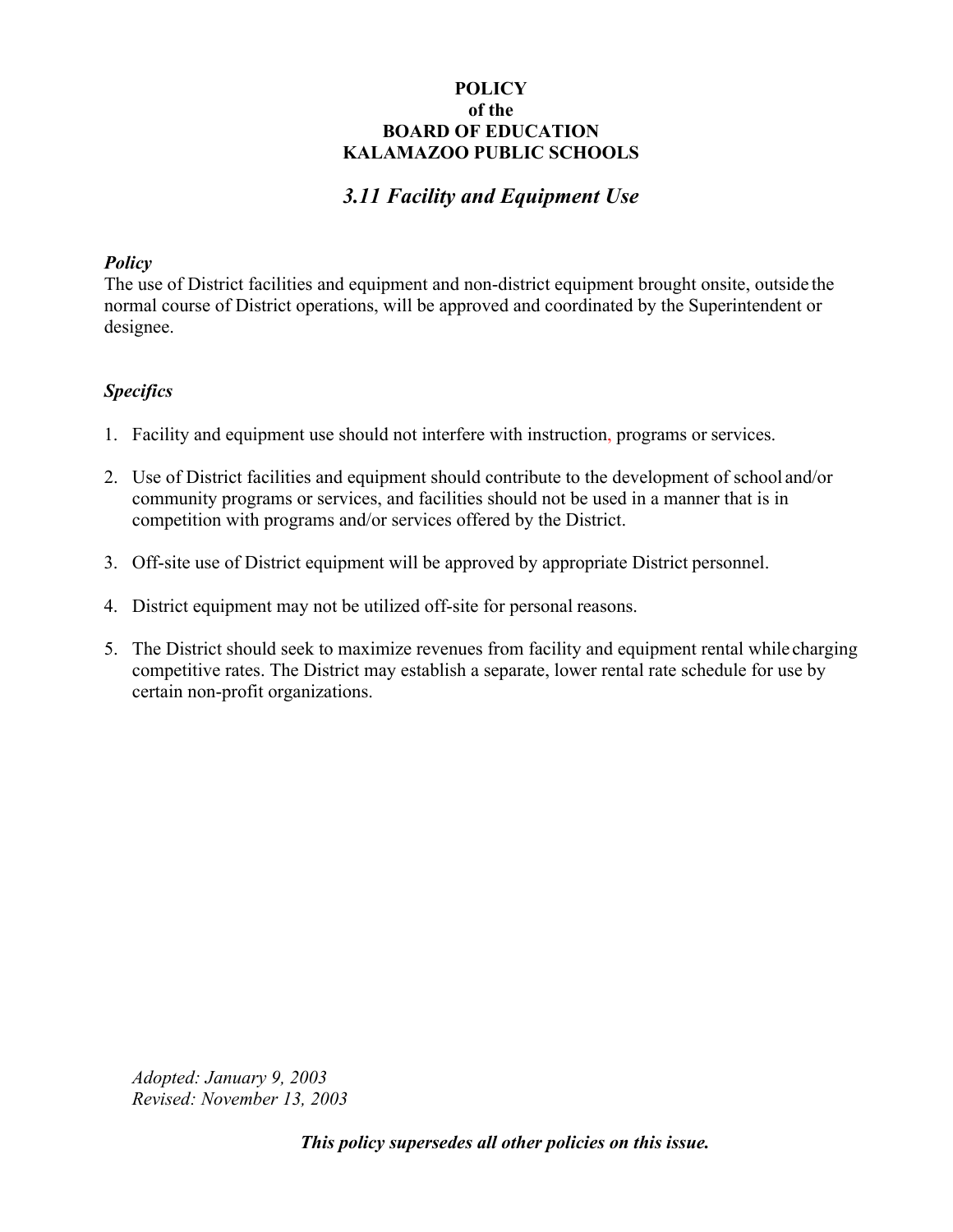**POLICY**
**of the**
**BOARD OF EDUCATION**
**KALAMAZOO PUBLIC SCHOOLS**

## *3.11 Facility and Equipment Use*

***Policy***

The use of District facilities and equipment and non-district equipment brought onsite, outside the normal course of District operations, will be approved and coordinated by the Superintendent or designee.

***Specifics***

1. Facility and equipment use should not interfere with instruction, programs or services.

2. Use of District facilities and equipment should contribute to the development of school and/or community programs or services, and facilities should not be used in a manner that is in competition with programs and/or services offered by the District.

3. Off-site use of District equipment will be approved by appropriate District personnel.

4. District equipment may not be utilized off-site for personal reasons.

5. The District should seek to maximize revenues from facility and equipment rental while charging competitive rates. The District may establish a separate, lower rental rate schedule for use by certain non-profit organizations.

*Adopted: January 9, 2003*
*Revised: November 13, 2003*

***This policy supersedes all other policies on this issue.***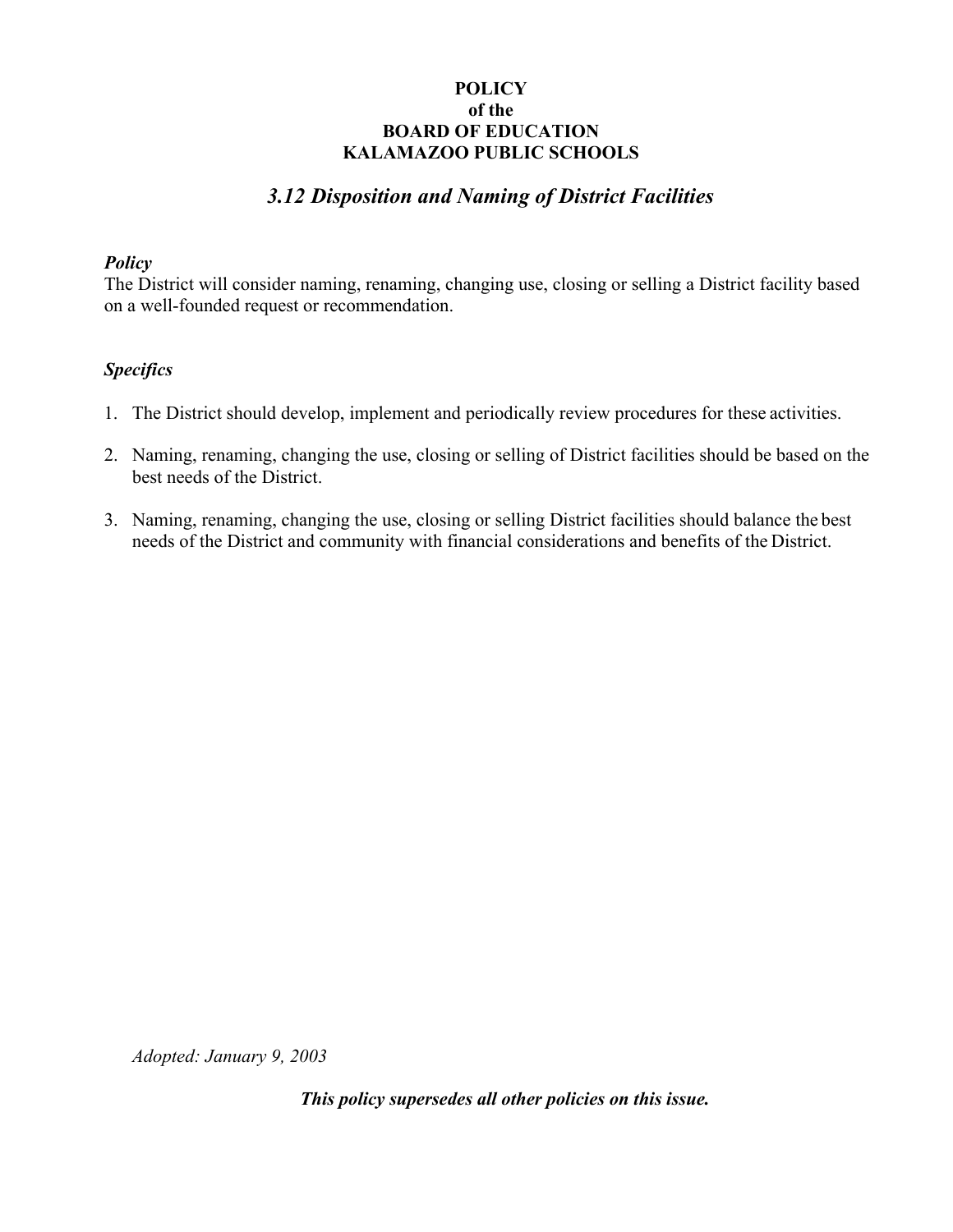**POLICY**
**of the**
**BOARD OF EDUCATION**
**KALAMAZOO PUBLIC SCHOOLS**

## *3.12 Disposition and Naming of District Facilities*

***Policy***

The District will consider naming, renaming, changing use, closing or selling a District facility based on a well-founded request or recommendation.

***Specifics***

1. The District should develop, implement and periodically review procedures for these activities.
2. Naming, renaming, changing the use, closing or selling of District facilities should be based on the best needs of the District.
3. Naming, renaming, changing the use, closing or selling District facilities should balance the best needs of the District and community with financial considerations and benefits of the District.

*Adopted: January 9, 2003*

***This policy supersedes all other policies on this issue.***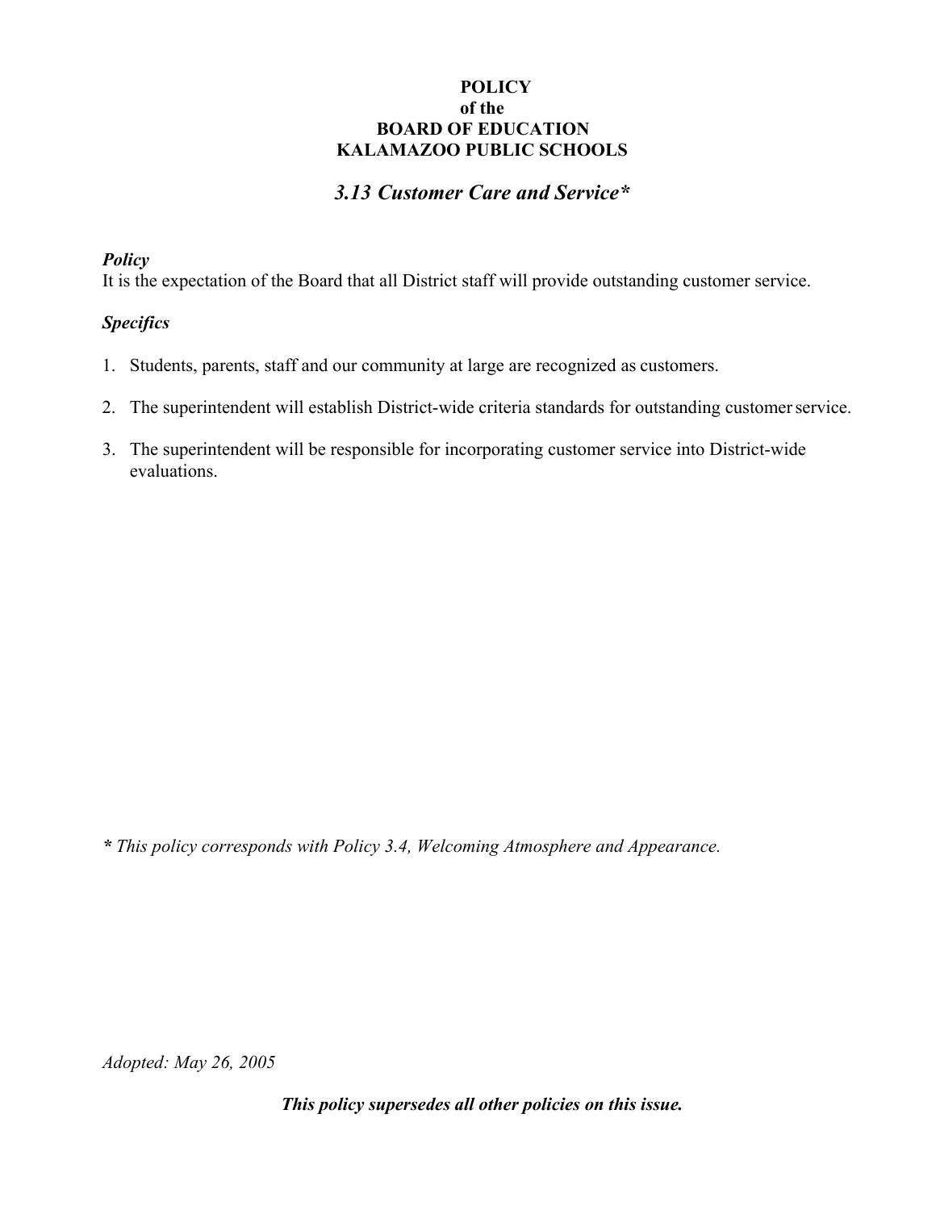**POLICY**
**of the**
**BOARD OF EDUCATION**
**KALAMAZOO PUBLIC SCHOOLS**

## *3.13 Customer Care and Service**

***Policy***

It is the expectation of the Board that all District staff will provide outstanding customer service.

***Specifics***

1. Students, parents, staff and our community at large are recognized as customers.
2. The superintendent will establish District-wide criteria standards for outstanding customer service.
3. The superintendent will be responsible for incorporating customer service into District-wide evaluations.

***** *This policy corresponds with Policy 3.4, Welcoming Atmosphere and Appearance.*

*Adopted: May 26, 2005*

***This policy supersedes all other policies on this issue.***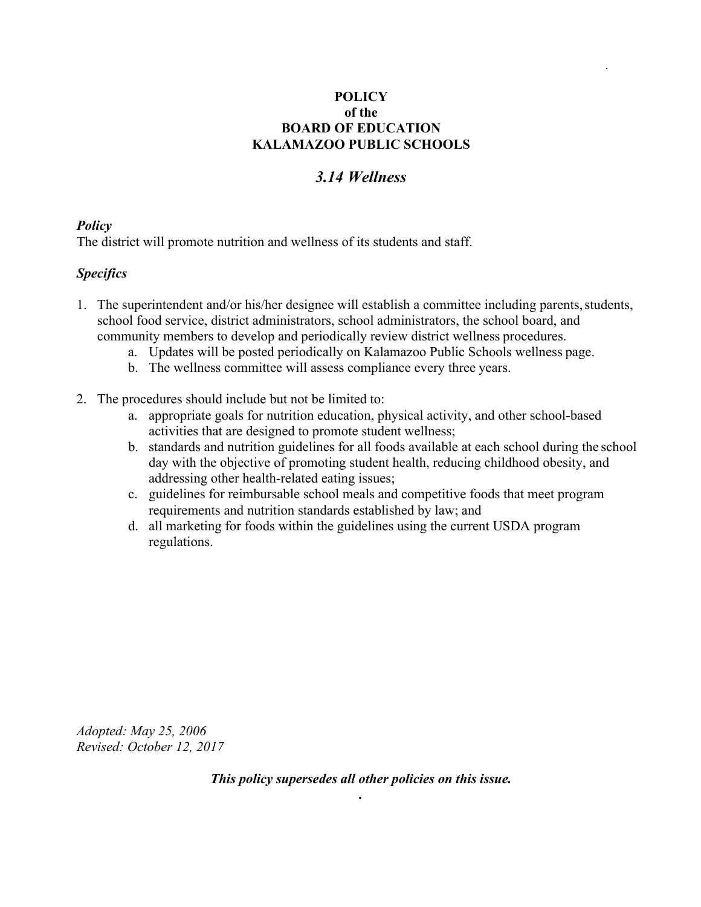**POLICY**
**of the**
**BOARD OF EDUCATION**
**KALAMAZOO PUBLIC SCHOOLS**

# *3.14 Wellness*

### *Policy*

The district will promote nutrition and wellness of its students and staff.

### *Specifics*

1. The superintendent and/or his/her designee will establish a committee including parents, students, school food service, district administrators, school administrators, the school board, and community members to develop and periodically review district wellness procedures.
    a. Updates will be posted periodically on Kalamazoo Public Schools wellness page.
    b. The wellness committee will assess compliance every three years.

2. The procedures should include but not be limited to:
    a. appropriate goals for nutrition education, physical activity, and other school-based activities that are designed to promote student wellness;
    b. standards and nutrition guidelines for all foods available at each school during the school day with the objective of promoting student health, reducing childhood obesity, and addressing other health-related eating issues;
    c. guidelines for reimbursable school meals and competitive foods that meet program requirements and nutrition standards established by law; and
    d. all marketing for foods within the guidelines using the current USDA program regulations.

*Adopted: May 25, 2006*
*Revised: October 12, 2017*

***This policy supersedes all other policies on this issue.***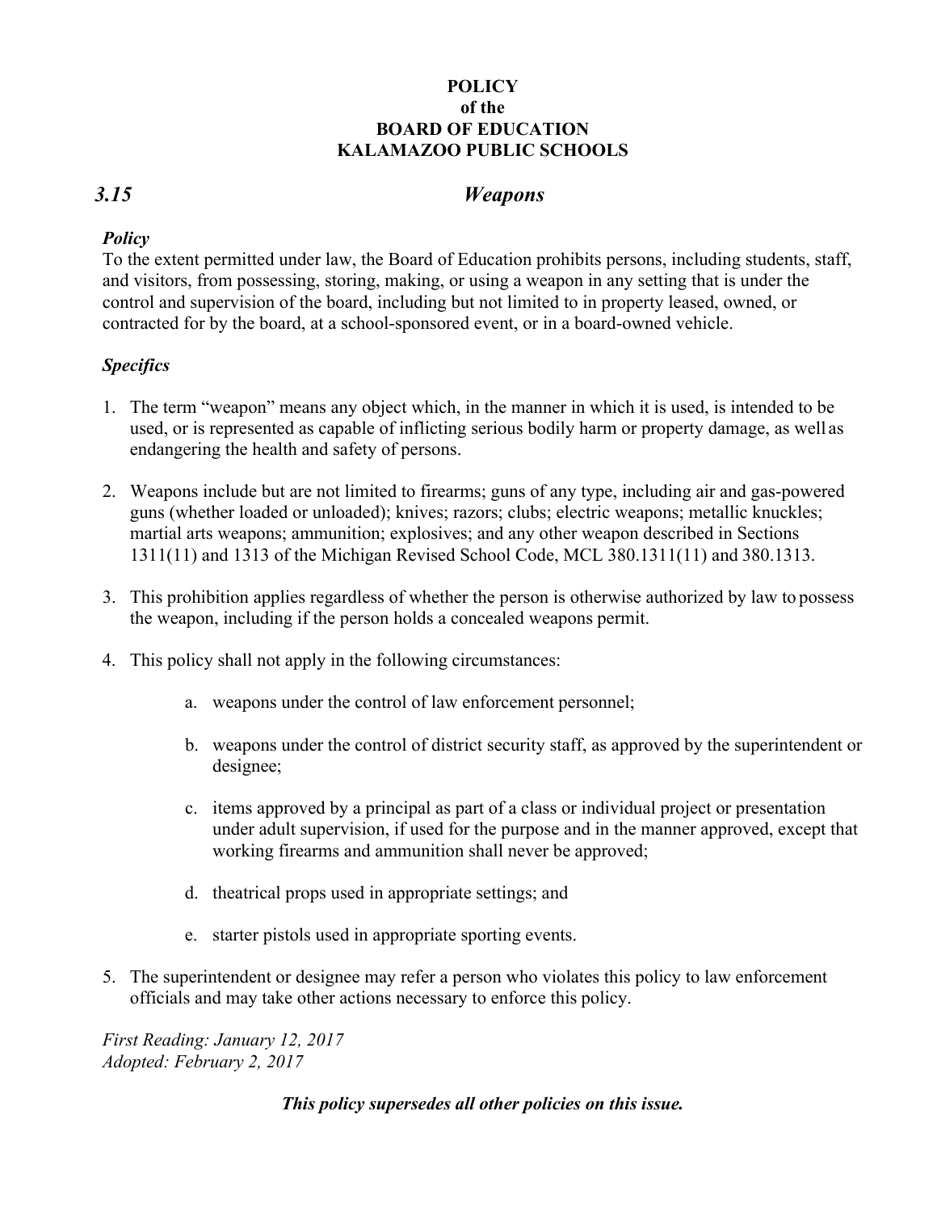**POLICY**
**of the**
**BOARD OF EDUCATION**
**KALAMAZOO PUBLIC SCHOOLS**

## *3.15 Weapons*

### *Policy*

To the extent permitted under law, the Board of Education prohibits persons, including students, staff, and visitors, from possessing, storing, making, or using a weapon in any setting that is under the control and supervision of the board, including but not limited to in property leased, owned, or contracted for by the board, at a school-sponsored event, or in a board-owned vehicle.

### *Specifics*

1. The term "weapon" means any object which, in the manner in which it is used, is intended to be used, or is represented as capable of inflicting serious bodily harm or property damage, as well as endangering the health and safety of persons.

2. Weapons include but are not limited to firearms; guns of any type, including air and gas-powered guns (whether loaded or unloaded); knives; razors; clubs; electric weapons; metallic knuckles; martial arts weapons; ammunition; explosives; and any other weapon described in Sections 1311(11) and 1313 of the Michigan Revised School Code, MCL 380.1311(11) and 380.1313.

3. This prohibition applies regardless of whether the person is otherwise authorized by law to possess the weapon, including if the person holds a concealed weapons permit.

4. This policy shall not apply in the following circumstances:

   a. weapons under the control of law enforcement personnel;

   b. weapons under the control of district security staff, as approved by the superintendent or designee;

   c. items approved by a principal as part of a class or individual project or presentation under adult supervision, if used for the purpose and in the manner approved, except that working firearms and ammunition shall never be approved;

   d. theatrical props used in appropriate settings; and

   e. starter pistols used in appropriate sporting events.

5. The superintendent or designee may refer a person who violates this policy to law enforcement officials and may take other actions necessary to enforce this policy.

*First Reading: January 12, 2017*
*Adopted: February 2, 2017*

***This policy supersedes all other policies on this issue.***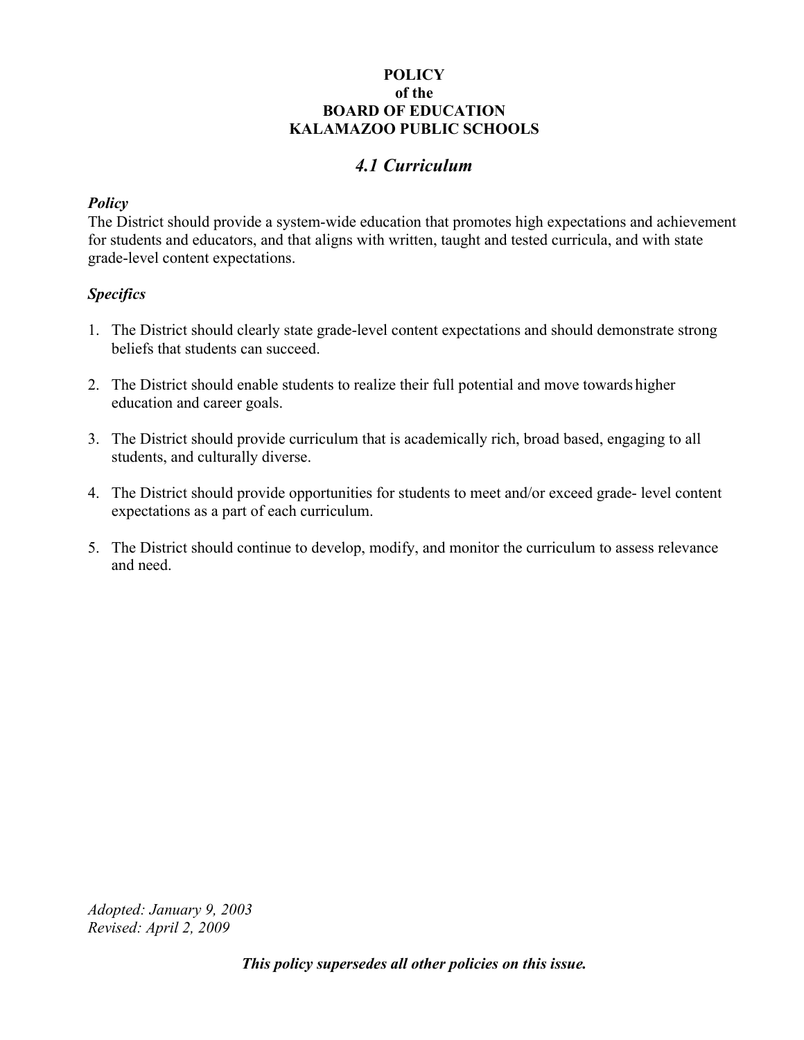**POLICY**
**of the**
**BOARD OF EDUCATION**
**KALAMAZOO PUBLIC SCHOOLS**

# *4.1 Curriculum*

***Policy***

The District should provide a system-wide education that promotes high expectations and achievement for students and educators, and that aligns with written, taught and tested curricula, and with state grade-level content expectations.

***Specifics***

1. The District should clearly state grade-level content expectations and should demonstrate strong beliefs that students can succeed.

2. The District should enable students to realize their full potential and move towards higher education and career goals.

3. The District should provide curriculum that is academically rich, broad based, engaging to all students, and culturally diverse.

4. The District should provide opportunities for students to meet and/or exceed grade- level content expectations as a part of each curriculum.

5. The District should continue to develop, modify, and monitor the curriculum to assess relevance and need.

*Adopted: January 9, 2003*
*Revised: April 2, 2009*

***This policy supersedes all other policies on this issue.***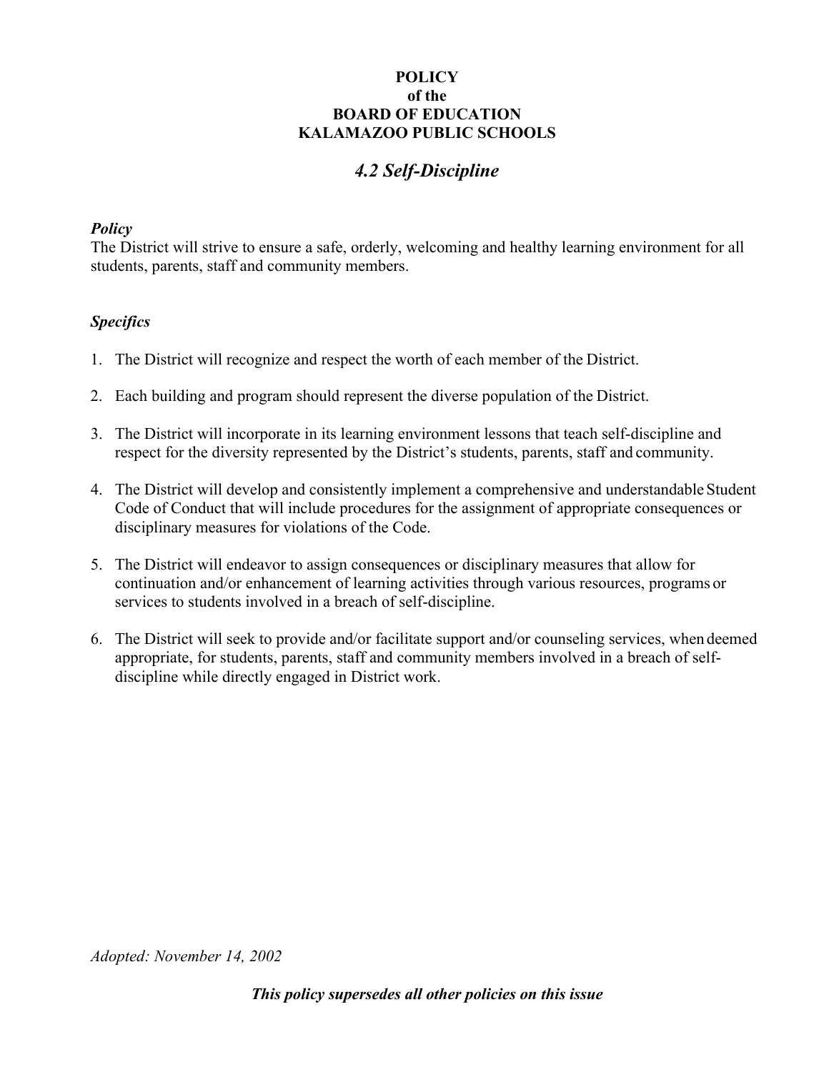**POLICY**
**of the**
**BOARD OF EDUCATION**
**KALAMAZOO PUBLIC SCHOOLS**

# *4.2 Self-Discipline*

### *Policy*

The District will strive to ensure a safe, orderly, welcoming and healthy learning environment for all students, parents, staff and community members.

### *Specifics*

1. The District will recognize and respect the worth of each member of the District.

2. Each building and program should represent the diverse population of the District.

3. The District will incorporate in its learning environment lessons that teach self-discipline and respect for the diversity represented by the District's students, parents, staff and community.

4. The District will develop and consistently implement a comprehensive and understandable Student Code of Conduct that will include procedures for the assignment of appropriate consequences or disciplinary measures for violations of the Code.

5. The District will endeavor to assign consequences or disciplinary measures that allow for continuation and/or enhancement of learning activities through various resources, programs or services to students involved in a breach of self-discipline.

6. The District will seek to provide and/or facilitate support and/or counseling services, when deemed appropriate, for students, parents, staff and community members involved in a breach of self-discipline while directly engaged in District work.

*Adopted: November 14, 2002*

***This policy supersedes all other policies on this issue***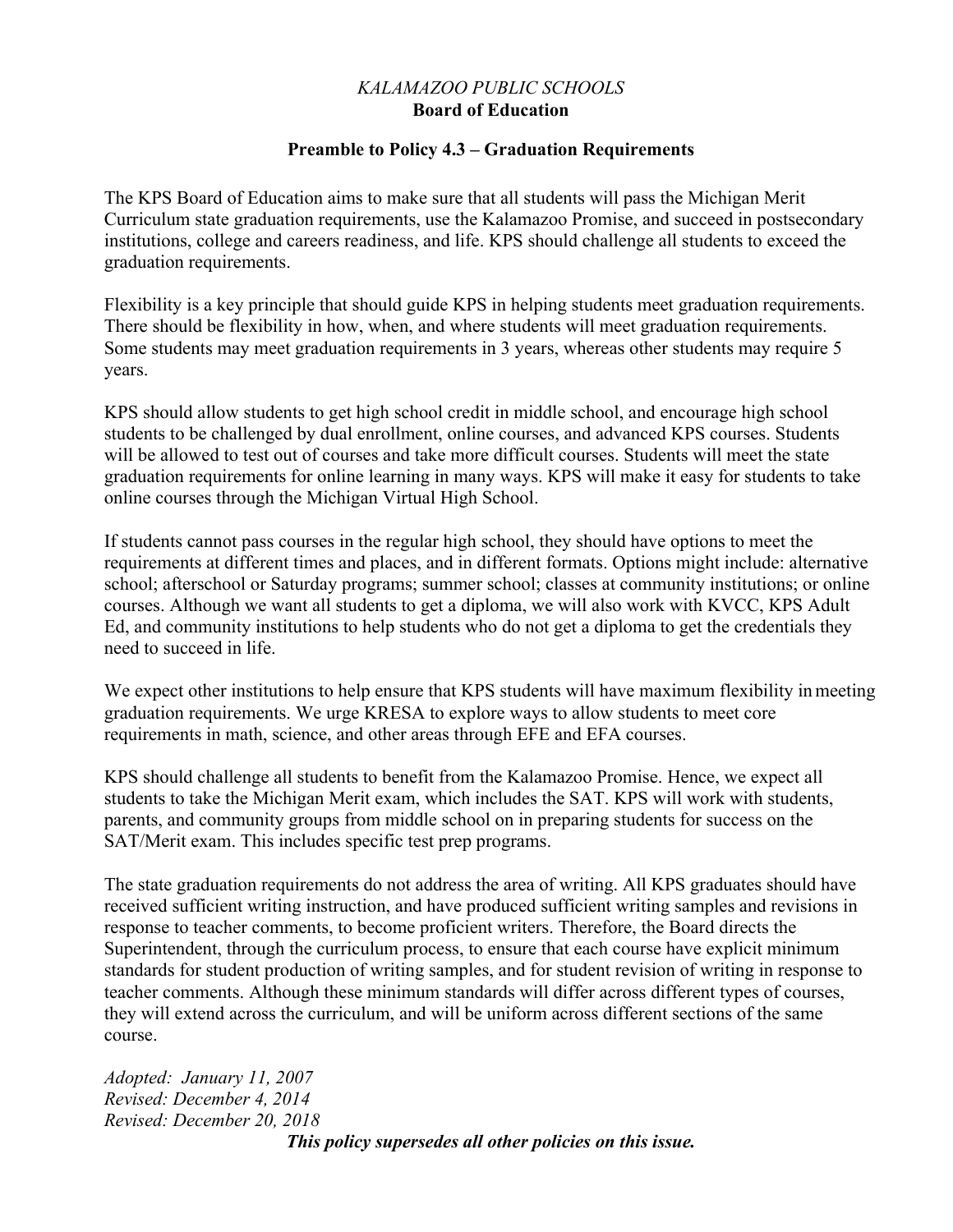*KALAMAZOO PUBLIC SCHOOLS*

**Board of Education**

## Preamble to Policy 4.3 – Graduation Requirements

The KPS Board of Education aims to make sure that all students will pass the Michigan Merit Curriculum state graduation requirements, use the Kalamazoo Promise, and succeed in postsecondary institutions, college and careers readiness, and life. KPS should challenge all students to exceed the graduation requirements.

Flexibility is a key principle that should guide KPS in helping students meet graduation requirements. There should be flexibility in how, when, and where students will meet graduation requirements. Some students may meet graduation requirements in 3 years, whereas other students may require 5 years.

KPS should allow students to get high school credit in middle school, and encourage high school students to be challenged by dual enrollment, online courses, and advanced KPS courses. Students will be allowed to test out of courses and take more difficult courses. Students will meet the state graduation requirements for online learning in many ways. KPS will make it easy for students to take online courses through the Michigan Virtual High School.

If students cannot pass courses in the regular high school, they should have options to meet the requirements at different times and places, and in different formats. Options might include: alternative school; afterschool or Saturday programs; summer school; classes at community institutions; or online courses. Although we want all students to get a diploma, we will also work with KVCC, KPS Adult Ed, and community institutions to help students who do not get a diploma to get the credentials they need to succeed in life.

We expect other institutions to help ensure that KPS students will have maximum flexibility in meeting graduation requirements. We urge KRESA to explore ways to allow students to meet core requirements in math, science, and other areas through EFE and EFA courses.

KPS should challenge all students to benefit from the Kalamazoo Promise. Hence, we expect all students to take the Michigan Merit exam, which includes the SAT. KPS will work with students, parents, and community groups from middle school on in preparing students for success on the SAT/Merit exam. This includes specific test prep programs.

The state graduation requirements do not address the area of writing. All KPS graduates should have received sufficient writing instruction, and have produced sufficient writing samples and revisions in response to teacher comments, to become proficient writers. Therefore, the Board directs the Superintendent, through the curriculum process, to ensure that each course have explicit minimum standards for student production of writing samples, and for student revision of writing in response to teacher comments. Although these minimum standards will differ across different types of courses, they will extend across the curriculum, and will be uniform across different sections of the same course.

*Adopted: January 11, 2007*
*Revised: December 4, 2014*
*Revised: December 20, 2018*

***This policy supersedes all other policies on this issue.***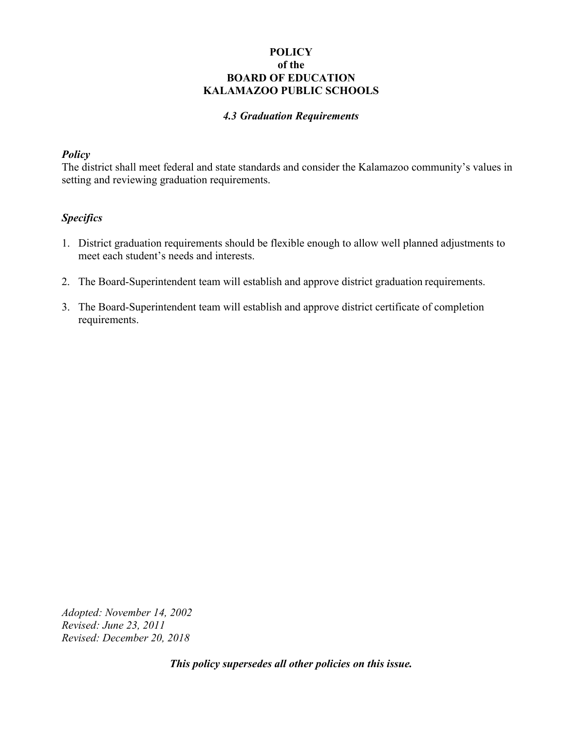**POLICY**
**of the**
**BOARD OF EDUCATION**
**KALAMAZOO PUBLIC SCHOOLS**

***4.3 Graduation Requirements***

***Policy***

The district shall meet federal and state standards and consider the Kalamazoo community's values in setting and reviewing graduation requirements.

***Specifics***

1. District graduation requirements should be flexible enough to allow well planned adjustments to meet each student's needs and interests.

2. The Board-Superintendent team will establish and approve district graduation requirements.

3. The Board-Superintendent team will establish and approve district certificate of completion requirements.

*Adopted: November 14, 2002*
*Revised: June 23, 2011*
*Revised: December 20, 2018*

***This policy supersedes all other policies on this issue.***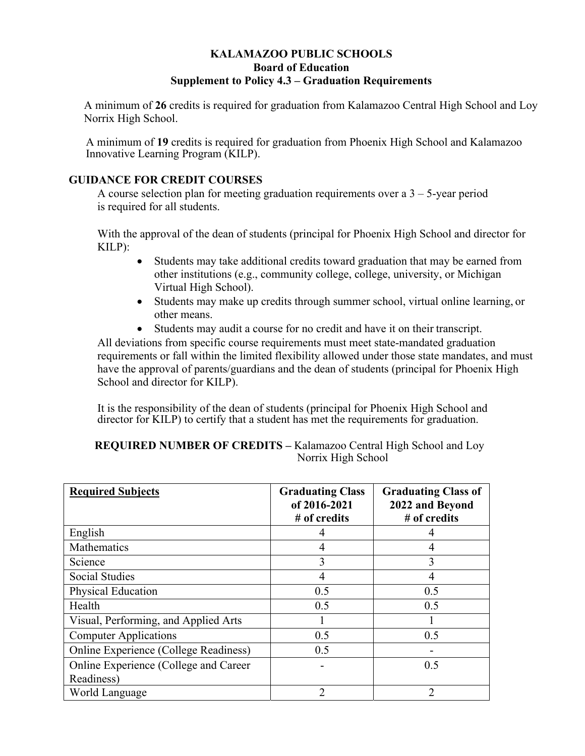# KALAMAZOO PUBLIC SCHOOLS
## Board of Education
## Supplement to Policy 4.3 – Graduation Requirements

A minimum of **26** credits is required for graduation from Kalamazoo Central High School and Loy Norrix High School.

A minimum of **19** credits is required for graduation from Phoenix High School and Kalamazoo Innovative Learning Program (KILP).

## GUIDANCE FOR CREDIT COURSES

A course selection plan for meeting graduation requirements over a 3 – 5-year period is required for all students.

With the approval of the dean of students (principal for Phoenix High School and director for KILP):

- Students may take additional credits toward graduation that may be earned from other institutions (e.g., community college, college, university, or Michigan Virtual High School).
- Students may make up credits through summer school, virtual online learning, or other means.
- Students may audit a course for no credit and have it on their transcript.

All deviations from specific course requirements must meet state-mandated graduation requirements or fall within the limited flexibility allowed under those state mandates, and must have the approval of parents/guardians and the dean of students (principal for Phoenix High School and director for KILP).

It is the responsibility of the dean of students (principal for Phoenix High School and director for KILP) to certify that a student has met the requirements for graduation.

**REQUIRED NUMBER OF CREDITS –** Kalamazoo Central High School and Loy Norrix High School

| **Required Subjects** | **Graduating Class of 2016-2021 # of credits** | **Graduating Class of 2022 and Beyond # of credits** |
|---|---|---|
| English | 4 | 4 |
| Mathematics | 4 | 4 |
| Science | 3 | 3 |
| Social Studies | 4 | 4 |
| Physical Education | 0.5 | 0.5 |
| Health | 0.5 | 0.5 |
| Visual, Performing, and Applied Arts | 1 | 1 |
| Computer Applications | 0.5 | 0.5 |
| Online Experience (College Readiness) | 0.5 | - |
| Online Experience (College and Career Readiness) | - | 0.5 |
| World Language | 2 | 2 |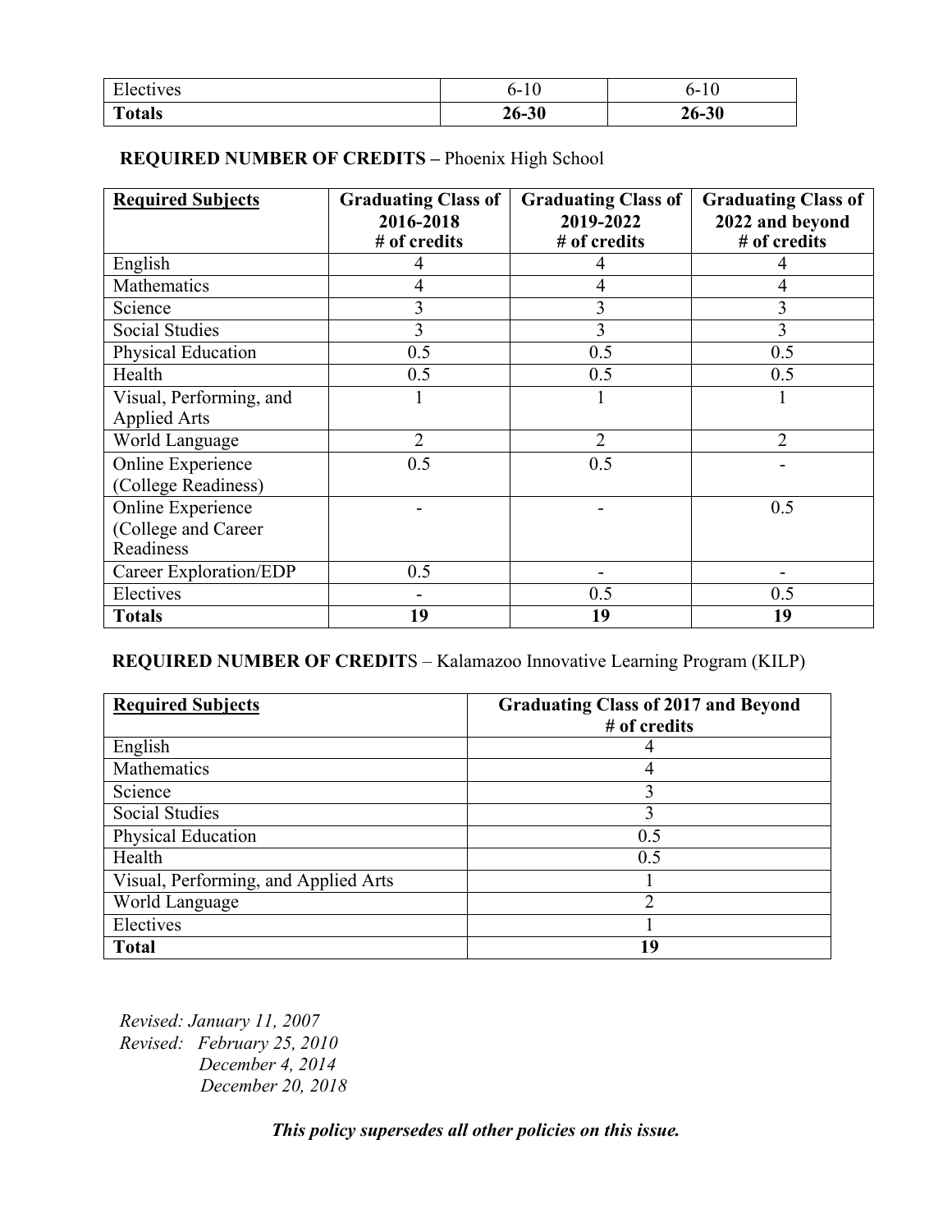| Electives | 6-10 | 6-10 |
|---|---|---|
| **Totals** | **26-30** | **26-30** |

**REQUIRED NUMBER OF CREDITS –** Phoenix High School

| Required Subjects | Graduating Class of 2016-2018 # of credits | Graduating Class of 2019-2022 # of credits | Graduating Class of 2022 and beyond # of credits |
|---|---|---|---|
| English | 4 | 4 | 4 |
| Mathematics | 4 | 4 | 4 |
| Science | 3 | 3 | 3 |
| Social Studies | 3 | 3 | 3 |
| Physical Education | 0.5 | 0.5 | 0.5 |
| Health | 0.5 | 0.5 | 0.5 |
| Visual, Performing, and Applied Arts | 1 | 1 | 1 |
| World Language | 2 | 2 | 2 |
| Online Experience (College Readiness) | 0.5 | 0.5 | - |
| Online Experience (College and Career Readiness | - | - | 0.5 |
| Career Exploration/EDP | 0.5 | - | - |
| Electives | - | 0.5 | 0.5 |
| **Totals** | **19** | **19** | **19** |

**REQUIRED NUMBER OF CREDIT**S – Kalamazoo Innovative Learning Program (KILP)

| Required Subjects | Graduating Class of 2017 and Beyond # of credits |
|---|---|
| English | 4 |
| Mathematics | 4 |
| Science | 3 |
| Social Studies | 3 |
| Physical Education | 0.5 |
| Health | 0.5 |
| Visual, Performing, and Applied Arts | 1 |
| World Language | 2 |
| Electives | 1 |
| **Total** | **19** |

*Revised: January 11, 2007*
*Revised: February 25, 2010*
*December 4, 2014*
*December 20, 2018*

***This policy supersedes all other policies on this issue.***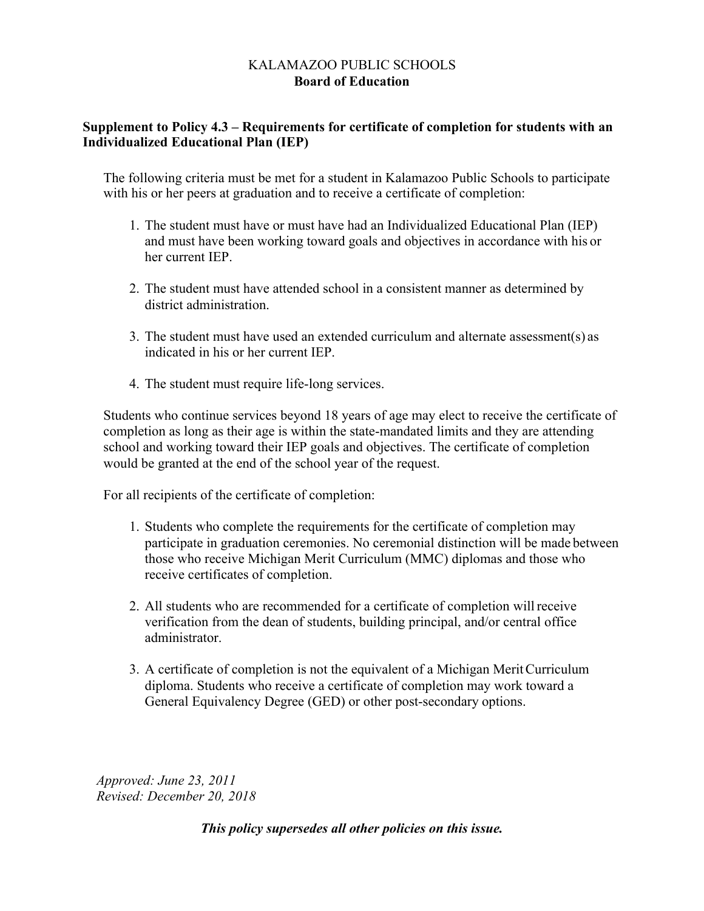KALAMAZOO PUBLIC SCHOOLS

**Board of Education**

## Supplement to Policy 4.3 – Requirements for certificate of completion for students with an Individualized Educational Plan (IEP)

The following criteria must be met for a student in Kalamazoo Public Schools to participate with his or her peers at graduation and to receive a certificate of completion:

1. The student must have or must have had an Individualized Educational Plan (IEP) and must have been working toward goals and objectives in accordance with his or her current IEP.
2. The student must have attended school in a consistent manner as determined by district administration.
3. The student must have used an extended curriculum and alternate assessment(s) as indicated in his or her current IEP.
4. The student must require life-long services.

Students who continue services beyond 18 years of age may elect to receive the certificate of completion as long as their age is within the state-mandated limits and they are attending school and working toward their IEP goals and objectives. The certificate of completion would be granted at the end of the school year of the request.

For all recipients of the certificate of completion:

1. Students who complete the requirements for the certificate of completion may participate in graduation ceremonies. No ceremonial distinction will be made between those who receive Michigan Merit Curriculum (MMC) diplomas and those who receive certificates of completion.
2. All students who are recommended for a certificate of completion will receive verification from the dean of students, building principal, and/or central office administrator.
3. A certificate of completion is not the equivalent of a Michigan Merit Curriculum diploma. Students who receive a certificate of completion may work toward a General Equivalency Degree (GED) or other post-secondary options.

*Approved: June 23, 2011*
*Revised: December 20, 2018*

***This policy supersedes all other policies on this issue.***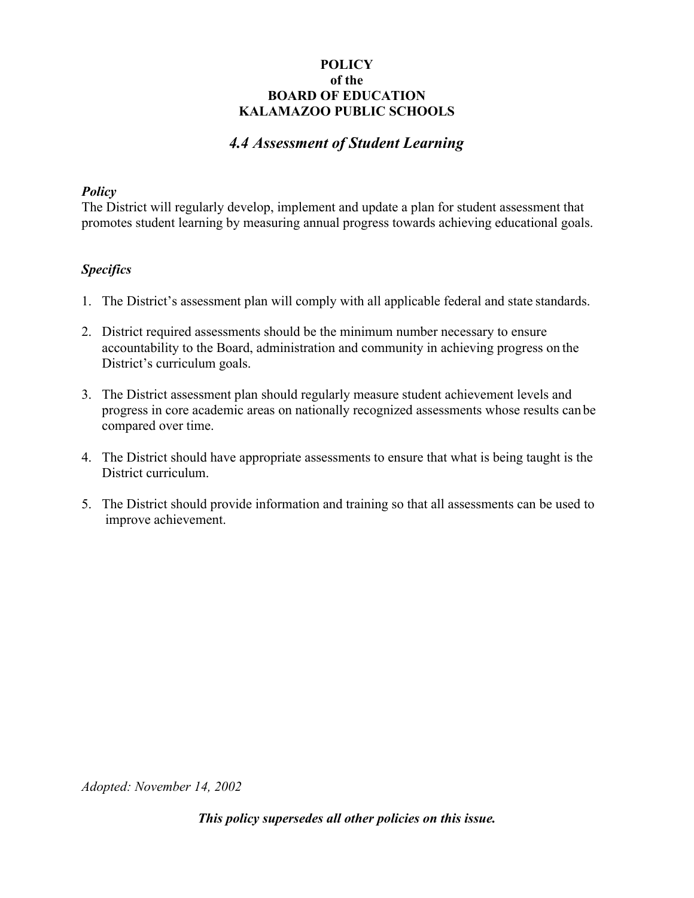**POLICY**
**of the**
**BOARD OF EDUCATION**
**KALAMAZOO PUBLIC SCHOOLS**

## *4.4 Assessment of Student Learning*

***Policy***

The District will regularly develop, implement and update a plan for student assessment that promotes student learning by measuring annual progress towards achieving educational goals.

***Specifics***

1. The District's assessment plan will comply with all applicable federal and state standards.
2. District required assessments should be the minimum number necessary to ensure accountability to the Board, administration and community in achieving progress on the District's curriculum goals.
3. The District assessment plan should regularly measure student achievement levels and progress in core academic areas on nationally recognized assessments whose results can be compared over time.
4. The District should have appropriate assessments to ensure that what is being taught is the District curriculum.
5. The District should provide information and training so that all assessments can be used to improve achievement.

*Adopted: November 14, 2002*

***This policy supersedes all other policies on this issue.***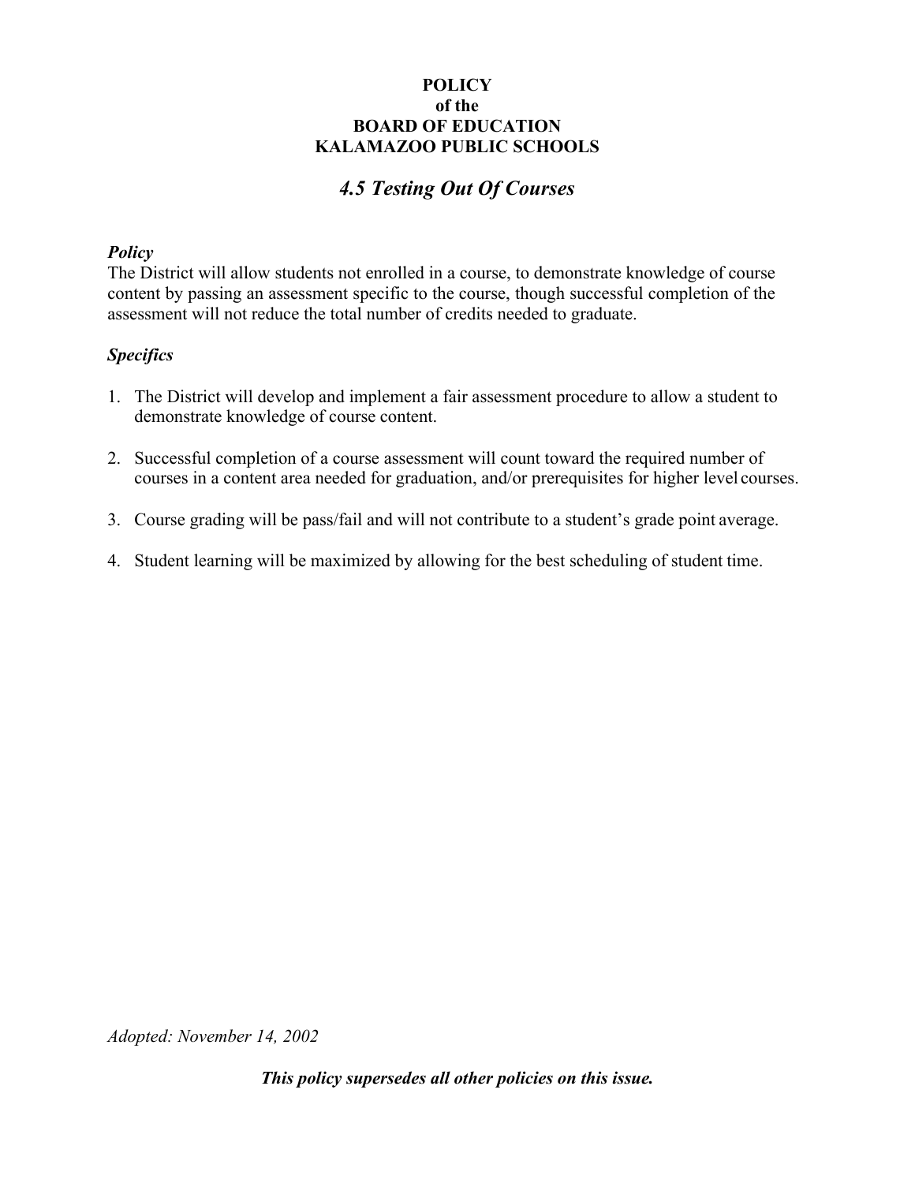**POLICY**
**of the**
**BOARD OF EDUCATION**
**KALAMAZOO PUBLIC SCHOOLS**

## *4.5 Testing Out Of Courses*

***Policy***

The District will allow students not enrolled in a course, to demonstrate knowledge of course content by passing an assessment specific to the course, though successful completion of the assessment will not reduce the total number of credits needed to graduate.

***Specifics***

1. The District will develop and implement a fair assessment procedure to allow a student to demonstrate knowledge of course content.

2. Successful completion of a course assessment will count toward the required number of courses in a content area needed for graduation, and/or prerequisites for higher level courses.

3. Course grading will be pass/fail and will not contribute to a student's grade point average.

4. Student learning will be maximized by allowing for the best scheduling of student time.

*Adopted: November 14, 2002*

***This policy supersedes all other policies on this issue.***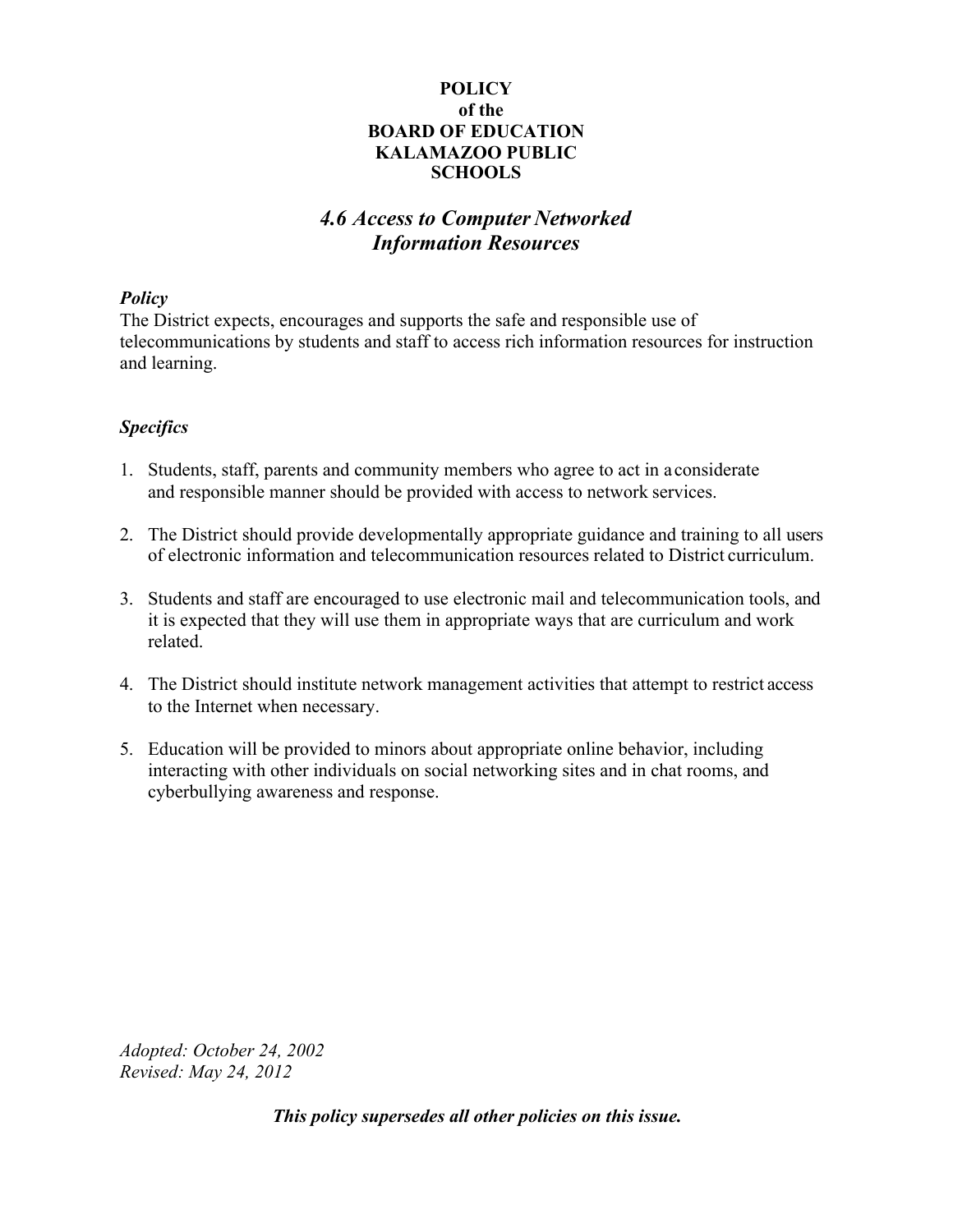**POLICY**
**of the**
**BOARD OF EDUCATION**
**KALAMAZOO PUBLIC**
**SCHOOLS**

## *4.6 Access to Computer Networked Information Resources*

***Policy***

The District expects, encourages and supports the safe and responsible use of telecommunications by students and staff to access rich information resources for instruction and learning.

***Specifics***

1. Students, staff, parents and community members who agree to act in a considerate and responsible manner should be provided with access to network services.

2. The District should provide developmentally appropriate guidance and training to all users of electronic information and telecommunication resources related to District curriculum.

3. Students and staff are encouraged to use electronic mail and telecommunication tools, and it is expected that they will use them in appropriate ways that are curriculum and work related.

4. The District should institute network management activities that attempt to restrict access to the Internet when necessary.

5. Education will be provided to minors about appropriate online behavior, including interacting with other individuals on social networking sites and in chat rooms, and cyberbullying awareness and response.

*Adopted: October 24, 2002*
*Revised: May 24, 2012*

***This policy supersedes all other policies on this issue.***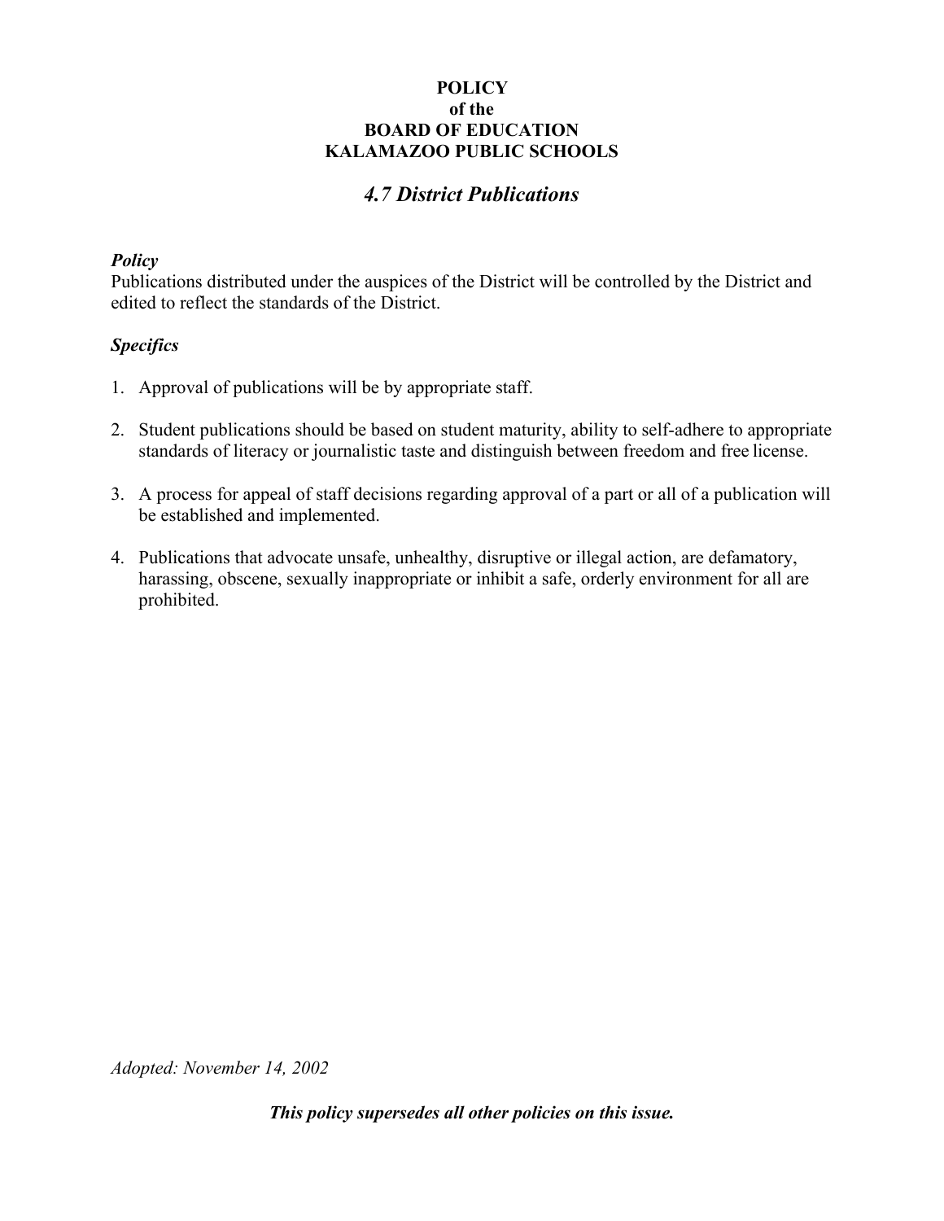**POLICY**
**of the**
**BOARD OF EDUCATION**
**KALAMAZOO PUBLIC SCHOOLS**

## *4.7 District Publications*

***Policy***
Publications distributed under the auspices of the District will be controlled by the District and edited to reflect the standards of the District.

***Specifics***

1. Approval of publications will be by appropriate staff.

2. Student publications should be based on student maturity, ability to self-adhere to appropriate standards of literacy or journalistic taste and distinguish between freedom and free license.

3. A process for appeal of staff decisions regarding approval of a part or all of a publication will be established and implemented.

4. Publications that advocate unsafe, unhealthy, disruptive or illegal action, are defamatory, harassing, obscene, sexually inappropriate or inhibit a safe, orderly environment for all are prohibited.

*Adopted: November 14, 2002*

***This policy supersedes all other policies on this issue.***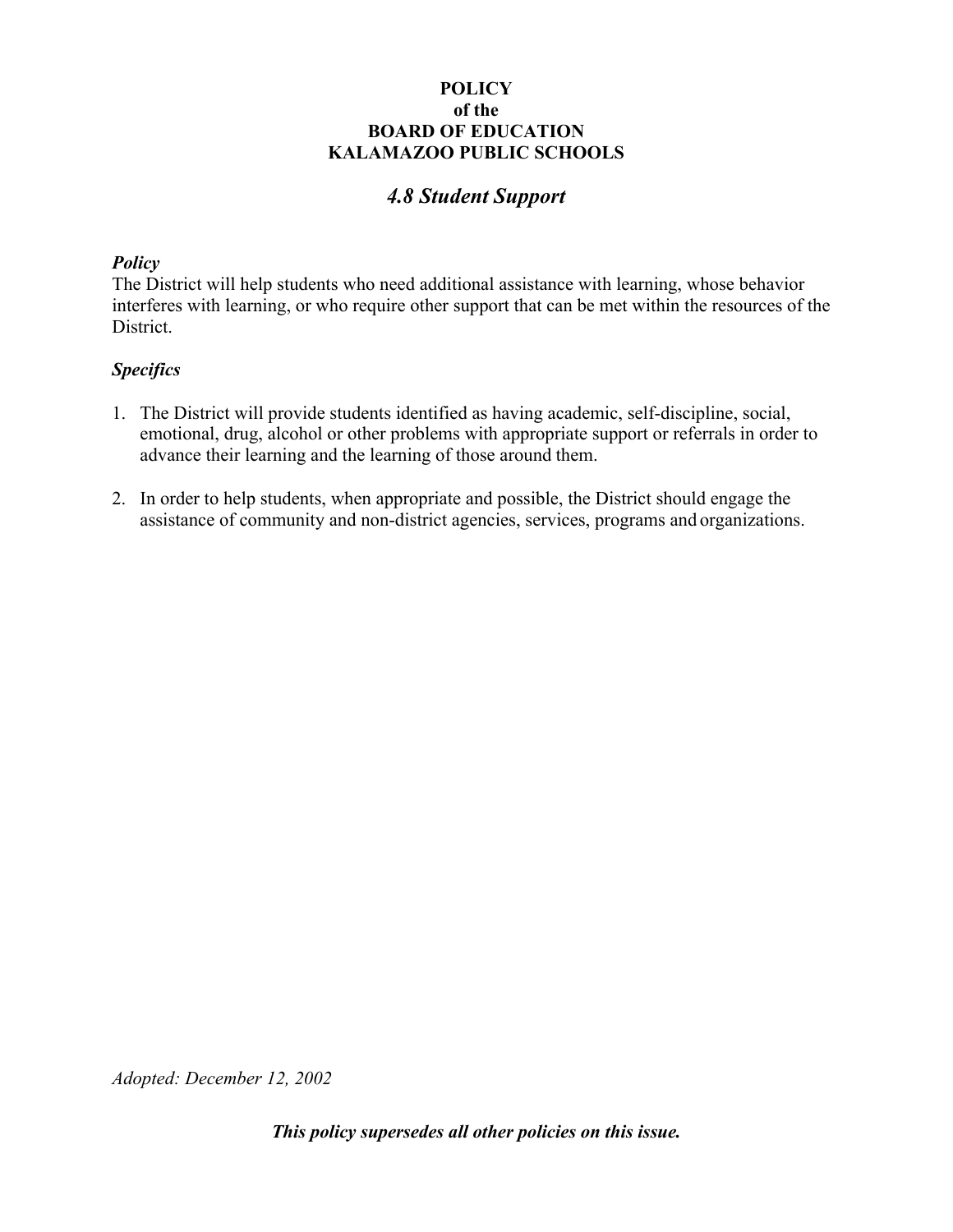**POLICY**
**of the**
**BOARD OF EDUCATION**
**KALAMAZOO PUBLIC SCHOOLS**

## *4.8 Student Support*

***Policy***
The District will help students who need additional assistance with learning, whose behavior interferes with learning, or who require other support that can be met within the resources of the District.

***Specifics***

1. The District will provide students identified as having academic, self-discipline, social, emotional, drug, alcohol or other problems with appropriate support or referrals in order to advance their learning and the learning of those around them.

2. In order to help students, when appropriate and possible, the District should engage the assistance of community and non-district agencies, services, programs and organizations.

*Adopted: December 12, 2002*

***This policy supersedes all other policies on this issue.***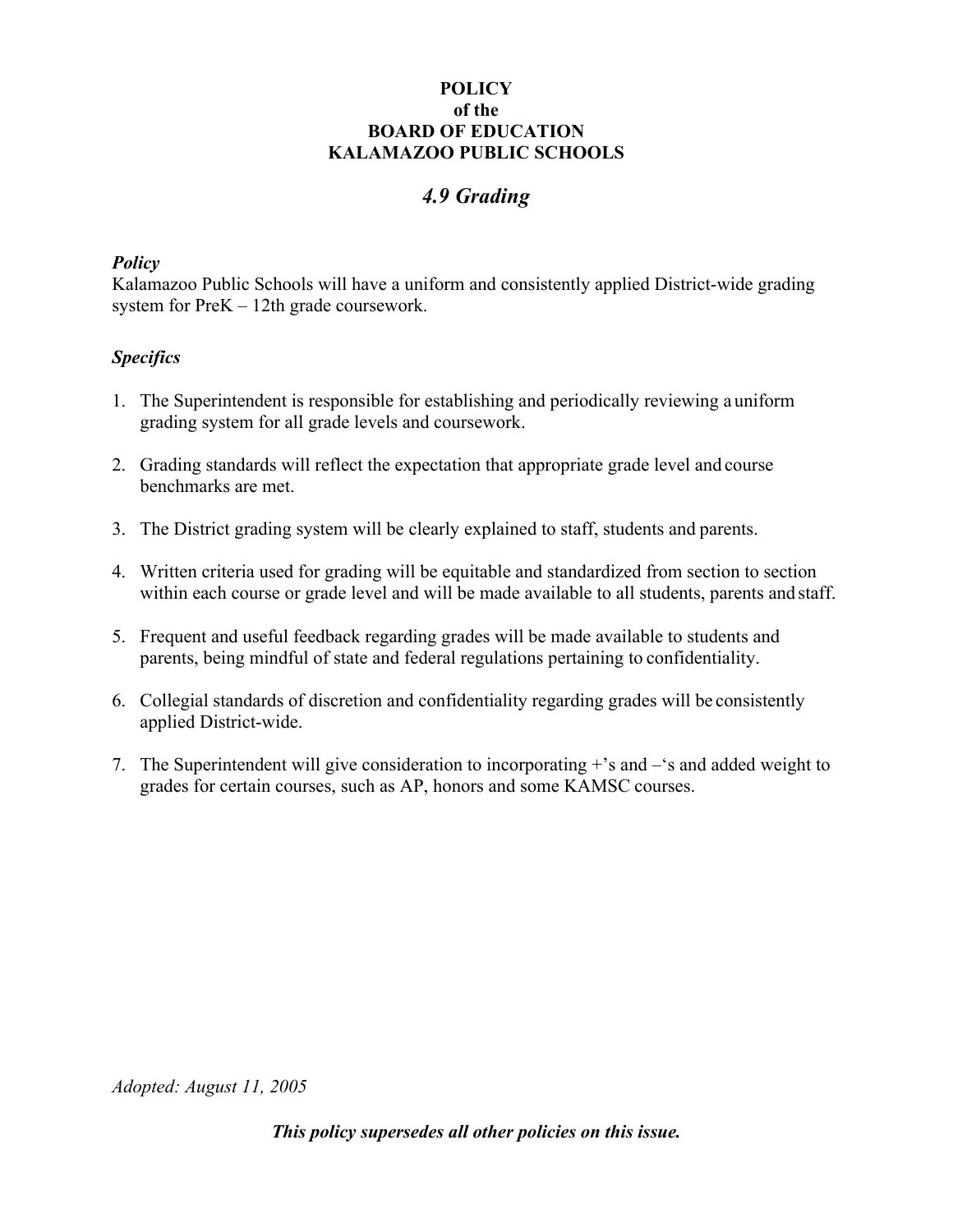**POLICY**
**of the**
**BOARD OF EDUCATION**
**KALAMAZOO PUBLIC SCHOOLS**

## *4.9 Grading*

***Policy***

Kalamazoo Public Schools will have a uniform and consistently applied District-wide grading system for PreK – 12th grade coursework.

***Specifics***

1. The Superintendent is responsible for establishing and periodically reviewing a uniform grading system for all grade levels and coursework.

2. Grading standards will reflect the expectation that appropriate grade level and course benchmarks are met.

3. The District grading system will be clearly explained to staff, students and parents.

4. Written criteria used for grading will be equitable and standardized from section to section within each course or grade level and will be made available to all students, parents and staff.

5. Frequent and useful feedback regarding grades will be made available to students and parents, being mindful of state and federal regulations pertaining to confidentiality.

6. Collegial standards of discretion and confidentiality regarding grades will be consistently applied District-wide.

7. The Superintendent will give consideration to incorporating +'s and –'s and added weight to grades for certain courses, such as AP, honors and some KAMSC courses.

*Adopted: August 11, 2005*

***This policy supersedes all other policies on this issue.***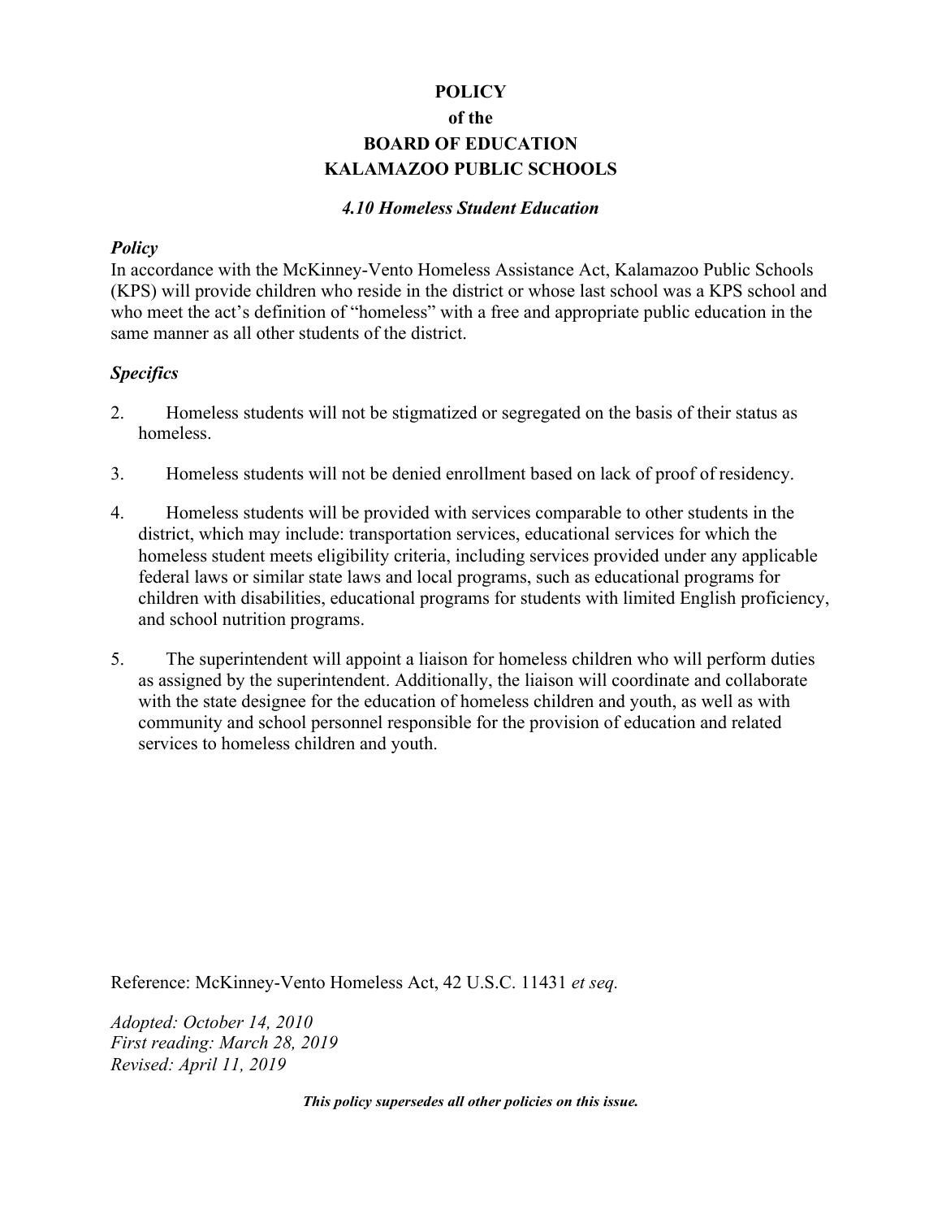**POLICY**
**of the**
**BOARD OF EDUCATION**
**KALAMAZOO PUBLIC SCHOOLS**

***4.10 Homeless Student Education***

***Policy***

In accordance with the McKinney-Vento Homeless Assistance Act, Kalamazoo Public Schools (KPS) will provide children who reside in the district or whose last school was a KPS school and who meet the act's definition of "homeless" with a free and appropriate public education in the same manner as all other students of the district.

***Specifics***

2. Homeless students will not be stigmatized or segregated on the basis of their status as homeless.

3. Homeless students will not be denied enrollment based on lack of proof of residency.

4. Homeless students will be provided with services comparable to other students in the district, which may include: transportation services, educational services for which the homeless student meets eligibility criteria, including services provided under any applicable federal laws or similar state laws and local programs, such as educational programs for children with disabilities, educational programs for students with limited English proficiency, and school nutrition programs.

5. The superintendent will appoint a liaison for homeless children who will perform duties as assigned by the superintendent. Additionally, the liaison will coordinate and collaborate with the state designee for the education of homeless children and youth, as well as with community and school personnel responsible for the provision of education and related services to homeless children and youth.

Reference: McKinney-Vento Homeless Act, 42 U.S.C. 11431 *et seq.*

*Adopted: October 14, 2010*
*First reading: March 28, 2019*
*Revised: April 11, 2019*

***This policy supersedes all other policies on this issue.***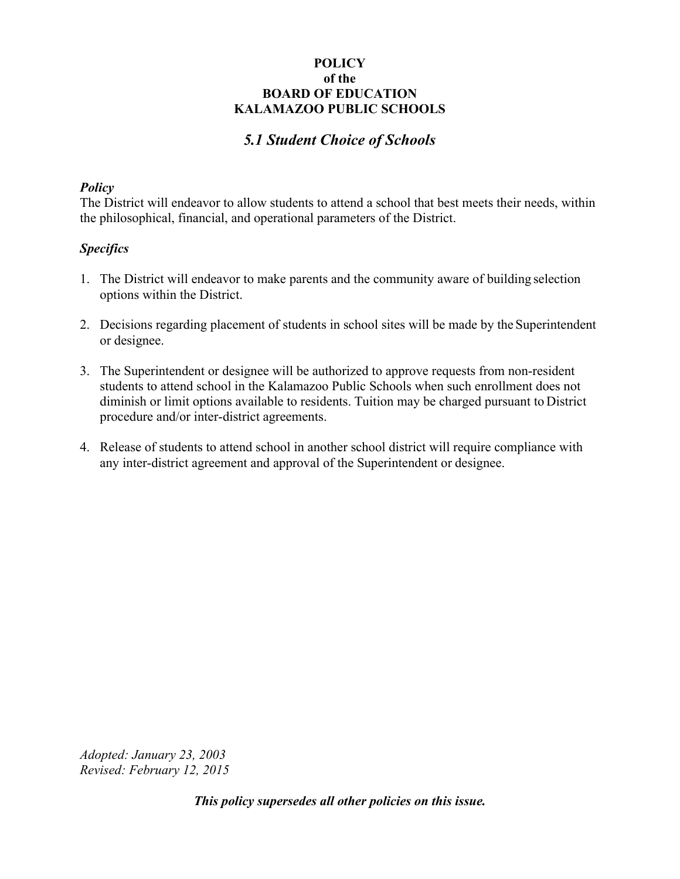**POLICY**
**of the**
**BOARD OF EDUCATION**
**KALAMAZOO PUBLIC SCHOOLS**

## *5.1 Student Choice of Schools*

***Policy***

The District will endeavor to allow students to attend a school that best meets their needs, within the philosophical, financial, and operational parameters of the District.

***Specifics***

1. The District will endeavor to make parents and the community aware of building selection options within the District.

2. Decisions regarding placement of students in school sites will be made by the Superintendent or designee.

3. The Superintendent or designee will be authorized to approve requests from non-resident students to attend school in the Kalamazoo Public Schools when such enrollment does not diminish or limit options available to residents. Tuition may be charged pursuant to District procedure and/or inter-district agreements.

4. Release of students to attend school in another school district will require compliance with any inter-district agreement and approval of the Superintendent or designee.

*Adopted: January 23, 2003*
*Revised: February 12, 2015*

***This policy supersedes all other policies on this issue.***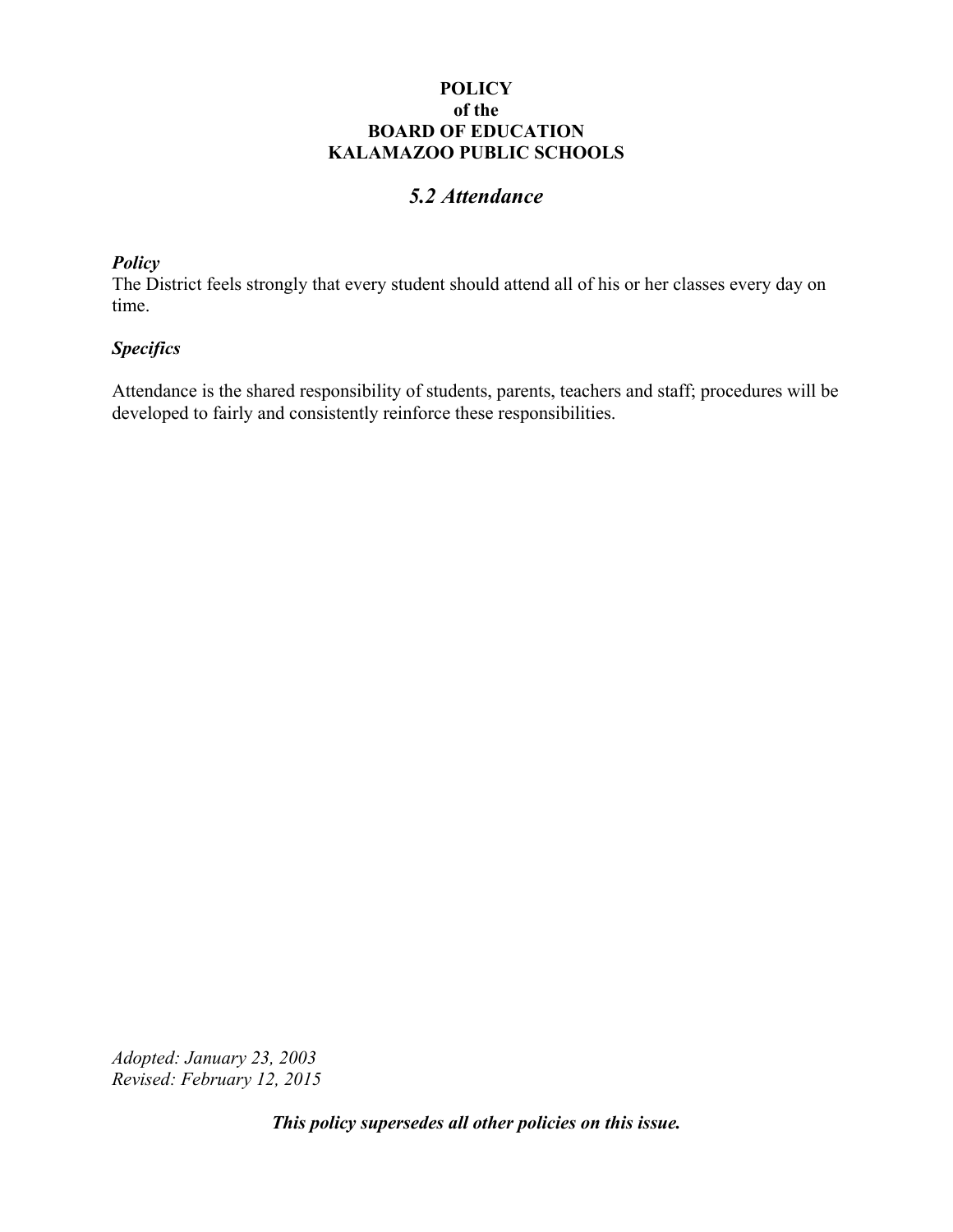**POLICY**
**of the**
**BOARD OF EDUCATION**
**KALAMAZOO PUBLIC SCHOOLS**

## *5.2 Attendance*

***Policy***
The District feels strongly that every student should attend all of his or her classes every day on time.

***Specifics***

Attendance is the shared responsibility of students, parents, teachers and staff; procedures will be developed to fairly and consistently reinforce these responsibilities.

*Adopted: January 23, 2003*
*Revised: February 12, 2015*

***This policy supersedes all other policies on this issue.***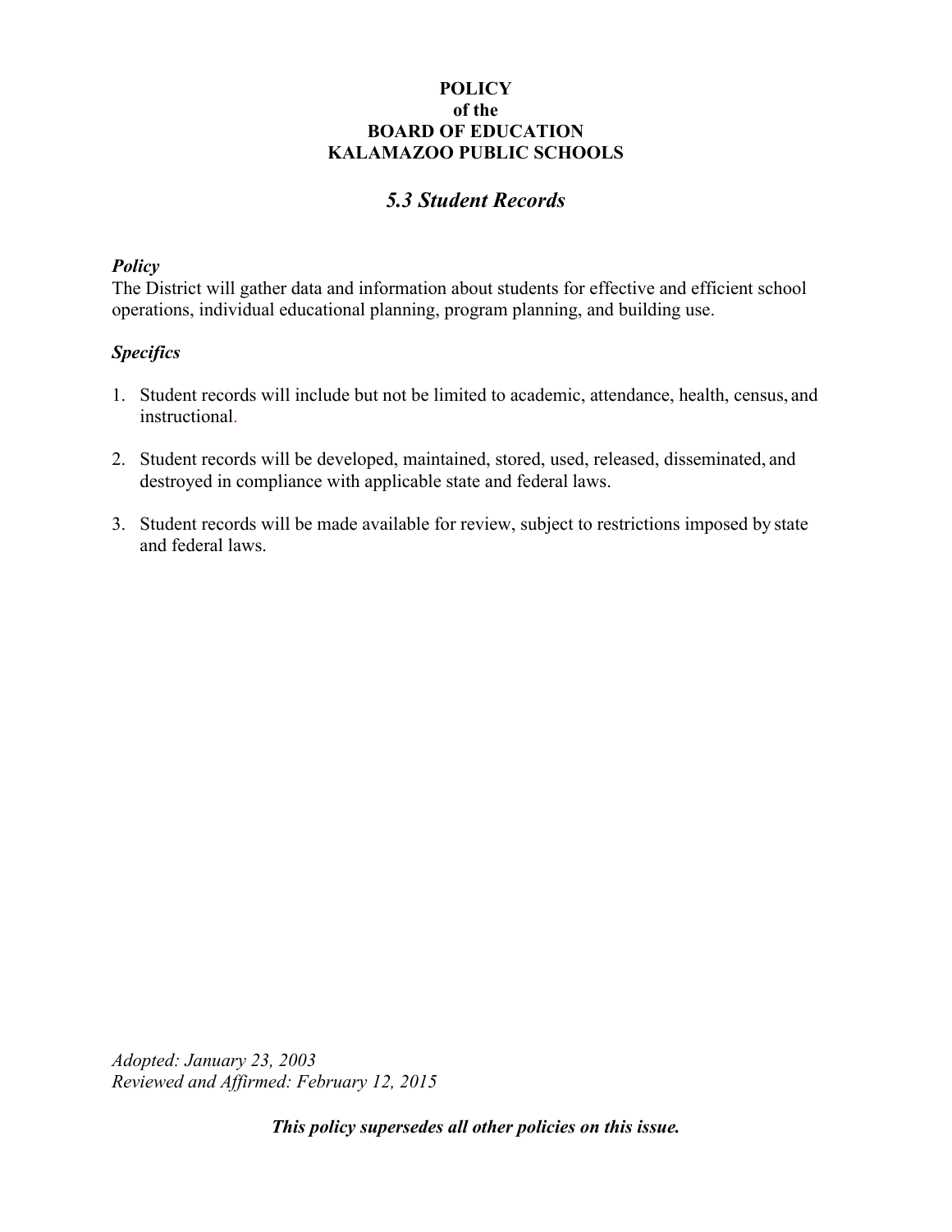**POLICY**
**of the**
**BOARD OF EDUCATION**
**KALAMAZOO PUBLIC SCHOOLS**

## *5.3 Student Records*

### *Policy*

The District will gather data and information about students for effective and efficient school operations, individual educational planning, program planning, and building use.

### *Specifics*

1. Student records will include but not be limited to academic, attendance, health, census, and instructional.

2. Student records will be developed, maintained, stored, used, released, disseminated, and destroyed in compliance with applicable state and federal laws.

3. Student records will be made available for review, subject to restrictions imposed by state and federal laws.

*Adopted: January 23, 2003*
*Reviewed and Affirmed: February 12, 2015*

***This policy supersedes all other policies on this issue.***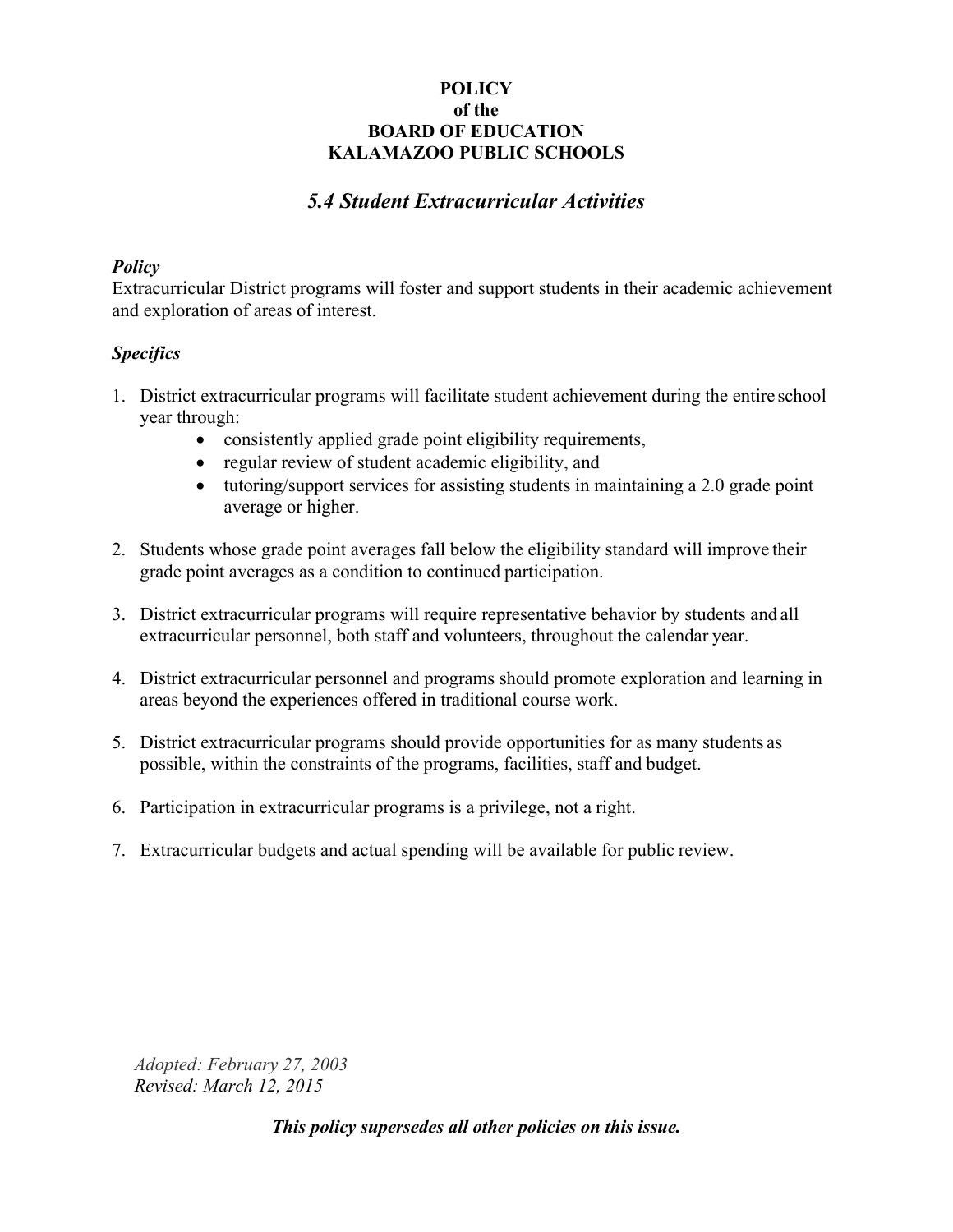**POLICY**
**of the**
**BOARD OF EDUCATION**
**KALAMAZOO PUBLIC SCHOOLS**

## *5.4 Student Extracurricular Activities*

***Policy***

Extracurricular District programs will foster and support students in their academic achievement and exploration of areas of interest.

***Specifics***

1. District extracurricular programs will facilitate student achievement during the entire school year through:
   - consistently applied grade point eligibility requirements,
   - regular review of student academic eligibility, and
   - tutoring/support services for assisting students in maintaining a 2.0 grade point average or higher.

2. Students whose grade point averages fall below the eligibility standard will improve their grade point averages as a condition to continued participation.

3. District extracurricular programs will require representative behavior by students and all extracurricular personnel, both staff and volunteers, throughout the calendar year.

4. District extracurricular personnel and programs should promote exploration and learning in areas beyond the experiences offered in traditional course work.

5. District extracurricular programs should provide opportunities for as many students as possible, within the constraints of the programs, facilities, staff and budget.

6. Participation in extracurricular programs is a privilege, not a right.

7. Extracurricular budgets and actual spending will be available for public review.

*Adopted: February 27, 2003*
*Revised: March 12, 2015*

***This policy supersedes all other policies on this issue.***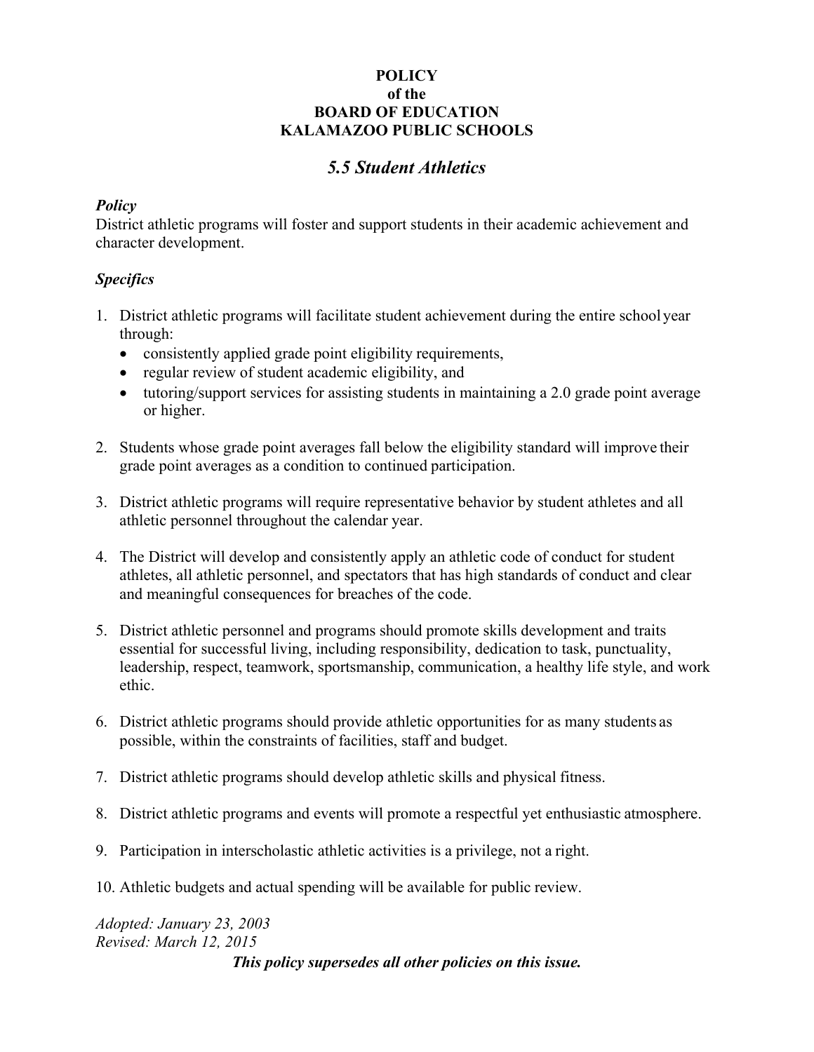**POLICY**
**of the**
**BOARD OF EDUCATION**
**KALAMAZOO PUBLIC SCHOOLS**

# *5.5 Student Athletics*

### *Policy*

District athletic programs will foster and support students in their academic achievement and character development.

### *Specifics*

1. District athletic programs will facilitate student achievement during the entire school year through:
   - consistently applied grade point eligibility requirements,
   - regular review of student academic eligibility, and
   - tutoring/support services for assisting students in maintaining a 2.0 grade point average or higher.

2. Students whose grade point averages fall below the eligibility standard will improve their grade point averages as a condition to continued participation.

3. District athletic programs will require representative behavior by student athletes and all athletic personnel throughout the calendar year.

4. The District will develop and consistently apply an athletic code of conduct for student athletes, all athletic personnel, and spectators that has high standards of conduct and clear and meaningful consequences for breaches of the code.

5. District athletic personnel and programs should promote skills development and traits essential for successful living, including responsibility, dedication to task, punctuality, leadership, respect, teamwork, sportsmanship, communication, a healthy life style, and work ethic.

6. District athletic programs should provide athletic opportunities for as many students as possible, within the constraints of facilities, staff and budget.

7. District athletic programs should develop athletic skills and physical fitness.

8. District athletic programs and events will promote a respectful yet enthusiastic atmosphere.

9. Participation in interscholastic athletic activities is a privilege, not a right.

10. Athletic budgets and actual spending will be available for public review.

*Adopted: January 23, 2003*
*Revised: March 12, 2015*

***This policy supersedes all other policies on this issue.***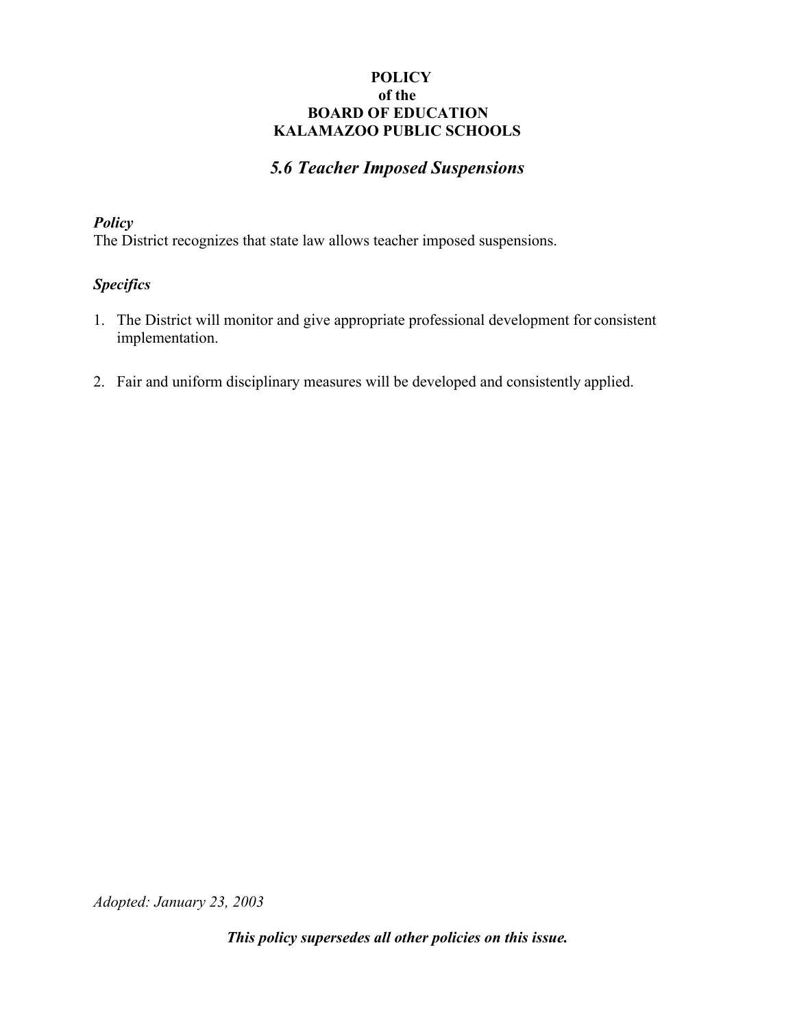**POLICY**
**of the**
**BOARD OF EDUCATION**
**KALAMAZOO PUBLIC SCHOOLS**

## *5.6 Teacher Imposed Suspensions*

***Policy***
The District recognizes that state law allows teacher imposed suspensions.

***Specifics***

1. The District will monitor and give appropriate professional development for consistent implementation.

2. Fair and uniform disciplinary measures will be developed and consistently applied.

*Adopted: January 23, 2003*

***This policy supersedes all other policies on this issue.***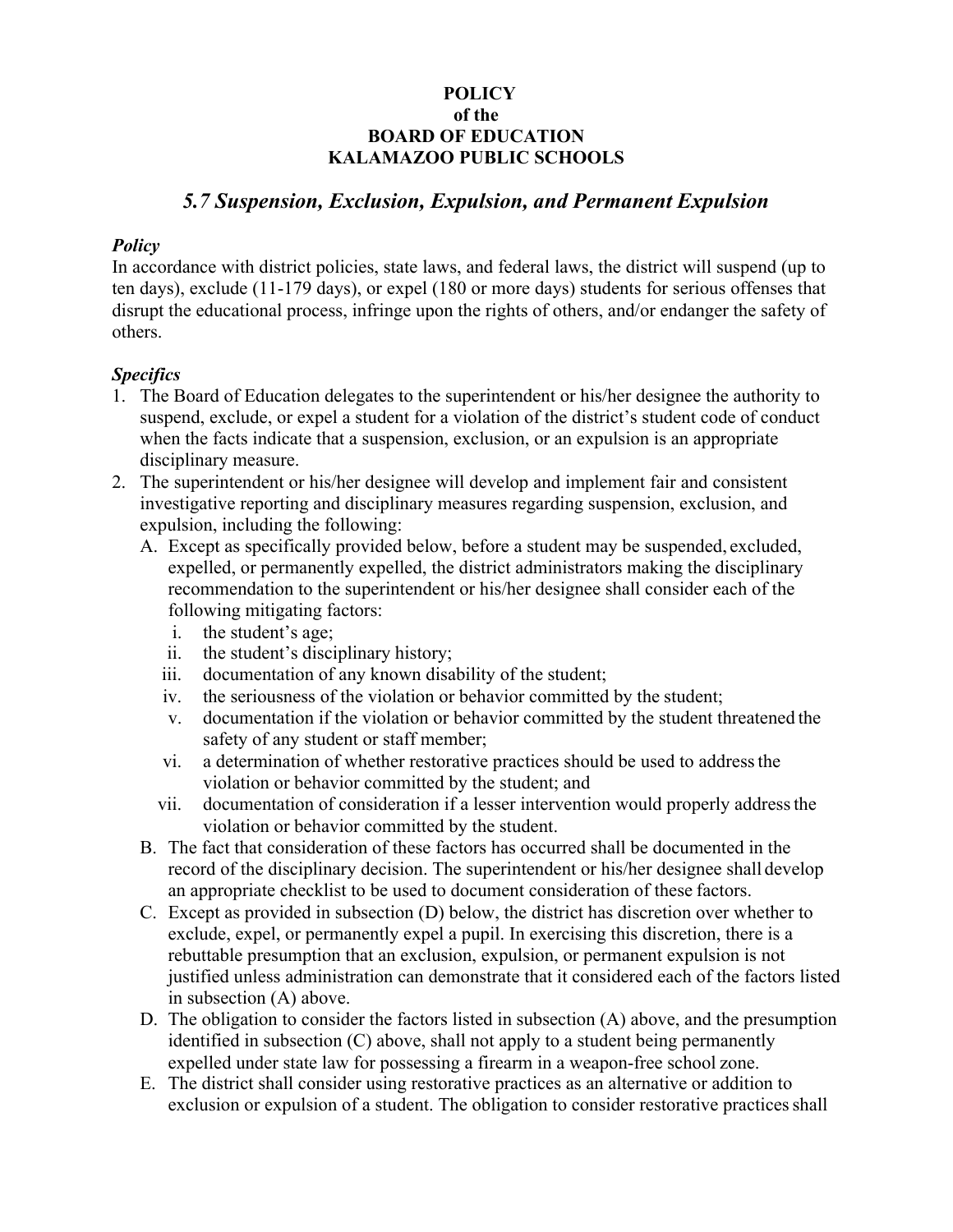**POLICY**
**of the**
**BOARD OF EDUCATION**
**KALAMAZOO PUBLIC SCHOOLS**

## *5.7 Suspension, Exclusion, Expulsion, and Permanent Expulsion*

### *Policy*

In accordance with district policies, state laws, and federal laws, the district will suspend (up to ten days), exclude (11-179 days), or expel (180 or more days) students for serious offenses that disrupt the educational process, infringe upon the rights of others, and/or endanger the safety of others.

### *Specifics*

1. The Board of Education delegates to the superintendent or his/her designee the authority to suspend, exclude, or expel a student for a violation of the district's student code of conduct when the facts indicate that a suspension, exclusion, or an expulsion is an appropriate disciplinary measure.
2. The superintendent or his/her designee will develop and implement fair and consistent investigative reporting and disciplinary measures regarding suspension, exclusion, and expulsion, including the following:
   A. Except as specifically provided below, before a student may be suspended, excluded, expelled, or permanently expelled, the district administrators making the disciplinary recommendation to the superintendent or his/her designee shall consider each of the following mitigating factors:
      i. the student's age;
      ii. the student's disciplinary history;
      iii. documentation of any known disability of the student;
      iv. the seriousness of the violation or behavior committed by the student;
      v. documentation if the violation or behavior committed by the student threatened the safety of any student or staff member;
      vi. a determination of whether restorative practices should be used to address the violation or behavior committed by the student; and
      vii. documentation of consideration if a lesser intervention would properly address the violation or behavior committed by the student.

   B. The fact that consideration of these factors has occurred shall be documented in the record of the disciplinary decision. The superintendent or his/her designee shall develop an appropriate checklist to be used to document consideration of these factors.

   C. Except as provided in subsection (D) below, the district has discretion over whether to exclude, expel, or permanently expel a pupil. In exercising this discretion, there is a rebuttable presumption that an exclusion, expulsion, or permanent expulsion is not justified unless administration can demonstrate that it considered each of the factors listed in subsection (A) above.

   D. The obligation to consider the factors listed in subsection (A) above, and the presumption identified in subsection (C) above, shall not apply to a student being permanently expelled under state law for possessing a firearm in a weapon-free school zone.

   E. The district shall consider using restorative practices as an alternative or addition to exclusion or expulsion of a student. The obligation to consider restorative practices shall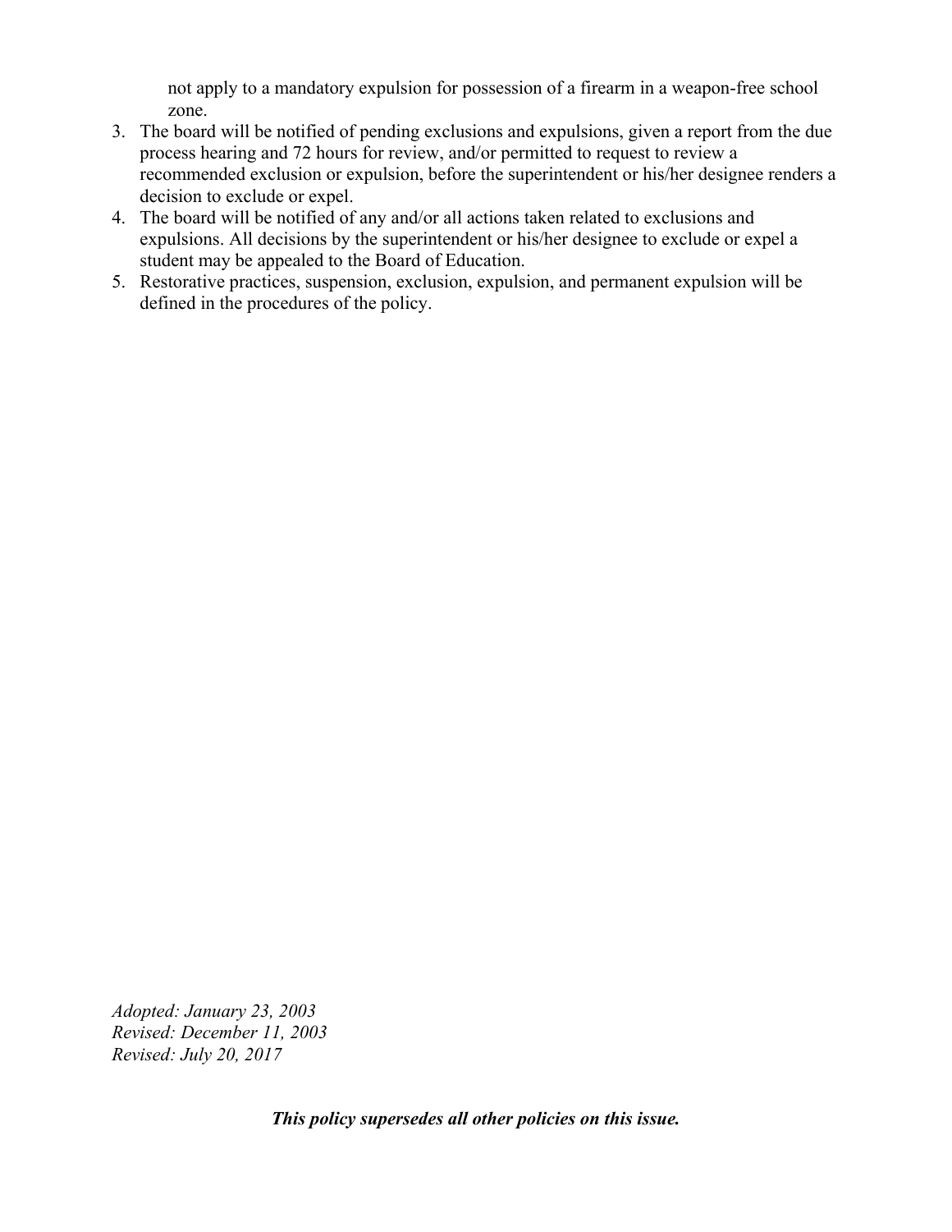not apply to a mandatory expulsion for possession of a firearm in a weapon-free school zone.

3. The board will be notified of pending exclusions and expulsions, given a report from the due process hearing and 72 hours for review, and/or permitted to request to review a recommended exclusion or expulsion, before the superintendent or his/her designee renders a decision to exclude or expel.
4. The board will be notified of any and/or all actions taken related to exclusions and expulsions. All decisions by the superintendent or his/her designee to exclude or expel a student may be appealed to the Board of Education.
5. Restorative practices, suspension, exclusion, expulsion, and permanent expulsion will be defined in the procedures of the policy.

*Adopted: January 23, 2003*
*Revised: December 11, 2003*
*Revised: July 20, 2017*

***This policy supersedes all other policies on this issue.***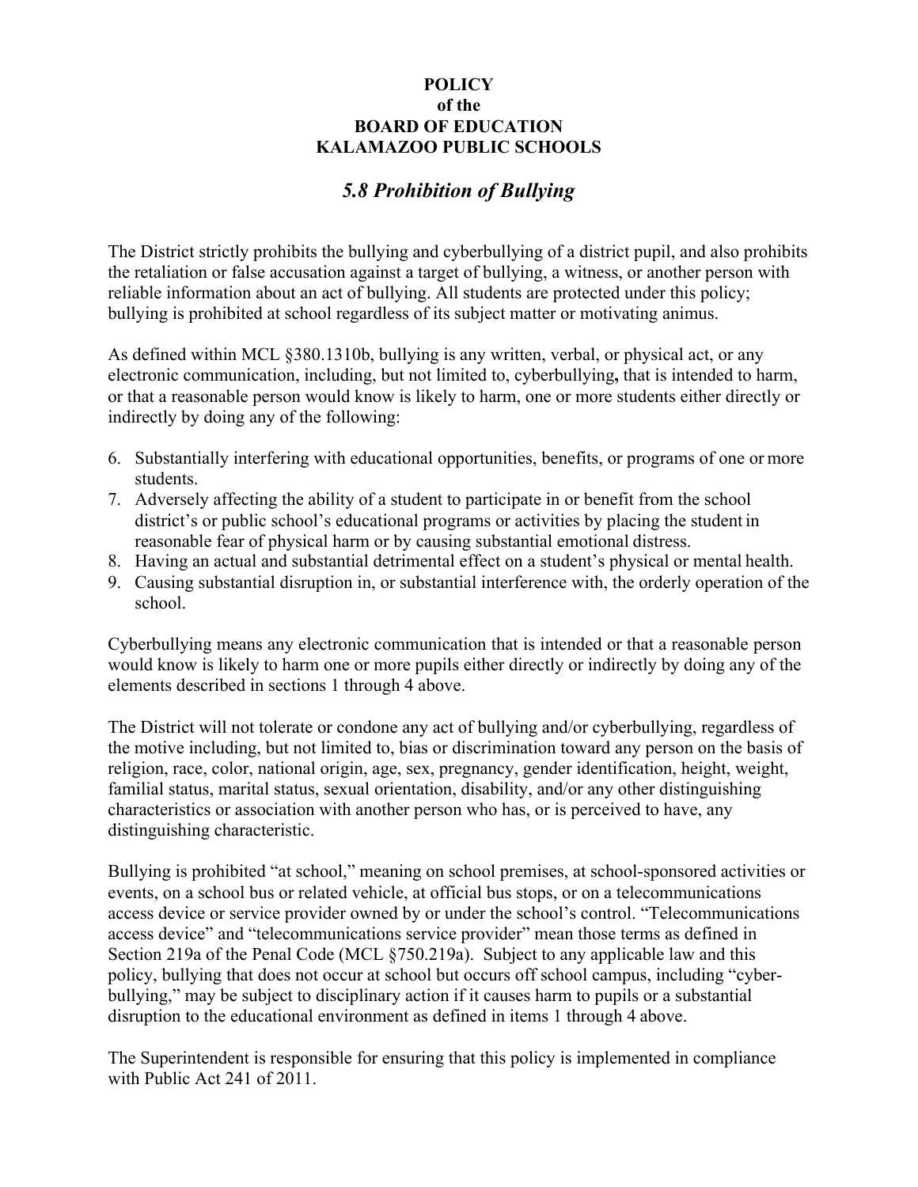**POLICY**
**of the**
**BOARD OF EDUCATION**
**KALAMAZOO PUBLIC SCHOOLS**

## *5.8 Prohibition of Bullying*

The District strictly prohibits the bullying and cyberbullying of a district pupil, and also prohibits the retaliation or false accusation against a target of bullying, a witness, or another person with reliable information about an act of bullying. All students are protected under this policy; bullying is prohibited at school regardless of its subject matter or motivating animus.

As defined within MCL §380.1310b, bullying is any written, verbal, or physical act, or any electronic communication, including, but not limited to, cyberbullying**,** that is intended to harm, or that a reasonable person would know is likely to harm, one or more students either directly or indirectly by doing any of the following:

6. Substantially interfering with educational opportunities, benefits, or programs of one or more students.
7. Adversely affecting the ability of a student to participate in or benefit from the school district's or public school's educational programs or activities by placing the student in reasonable fear of physical harm or by causing substantial emotional distress.
8. Having an actual and substantial detrimental effect on a student's physical or mental health.
9. Causing substantial disruption in, or substantial interference with, the orderly operation of the school.

Cyberbullying means any electronic communication that is intended or that a reasonable person would know is likely to harm one or more pupils either directly or indirectly by doing any of the elements described in sections 1 through 4 above.

The District will not tolerate or condone any act of bullying and/or cyberbullying, regardless of the motive including, but not limited to, bias or discrimination toward any person on the basis of religion, race, color, national origin, age, sex, pregnancy, gender identification, height, weight, familial status, marital status, sexual orientation, disability, and/or any other distinguishing characteristics or association with another person who has, or is perceived to have, any distinguishing characteristic.

Bullying is prohibited "at school," meaning on school premises, at school-sponsored activities or events, on a school bus or related vehicle, at official bus stops, or on a telecommunications access device or service provider owned by or under the school's control. "Telecommunications access device" and "telecommunications service provider" mean those terms as defined in Section 219a of the Penal Code (MCL §750.219a). Subject to any applicable law and this policy, bullying that does not occur at school but occurs off school campus, including "cyber-bullying," may be subject to disciplinary action if it causes harm to pupils or a substantial disruption to the educational environment as defined in items 1 through 4 above.

The Superintendent is responsible for ensuring that this policy is implemented in compliance with Public Act 241 of 2011.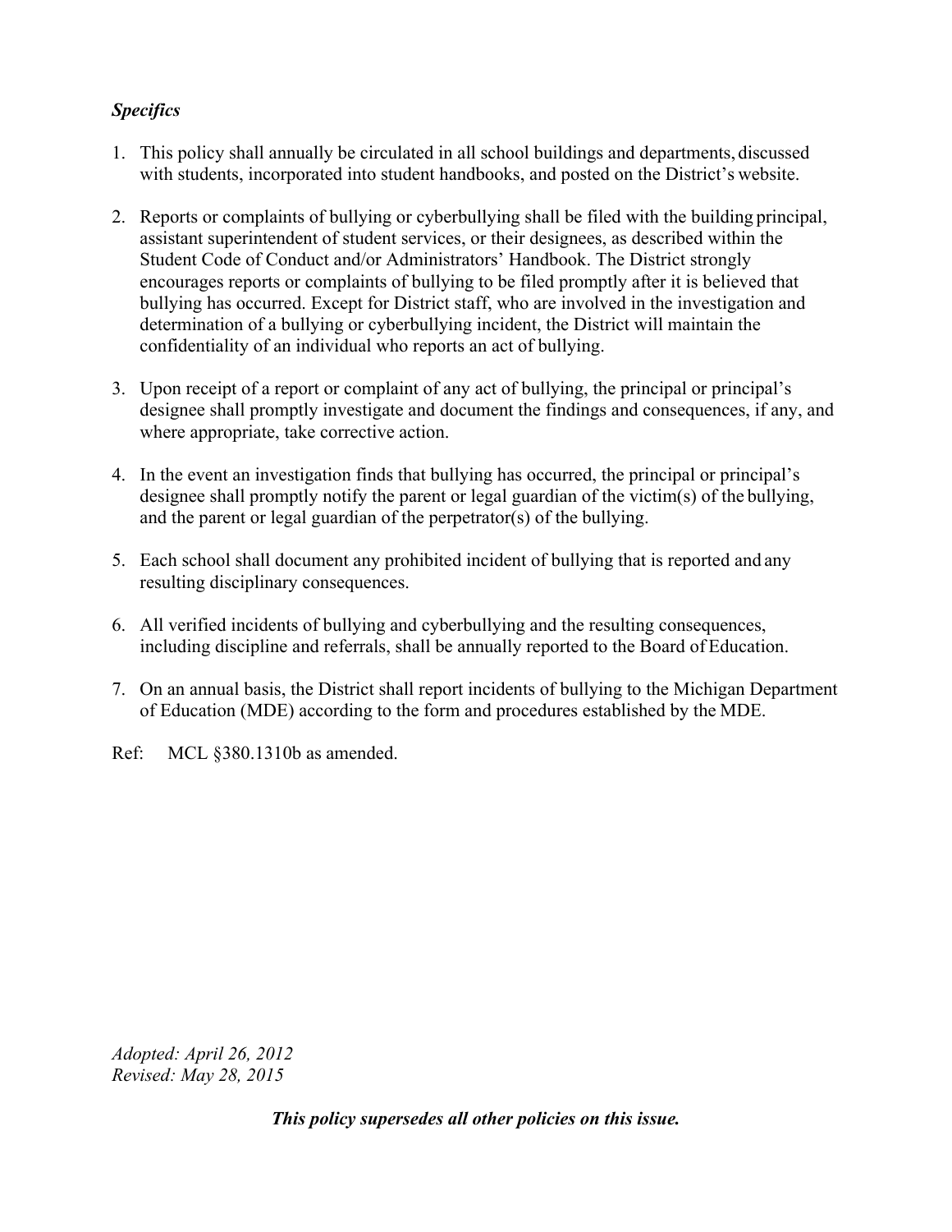***Specifics***

1. This policy shall annually be circulated in all school buildings and departments, discussed with students, incorporated into student handbooks, and posted on the District's website.

2. Reports or complaints of bullying or cyberbullying shall be filed with the building principal, assistant superintendent of student services, or their designees, as described within the Student Code of Conduct and/or Administrators' Handbook. The District strongly encourages reports or complaints of bullying to be filed promptly after it is believed that bullying has occurred. Except for District staff, who are involved in the investigation and determination of a bullying or cyberbullying incident, the District will maintain the confidentiality of an individual who reports an act of bullying.

3. Upon receipt of a report or complaint of any act of bullying, the principal or principal's designee shall promptly investigate and document the findings and consequences, if any, and where appropriate, take corrective action.

4. In the event an investigation finds that bullying has occurred, the principal or principal's designee shall promptly notify the parent or legal guardian of the victim(s) of the bullying, and the parent or legal guardian of the perpetrator(s) of the bullying.

5. Each school shall document any prohibited incident of bullying that is reported and any resulting disciplinary consequences.

6. All verified incidents of bullying and cyberbullying and the resulting consequences, including discipline and referrals, shall be annually reported to the Board of Education.

7. On an annual basis, the District shall report incidents of bullying to the Michigan Department of Education (MDE) according to the form and procedures established by the MDE.

Ref: MCL §380.1310b as amended.

*Adopted: April 26, 2012*
*Revised: May 28, 2015*

***This policy supersedes all other policies on this issue.***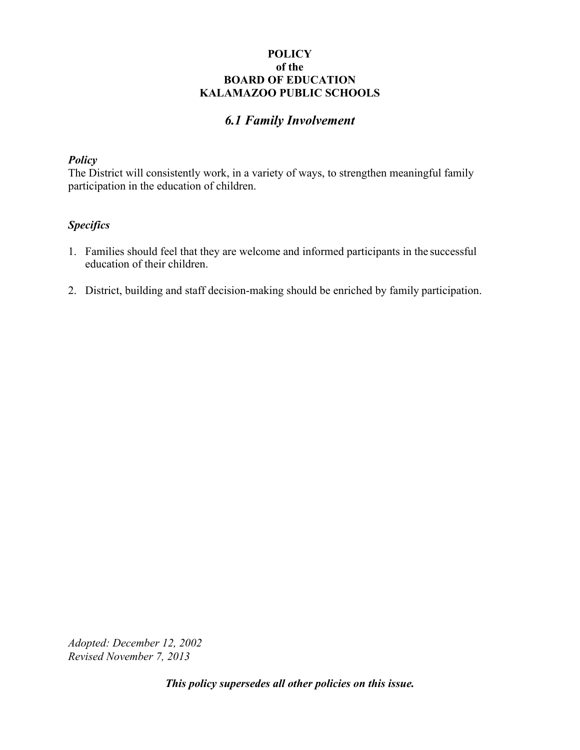**POLICY**
**of the**
**BOARD OF EDUCATION**
**KALAMAZOO PUBLIC SCHOOLS**

## *6.1 Family Involvement*

***Policy***
The District will consistently work, in a variety of ways, to strengthen meaningful family participation in the education of children.

***Specifics***

1. Families should feel that they are welcome and informed participants in the successful education of their children.

2. District, building and staff decision-making should be enriched by family participation.

*Adopted: December 12, 2002*
*Revised November 7, 2013*

***This policy supersedes all other policies on this issue.***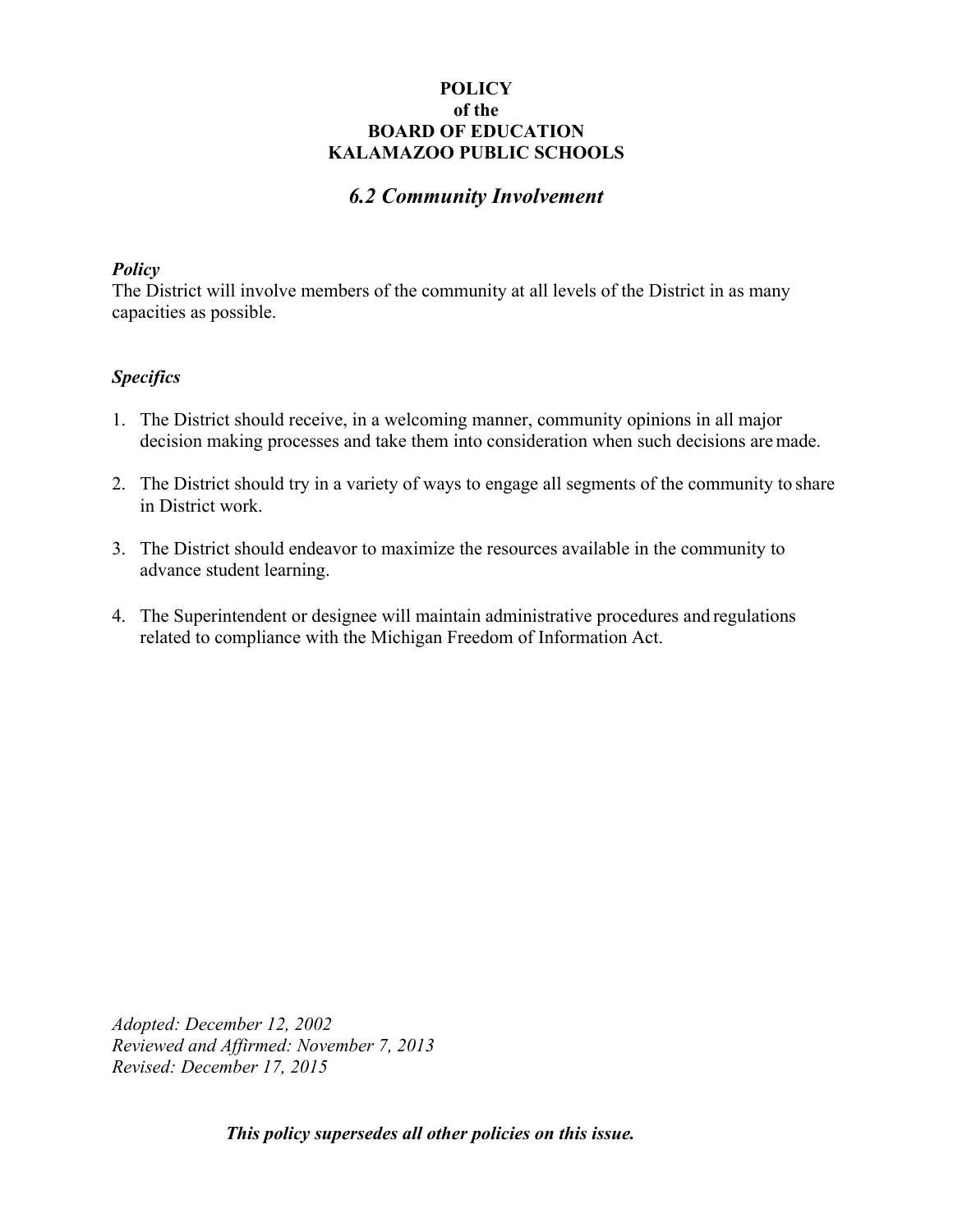**POLICY**
**of the**
**BOARD OF EDUCATION**
**KALAMAZOO PUBLIC SCHOOLS**

# *6.2 Community Involvement*

### *Policy*

The District will involve members of the community at all levels of the District in as many capacities as possible.

### *Specifics*

1. The District should receive, in a welcoming manner, community opinions in all major decision making processes and take them into consideration when such decisions are made.

2. The District should try in a variety of ways to engage all segments of the community to share in District work.

3. The District should endeavor to maximize the resources available in the community to advance student learning.

4. The Superintendent or designee will maintain administrative procedures and regulations related to compliance with the Michigan Freedom of Information Act.

*Adopted: December 12, 2002*
*Reviewed and Affirmed: November 7, 2013*
*Revised: December 17, 2015*

***This policy supersedes all other policies on this issue.***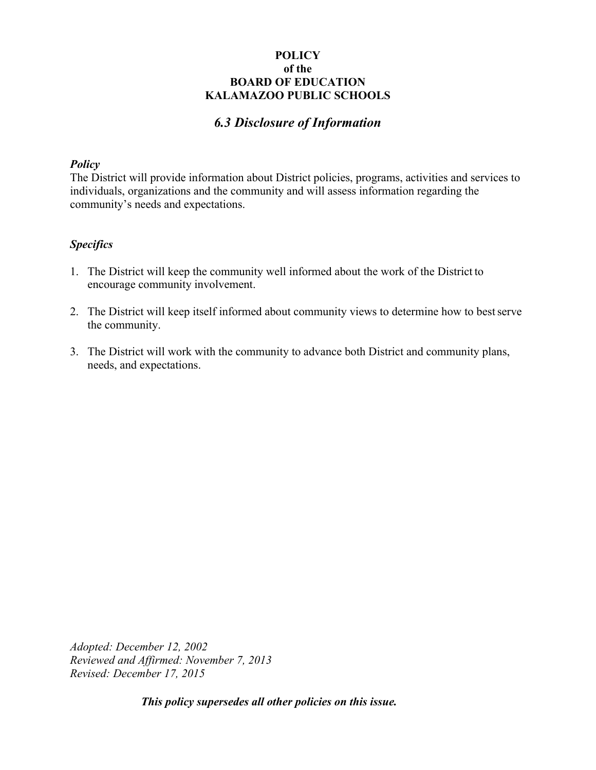**POLICY**
**of the**
**BOARD OF EDUCATION**
**KALAMAZOO PUBLIC SCHOOLS**

## *6.3 Disclosure of Information*

***Policy***
The District will provide information about District policies, programs, activities and services to individuals, organizations and the community and will assess information regarding the community's needs and expectations.

***Specifics***

1. The District will keep the community well informed about the work of the District to encourage community involvement.

2. The District will keep itself informed about community views to determine how to best serve the community.

3. The District will work with the community to advance both District and community plans, needs, and expectations.

*Adopted: December 12, 2002*
*Reviewed and Affirmed: November 7, 2013*
*Revised: December 17, 2015*

***This policy supersedes all other policies on this issue.***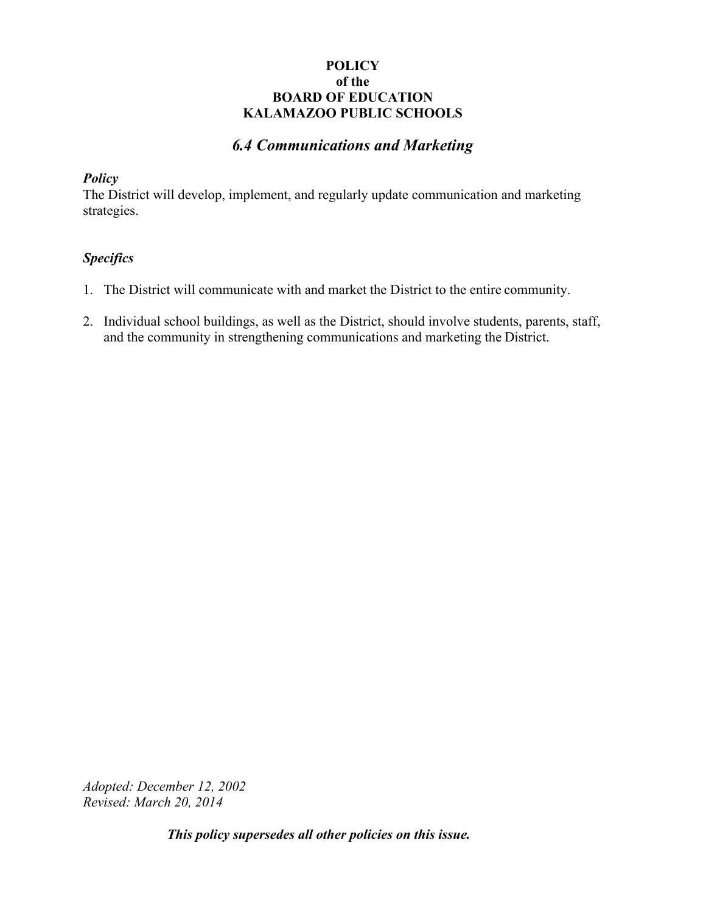**POLICY**
**of the**
**BOARD OF EDUCATION**
**KALAMAZOO PUBLIC SCHOOLS**

## *6.4 Communications and Marketing*

***Policy***

The District will develop, implement, and regularly update communication and marketing strategies.

***Specifics***

1. The District will communicate with and market the District to the entire community.

2. Individual school buildings, as well as the District, should involve students, parents, staff, and the community in strengthening communications and marketing the District.

*Adopted: December 12, 2002*
*Revised: March 20, 2014*

***This policy supersedes all other policies on this issue.***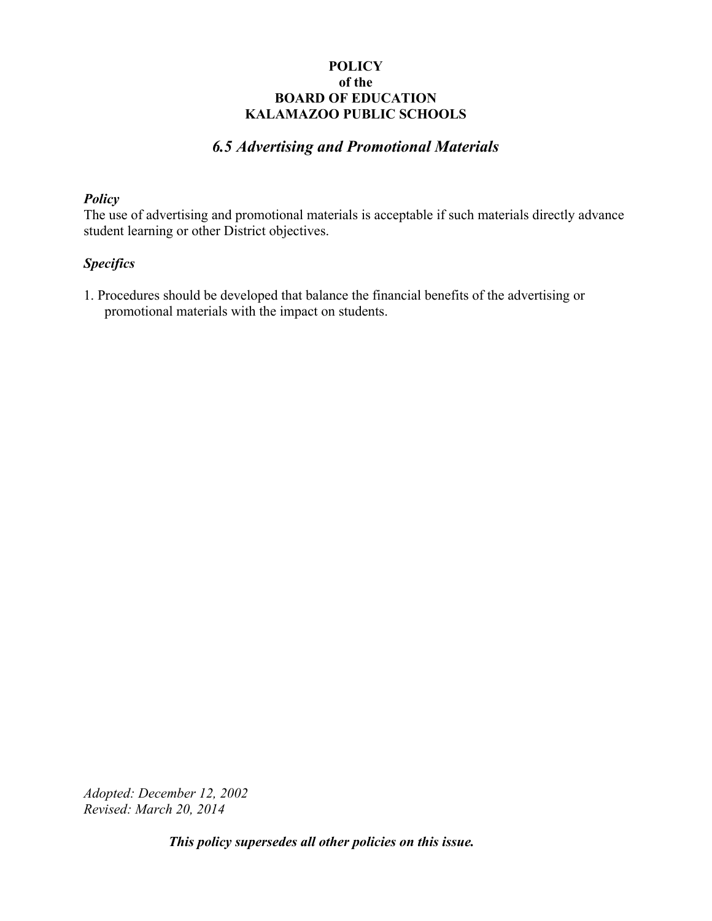**POLICY**
**of the**
**BOARD OF EDUCATION**
**KALAMAZOO PUBLIC SCHOOLS**

## *6.5 Advertising and Promotional Materials*

***Policy***

The use of advertising and promotional materials is acceptable if such materials directly advance student learning or other District objectives.

***Specifics***

1. Procedures should be developed that balance the financial benefits of the advertising or promotional materials with the impact on students.

*Adopted: December 12, 2002*
*Revised: March 20, 2014*

***This policy supersedes all other policies on this issue.***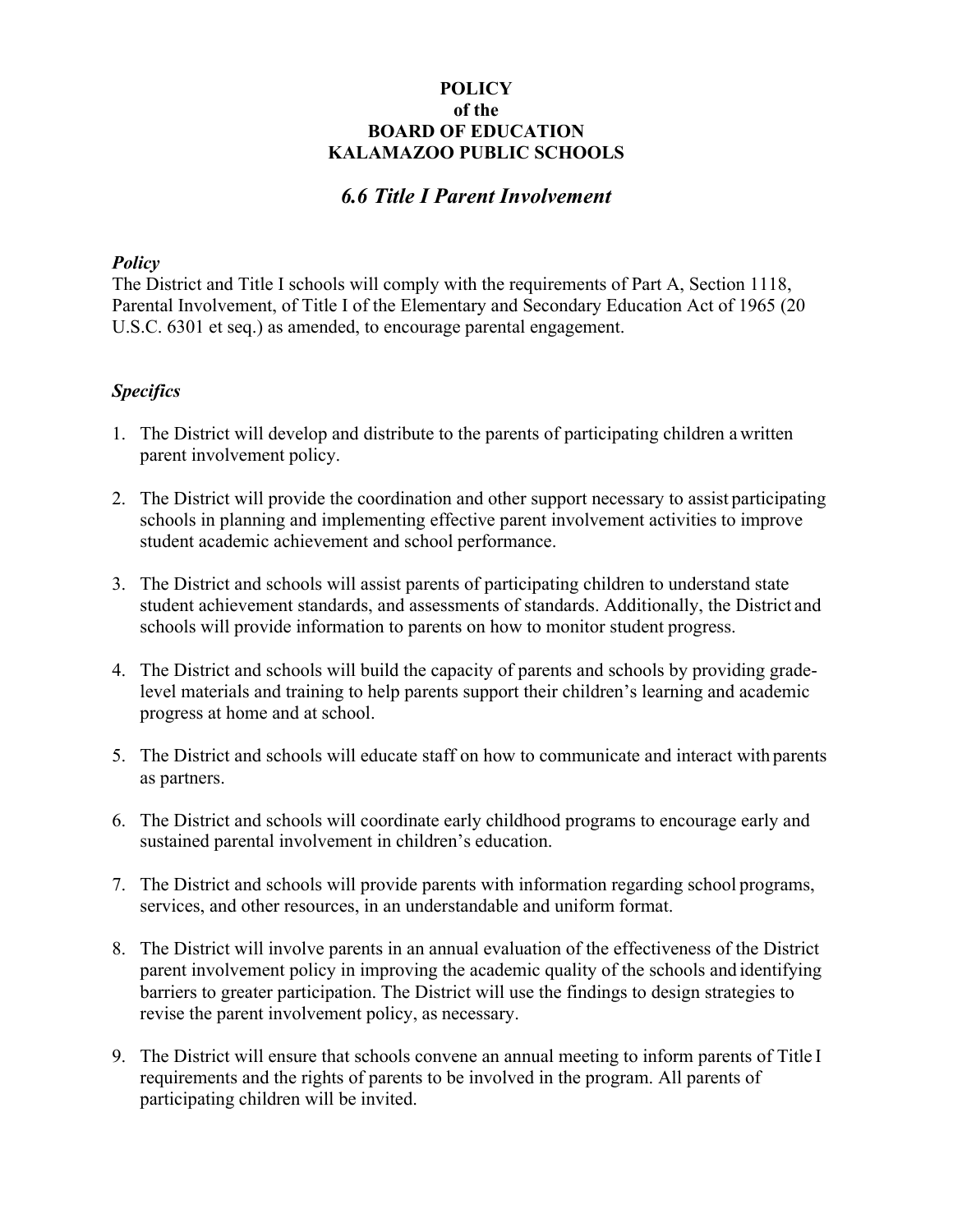**POLICY**
**of the**
**BOARD OF EDUCATION**
**KALAMAZOO PUBLIC SCHOOLS**

## *6.6 Title I Parent Involvement*

### *Policy*

The District and Title I schools will comply with the requirements of Part A, Section 1118, Parental Involvement, of Title I of the Elementary and Secondary Education Act of 1965 (20 U.S.C. 6301 et seq.) as amended, to encourage parental engagement.

### *Specifics*

1. The District will develop and distribute to the parents of participating children a written parent involvement policy.

2. The District will provide the coordination and other support necessary to assist participating schools in planning and implementing effective parent involvement activities to improve student academic achievement and school performance.

3. The District and schools will assist parents of participating children to understand state student achievement standards, and assessments of standards. Additionally, the District and schools will provide information to parents on how to monitor student progress.

4. The District and schools will build the capacity of parents and schools by providing grade-level materials and training to help parents support their children's learning and academic progress at home and at school.

5. The District and schools will educate staff on how to communicate and interact with parents as partners.

6. The District and schools will coordinate early childhood programs to encourage early and sustained parental involvement in children's education.

7. The District and schools will provide parents with information regarding school programs, services, and other resources, in an understandable and uniform format.

8. The District will involve parents in an annual evaluation of the effectiveness of the District parent involvement policy in improving the academic quality of the schools and identifying barriers to greater participation. The District will use the findings to design strategies to revise the parent involvement policy, as necessary.

9. The District will ensure that schools convene an annual meeting to inform parents of Title I requirements and the rights of parents to be involved in the program. All parents of participating children will be invited.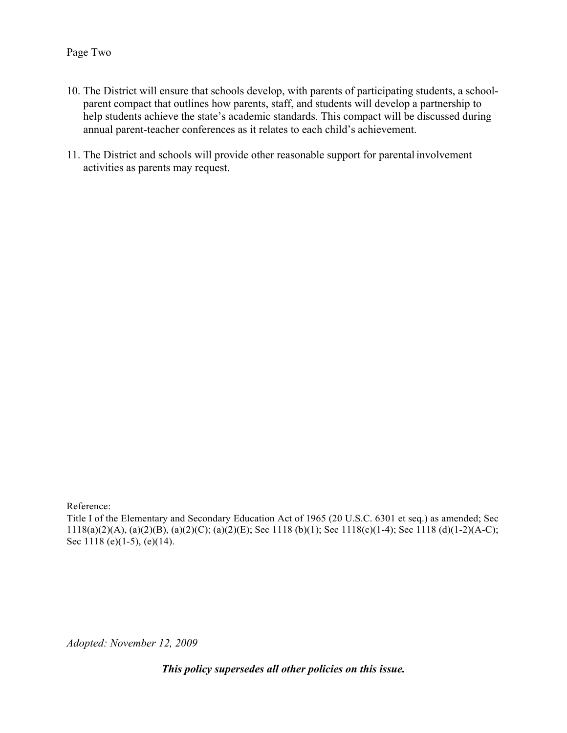Page Two

10. The District will ensure that schools develop, with parents of participating students, a school-parent compact that outlines how parents, staff, and students will develop a partnership to help students achieve the state's academic standards. This compact will be discussed during annual parent-teacher conferences as it relates to each child's achievement.

11. The District and schools will provide other reasonable support for parental involvement activities as parents may request.

Reference:
Title I of the Elementary and Secondary Education Act of 1965 (20 U.S.C. 6301 et seq.) as amended; Sec 1118(a)(2)(A), (a)(2)(B), (a)(2)(C); (a)(2)(E); Sec 1118 (b)(1); Sec 1118(c)(1-4); Sec 1118 (d)(1-2)(A-C); Sec 1118 (e)(1-5), (e)(14).

*Adopted: November 12, 2009*

***This policy supersedes all other policies on this issue.***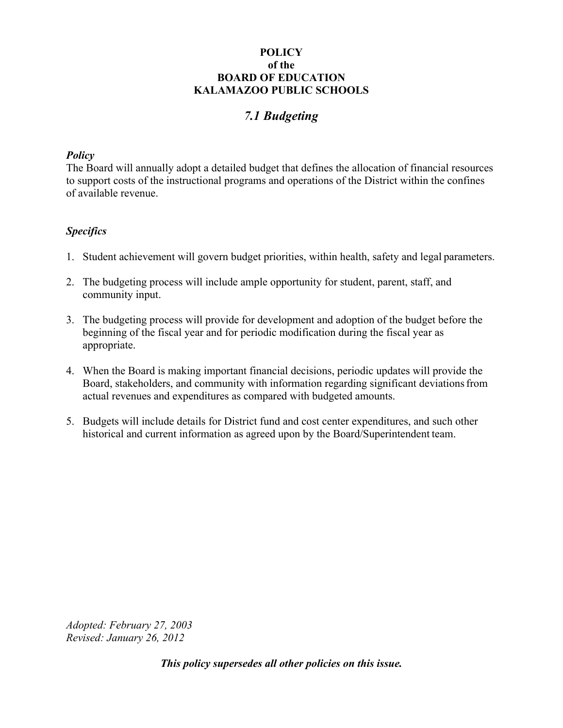**POLICY**
**of the**
**BOARD OF EDUCATION**
**KALAMAZOO PUBLIC SCHOOLS**

# *7.1 Budgeting*

***Policy***

The Board will annually adopt a detailed budget that defines the allocation of financial resources to support costs of the instructional programs and operations of the District within the confines of available revenue.

***Specifics***

1. Student achievement will govern budget priorities, within health, safety and legal parameters.

2. The budgeting process will include ample opportunity for student, parent, staff, and community input.

3. The budgeting process will provide for development and adoption of the budget before the beginning of the fiscal year and for periodic modification during the fiscal year as appropriate.

4. When the Board is making important financial decisions, periodic updates will provide the Board, stakeholders, and community with information regarding significant deviations from actual revenues and expenditures as compared with budgeted amounts.

5. Budgets will include details for District fund and cost center expenditures, and such other historical and current information as agreed upon by the Board/Superintendent team.

*Adopted: February 27, 2003*
*Revised: January 26, 2012*

***This policy supersedes all other policies on this issue.***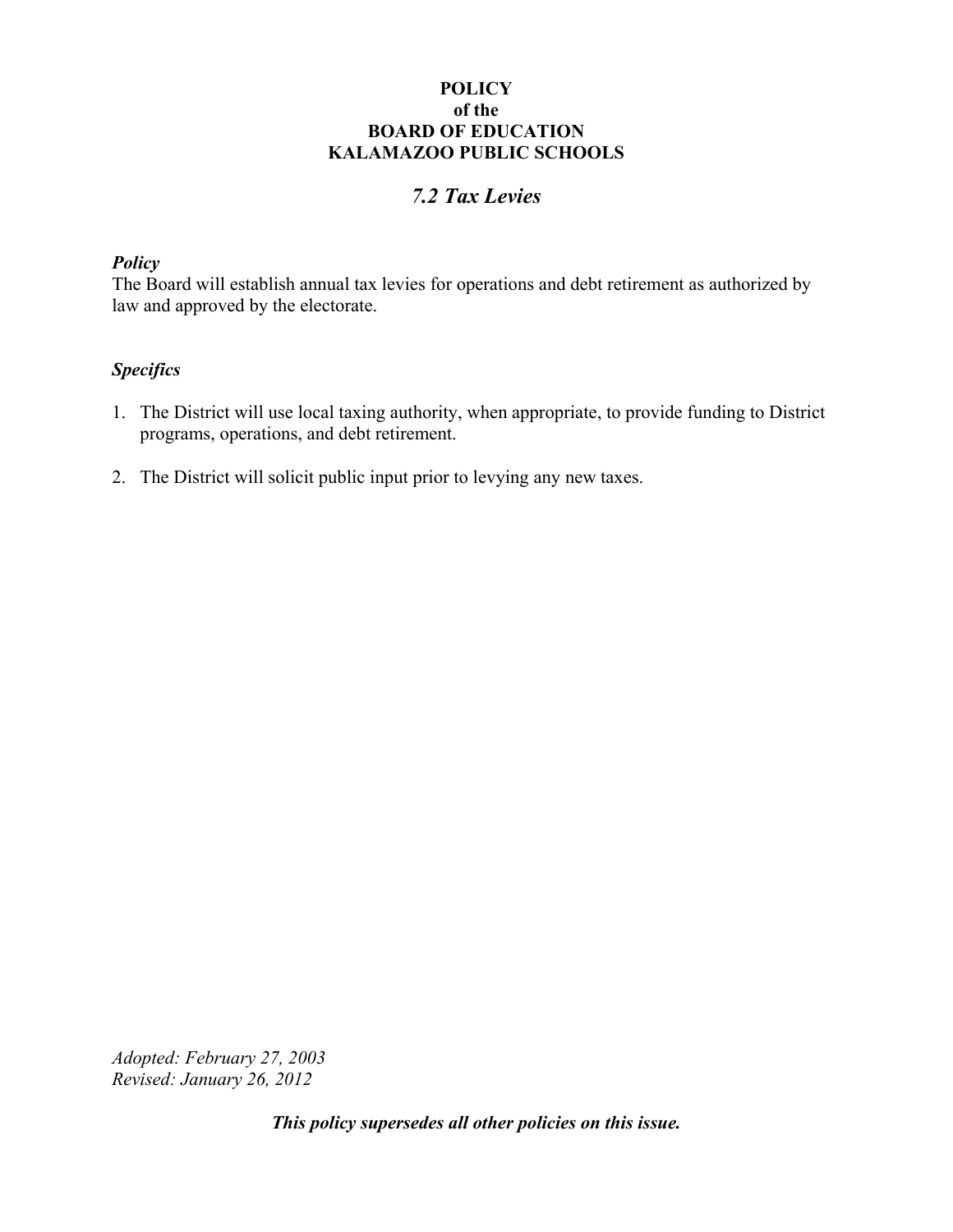**POLICY**
**of the**
**BOARD OF EDUCATION**
**KALAMAZOO PUBLIC SCHOOLS**

# *7.2 Tax Levies*

***Policy***

The Board will establish annual tax levies for operations and debt retirement as authorized by law and approved by the electorate.

***Specifics***

1. The District will use local taxing authority, when appropriate, to provide funding to District programs, operations, and debt retirement.

2. The District will solicit public input prior to levying any new taxes.

*Adopted: February 27, 2003*
*Revised: January 26, 2012*

***This policy supersedes all other policies on this issue.***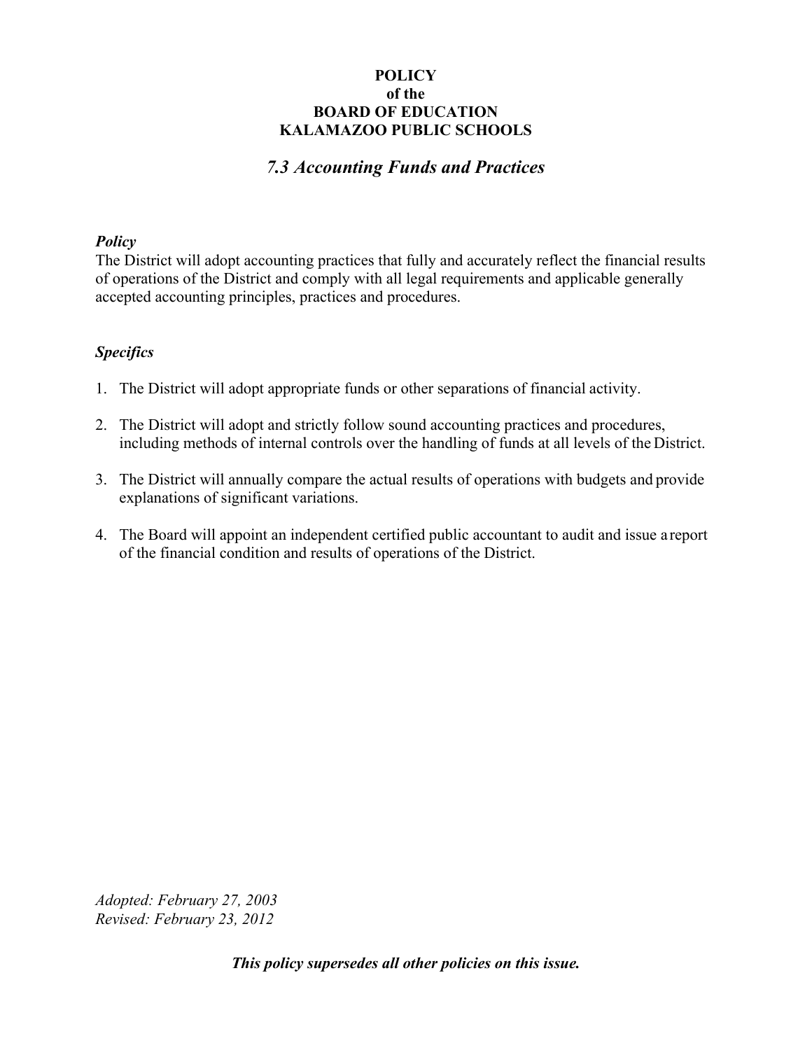**POLICY**
**of the**
**BOARD OF EDUCATION**
**KALAMAZOO PUBLIC SCHOOLS**

# *7.3 Accounting Funds and Practices*

***Policy***

The District will adopt accounting practices that fully and accurately reflect the financial results of operations of the District and comply with all legal requirements and applicable generally accepted accounting principles, practices and procedures.

***Specifics***

1. The District will adopt appropriate funds or other separations of financial activity.

2. The District will adopt and strictly follow sound accounting practices and procedures, including methods of internal controls over the handling of funds at all levels of the District.

3. The District will annually compare the actual results of operations with budgets and provide explanations of significant variations.

4. The Board will appoint an independent certified public accountant to audit and issue a report of the financial condition and results of operations of the District.

*Adopted: February 27, 2003*
*Revised: February 23, 2012*

***This policy supersedes all other policies on this issue.***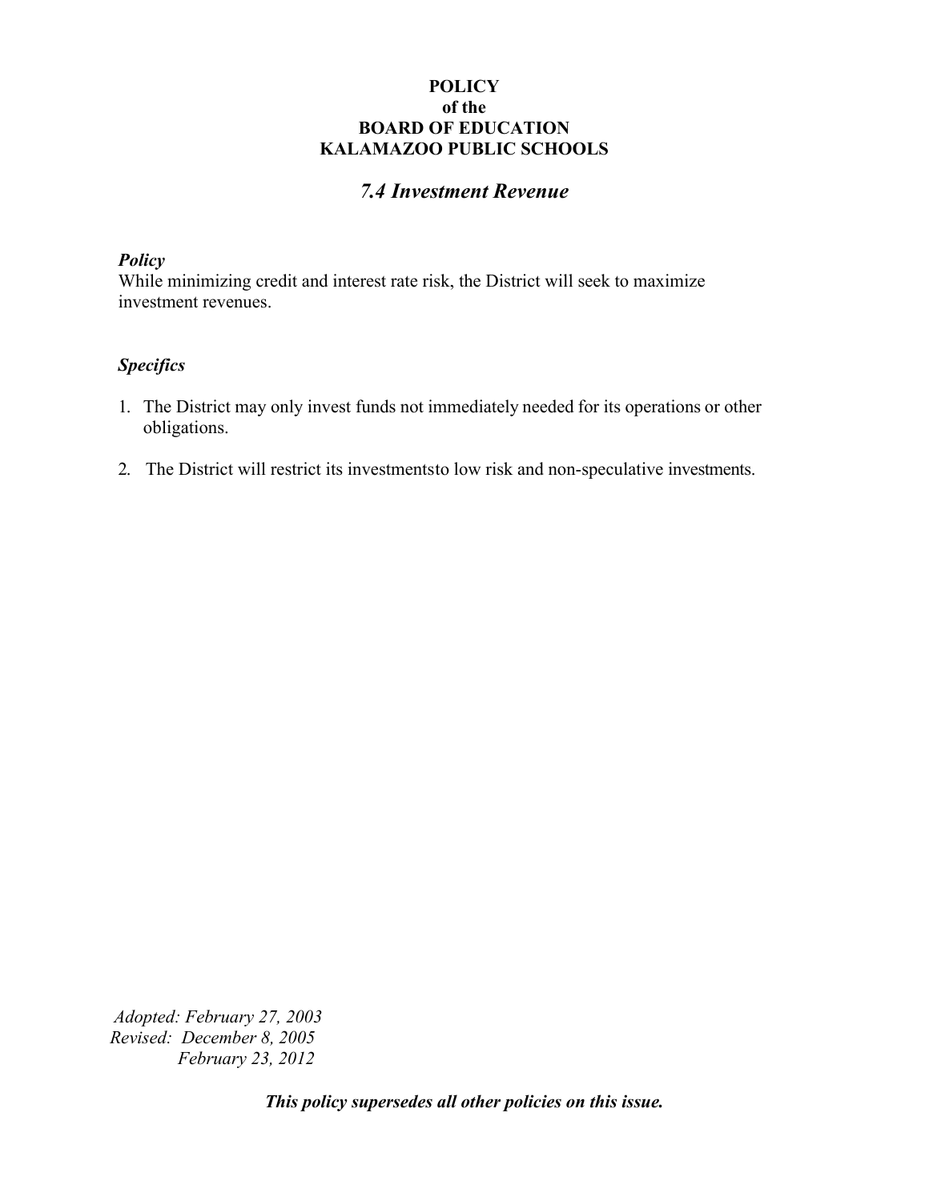**POLICY**
**of the**
**BOARD OF EDUCATION**
**KALAMAZOO PUBLIC SCHOOLS**

## *7.4 Investment Revenue*

***Policy***

While minimizing credit and interest rate risk, the District will seek to maximize investment revenues.

***Specifics***

1. The District may only invest funds not immediately needed for its operations or other obligations.
2. The District will restrict its investmentsto low risk and non-speculative investments.

*Adopted: February 27, 2003*
*Revised: December 8, 2005*
*February 23, 2012*

***This policy supersedes all other policies on this issue.***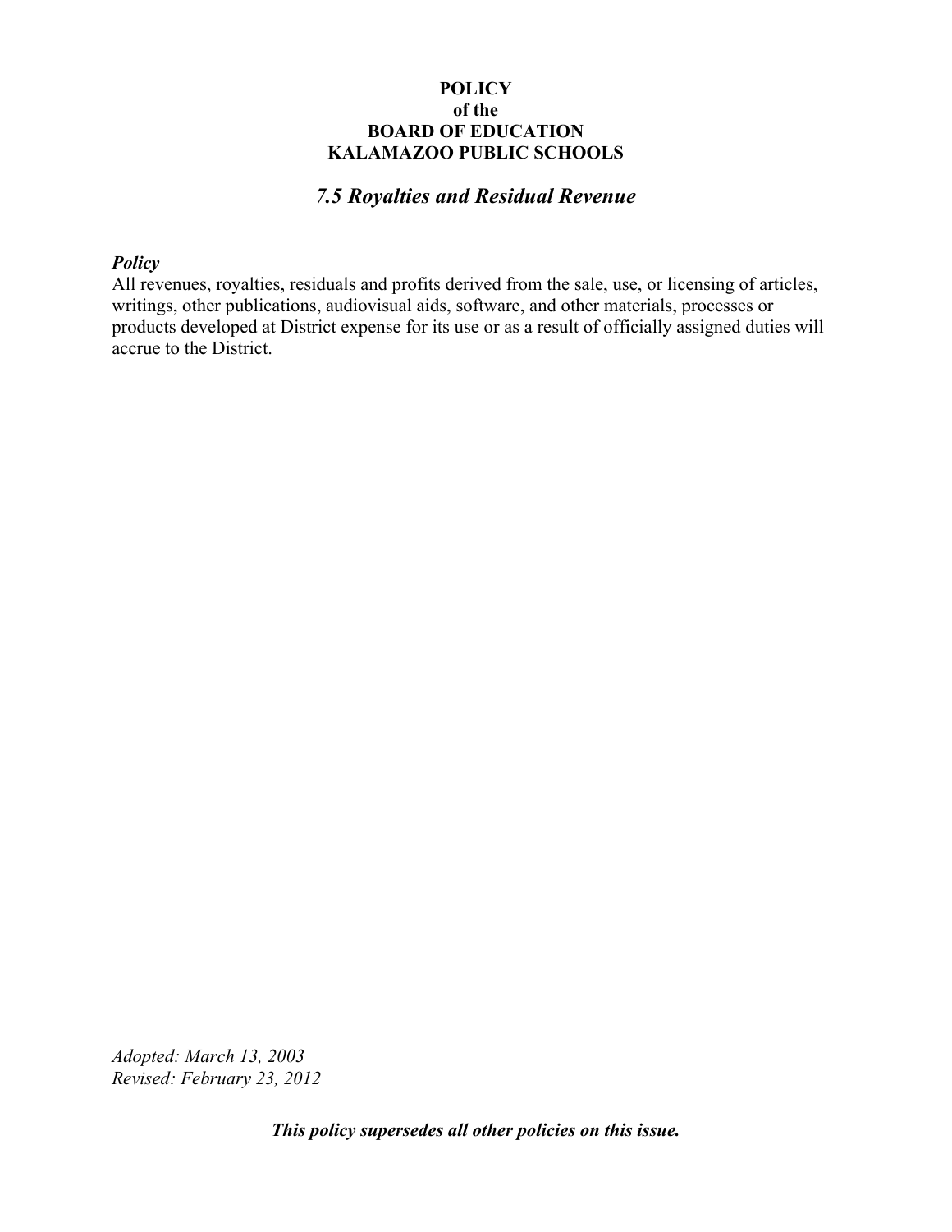**POLICY**
**of the**
**BOARD OF EDUCATION**
**KALAMAZOO PUBLIC SCHOOLS**

## *7.5 Royalties and Residual Revenue*

***Policy***

All revenues, royalties, residuals and profits derived from the sale, use, or licensing of articles, writings, other publications, audiovisual aids, software, and other materials, processes or products developed at District expense for its use or as a result of officially assigned duties will accrue to the District.

*Adopted: March 13, 2003*
*Revised: February 23, 2012*

***This policy supersedes all other policies on this issue.***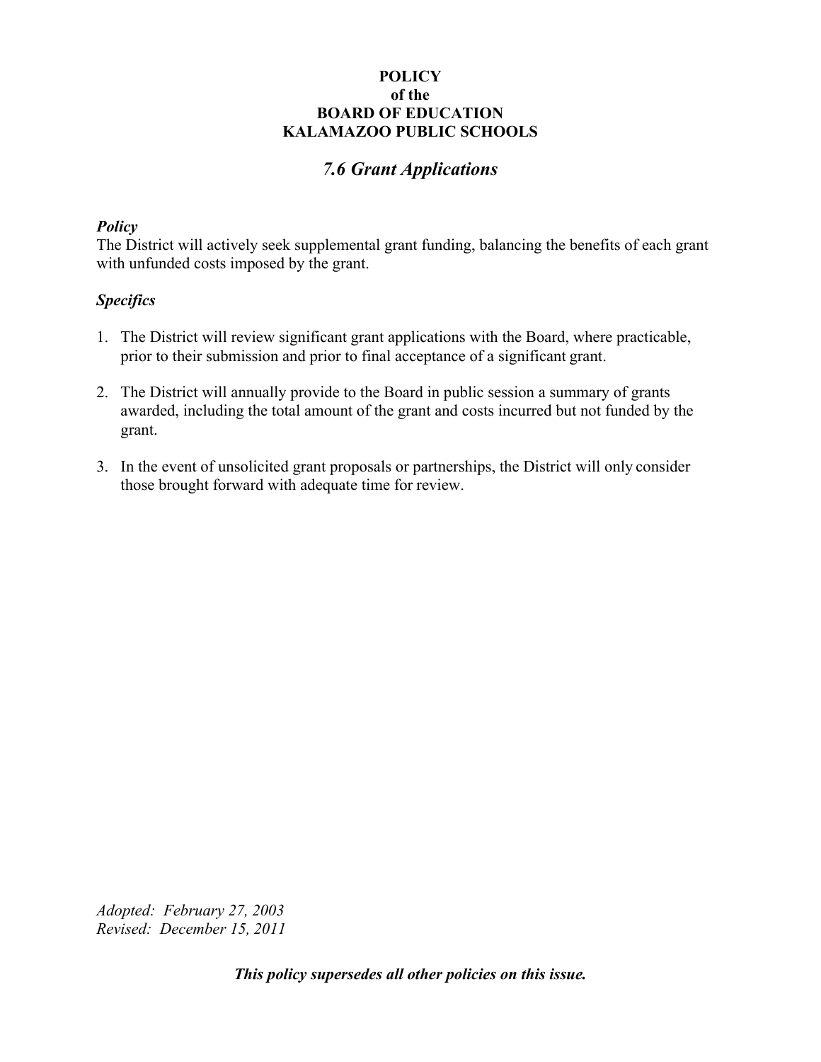**POLICY**
**of the**
**BOARD OF EDUCATION**
**KALAMAZOO PUBLIC SCHOOLS**

## *7.6 Grant Applications*

***Policy***

The District will actively seek supplemental grant funding, balancing the benefits of each grant with unfunded costs imposed by the grant.

***Specifics***

1. The District will review significant grant applications with the Board, where practicable, prior to their submission and prior to final acceptance of a significant grant.

2. The District will annually provide to the Board in public session a summary of grants awarded, including the total amount of the grant and costs incurred but not funded by the grant.

3. In the event of unsolicited grant proposals or partnerships, the District will only consider those brought forward with adequate time for review.

*Adopted: February 27, 2003*
*Revised: December 15, 2011*

***This policy supersedes all other policies on this issue.***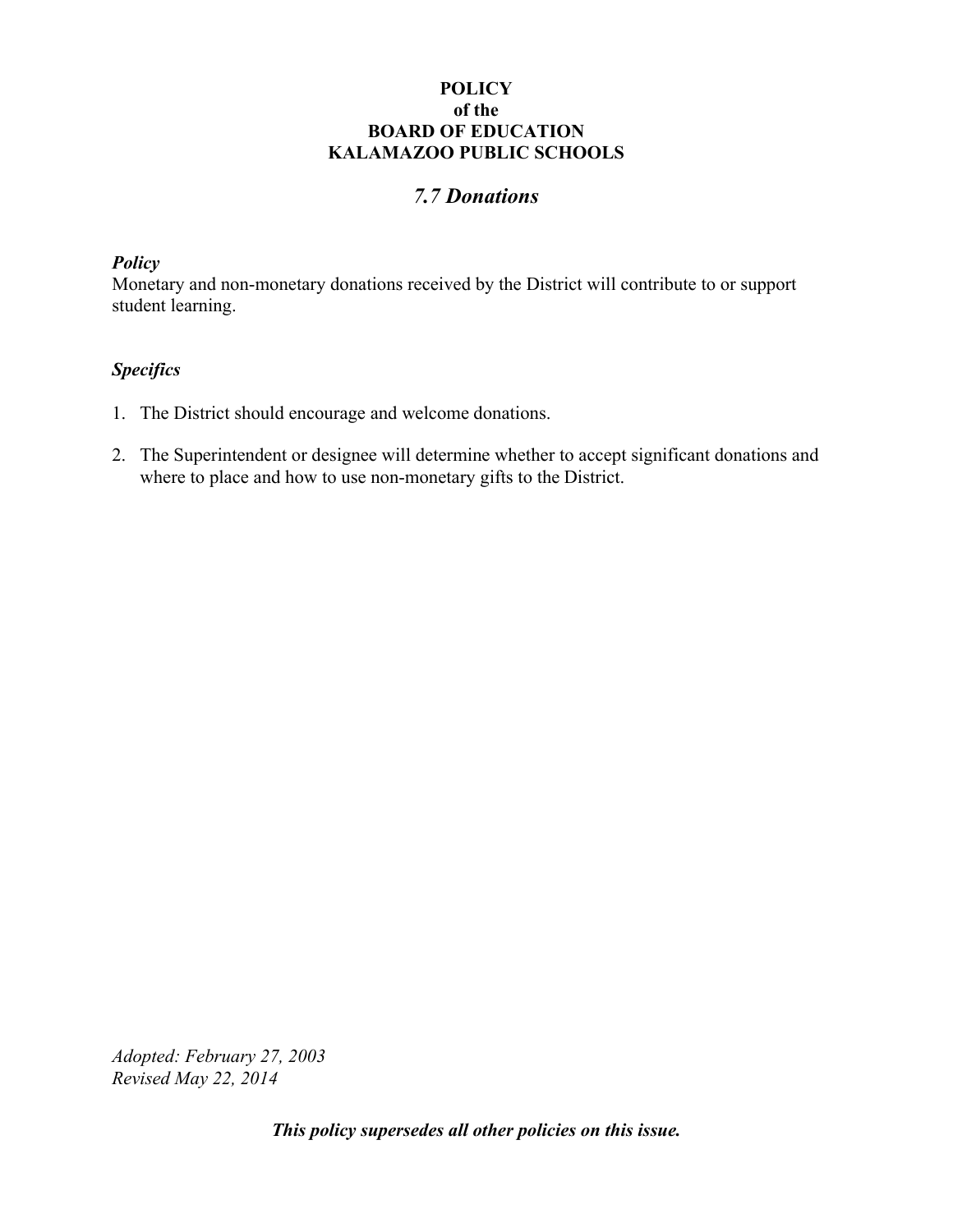**POLICY**
**of the**
**BOARD OF EDUCATION**
**KALAMAZOO PUBLIC SCHOOLS**

# *7.7 Donations*

***Policy***

Monetary and non-monetary donations received by the District will contribute to or support student learning.

***Specifics***

1. The District should encourage and welcome donations.
2. The Superintendent or designee will determine whether to accept significant donations and where to place and how to use non-monetary gifts to the District.

*Adopted: February 27, 2003*
*Revised May 22, 2014*

***This policy supersedes all other policies on this issue.***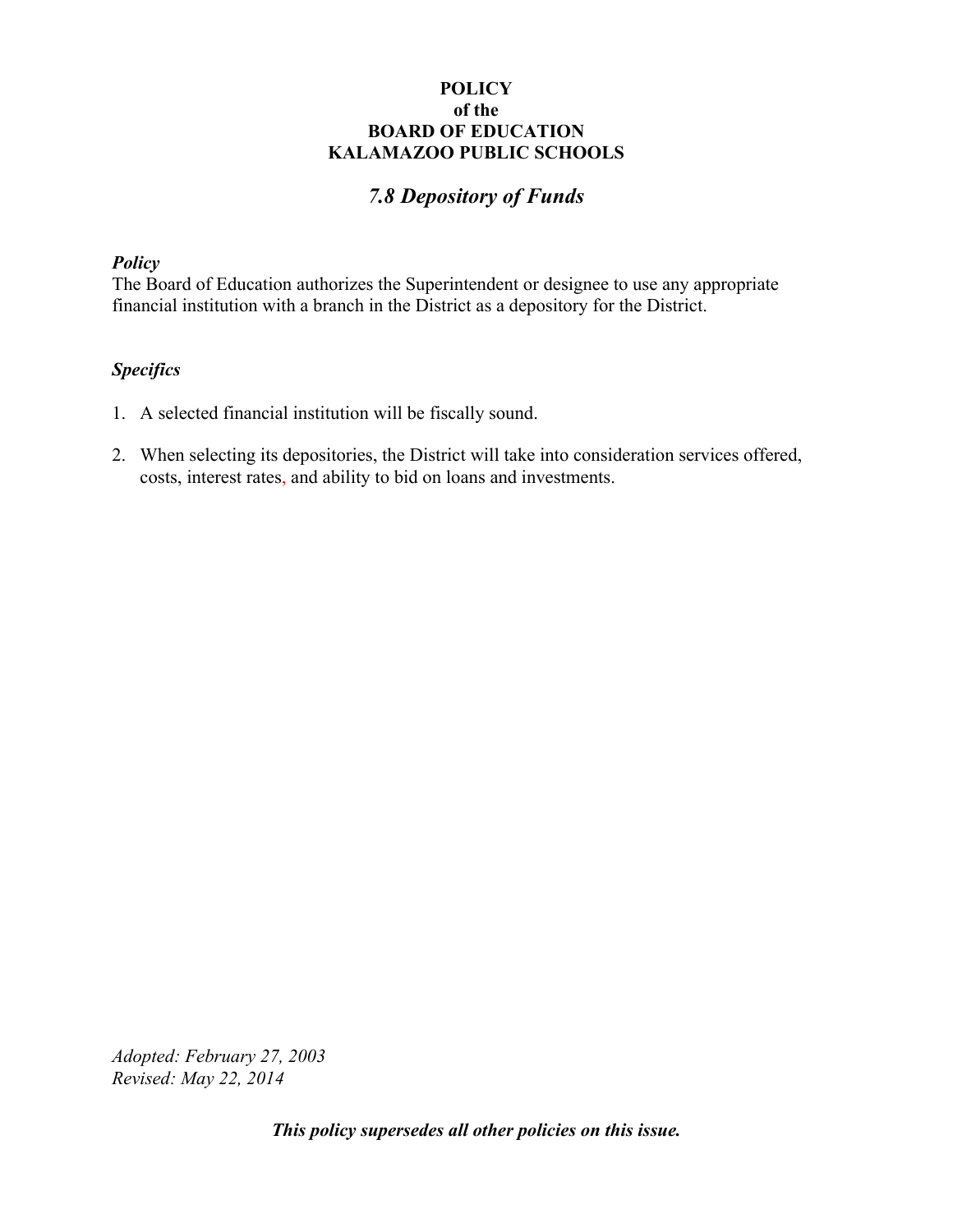**POLICY**
**of the**
**BOARD OF EDUCATION**
**KALAMAZOO PUBLIC SCHOOLS**

# *7.8 Depository of Funds*

***Policy***

The Board of Education authorizes the Superintendent or designee to use any appropriate financial institution with a branch in the District as a depository for the District.

***Specifics***

1. A selected financial institution will be fiscally sound.
2. When selecting its depositories, the District will take into consideration services offered, costs, interest rates, and ability to bid on loans and investments.

*Adopted: February 27, 2003*
*Revised: May 22, 2014*

***This policy supersedes all other policies on this issue.***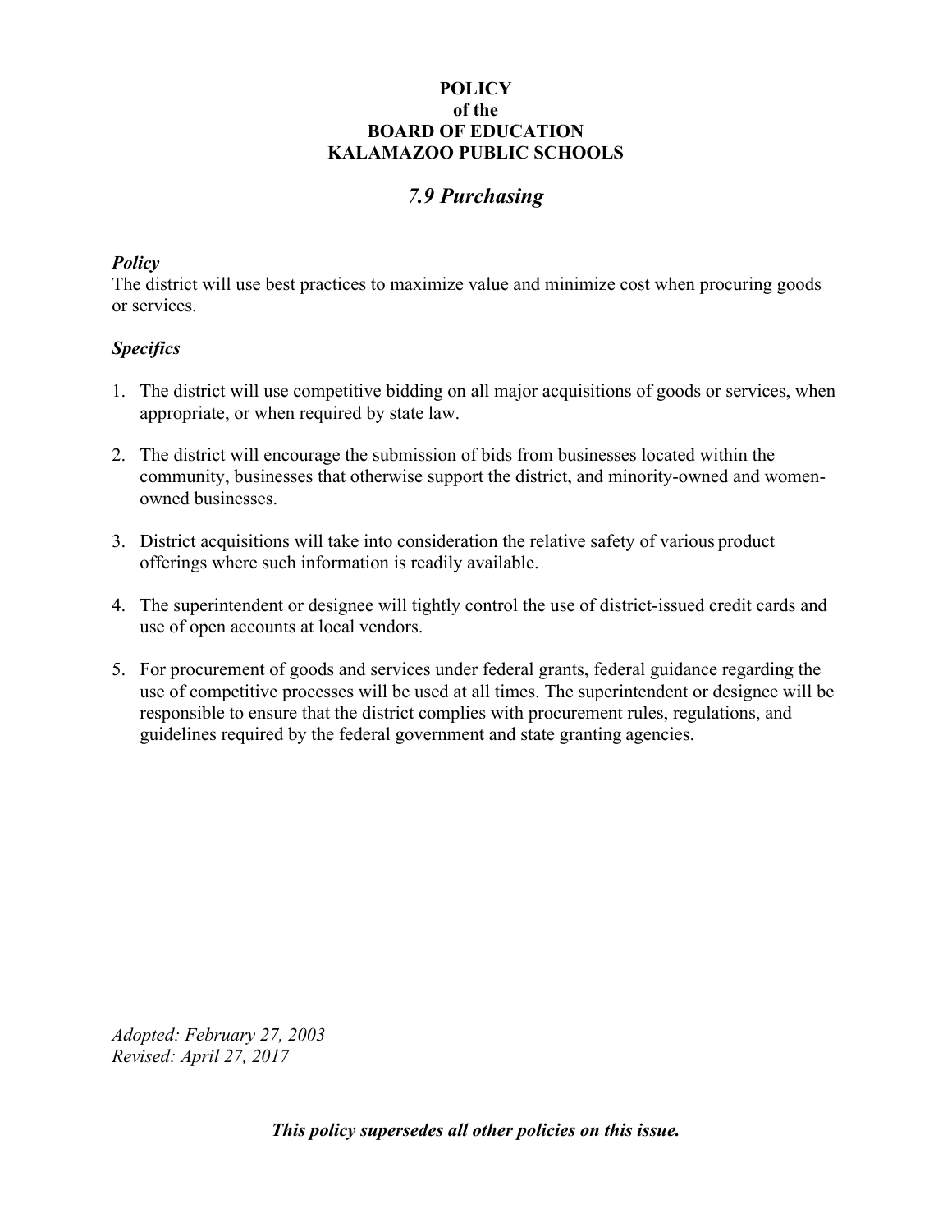**POLICY**
**of the**
**BOARD OF EDUCATION**
**KALAMAZOO PUBLIC SCHOOLS**

# *7.9 Purchasing*

***Policy***
The district will use best practices to maximize value and minimize cost when procuring goods or services.

***Specifics***

1. The district will use competitive bidding on all major acquisitions of goods or services, when appropriate, or when required by state law.

2. The district will encourage the submission of bids from businesses located within the community, businesses that otherwise support the district, and minority-owned and women-owned businesses.

3. District acquisitions will take into consideration the relative safety of various product offerings where such information is readily available.

4. The superintendent or designee will tightly control the use of district-issued credit cards and use of open accounts at local vendors.

5. For procurement of goods and services under federal grants, federal guidance regarding the use of competitive processes will be used at all times. The superintendent or designee will be responsible to ensure that the district complies with procurement rules, regulations, and guidelines required by the federal government and state granting agencies.

*Adopted: February 27, 2003*
*Revised: April 27, 2017*

***This policy supersedes all other policies on this issue.***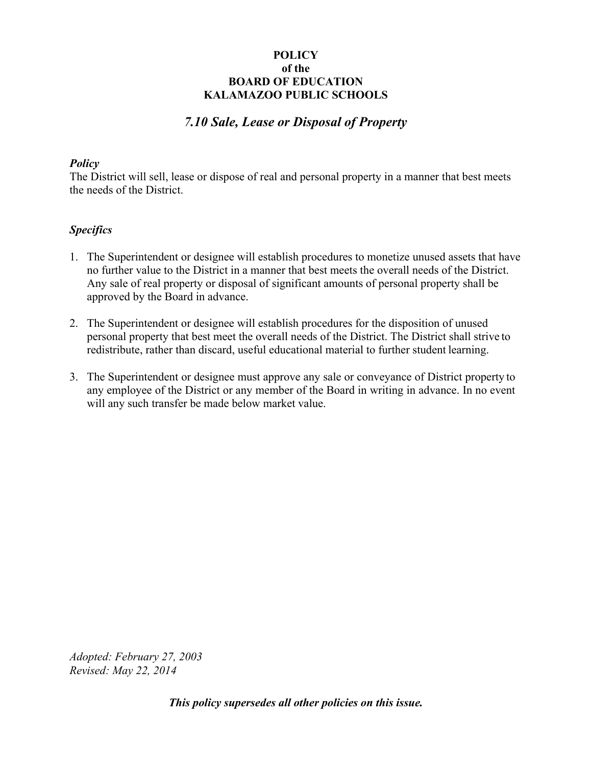**POLICY**
**of the**
**BOARD OF EDUCATION**
**KALAMAZOO PUBLIC SCHOOLS**

# *7.10 Sale, Lease or Disposal of Property*

***Policy***

The District will sell, lease or dispose of real and personal property in a manner that best meets the needs of the District.

***Specifics***

1. The Superintendent or designee will establish procedures to monetize unused assets that have no further value to the District in a manner that best meets the overall needs of the District. Any sale of real property or disposal of significant amounts of personal property shall be approved by the Board in advance.

2. The Superintendent or designee will establish procedures for the disposition of unused personal property that best meet the overall needs of the District. The District shall strive to redistribute, rather than discard, useful educational material to further student learning.

3. The Superintendent or designee must approve any sale or conveyance of District property to any employee of the District or any member of the Board in writing in advance. In no event will any such transfer be made below market value.

*Adopted: February 27, 2003*
*Revised: May 22, 2014*

***This policy supersedes all other policies on this issue.***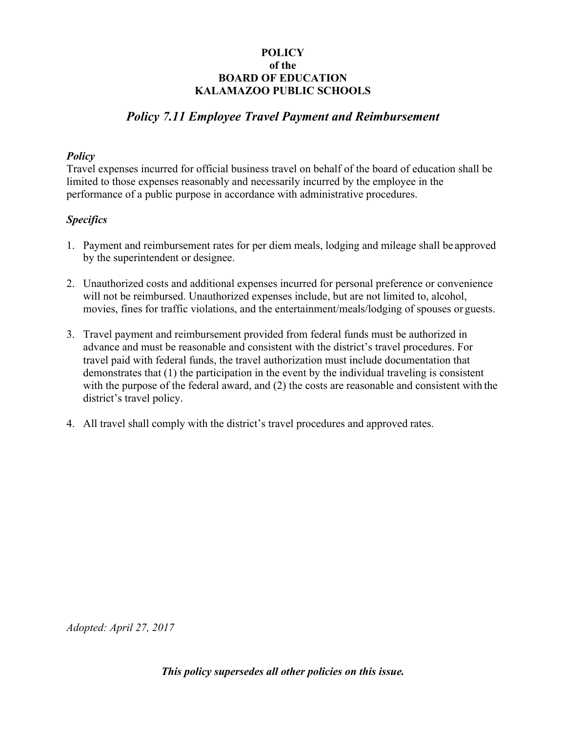**POLICY**
**of the**
**BOARD OF EDUCATION**
**KALAMAZOO PUBLIC SCHOOLS**

# *Policy 7.11 Employee Travel Payment and Reimbursement*

### *Policy*

Travel expenses incurred for official business travel on behalf of the board of education shall be limited to those expenses reasonably and necessarily incurred by the employee in the performance of a public purpose in accordance with administrative procedures.

### *Specifics*

1. Payment and reimbursement rates for per diem meals, lodging and mileage shall be approved by the superintendent or designee.

2. Unauthorized costs and additional expenses incurred for personal preference or convenience will not be reimbursed. Unauthorized expenses include, but are not limited to, alcohol, movies, fines for traffic violations, and the entertainment/meals/lodging of spouses or guests.

3. Travel payment and reimbursement provided from federal funds must be authorized in advance and must be reasonable and consistent with the district's travel procedures. For travel paid with federal funds, the travel authorization must include documentation that demonstrates that (1) the participation in the event by the individual traveling is consistent with the purpose of the federal award, and (2) the costs are reasonable and consistent with the district's travel policy.

4. All travel shall comply with the district's travel procedures and approved rates.

*Adopted: April 27, 2017*

***This policy supersedes all other policies on this issue.***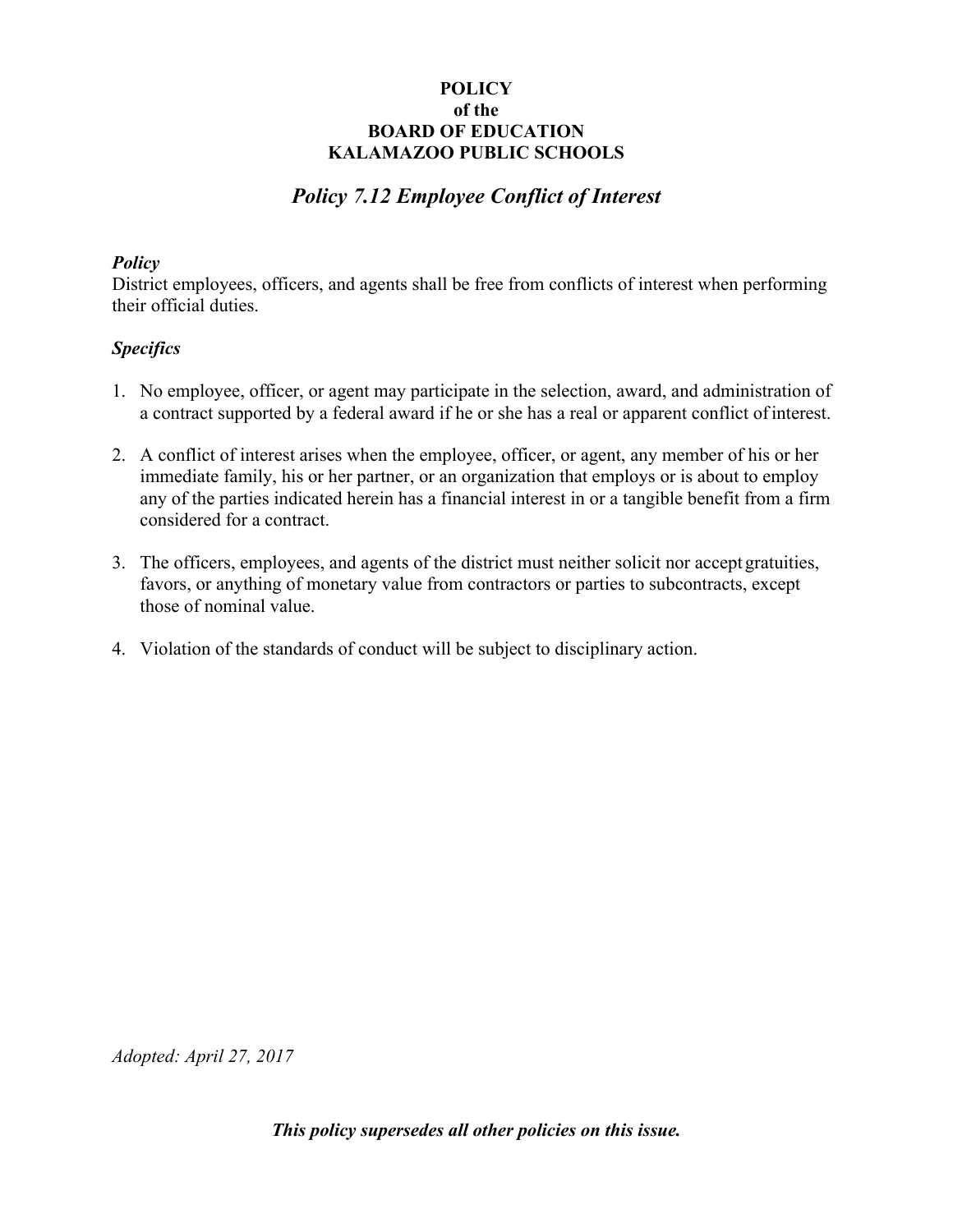**POLICY**
**of the**
**BOARD OF EDUCATION**
**KALAMAZOO PUBLIC SCHOOLS**

# *Policy 7.12 Employee Conflict of Interest*

### *Policy*

District employees, officers, and agents shall be free from conflicts of interest when performing their official duties.

### *Specifics*

1. No employee, officer, or agent may participate in the selection, award, and administration of a contract supported by a federal award if he or she has a real or apparent conflict of interest.

2. A conflict of interest arises when the employee, officer, or agent, any member of his or her immediate family, his or her partner, or an organization that employs or is about to employ any of the parties indicated herein has a financial interest in or a tangible benefit from a firm considered for a contract.

3. The officers, employees, and agents of the district must neither solicit nor accept gratuities, favors, or anything of monetary value from contractors or parties to subcontracts, except those of nominal value.

4. Violation of the standards of conduct will be subject to disciplinary action.

*Adopted: April 27, 2017*

***This policy supersedes all other policies on this issue.***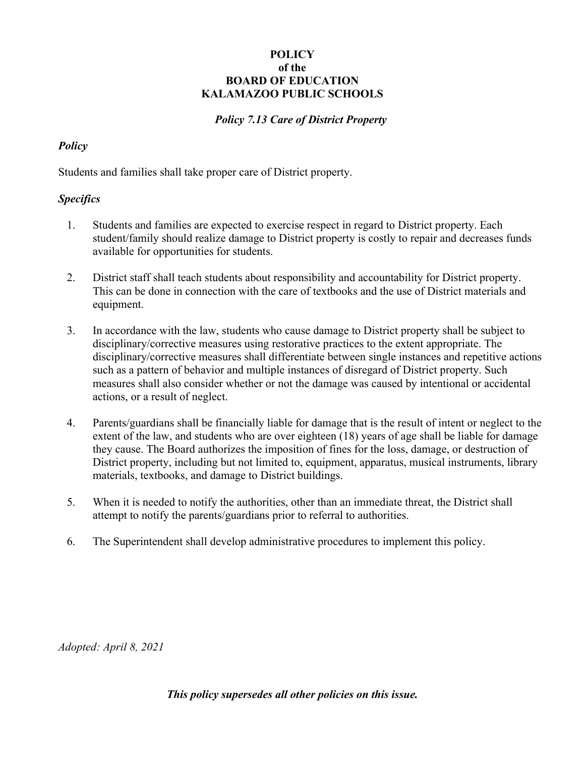**POLICY**
**of the**
**BOARD OF EDUCATION**
**KALAMAZOO PUBLIC SCHOOLS**

***Policy 7.13 Care of District Property***

### *Policy*

Students and families shall take proper care of District property.

### *Specifics*

1. Students and families are expected to exercise respect in regard to District property. Each student/family should realize damage to District property is costly to repair and decreases funds available for opportunities for students.

2. District staff shall teach students about responsibility and accountability for District property. This can be done in connection with the care of textbooks and the use of District materials and equipment.

3. In accordance with the law, students who cause damage to District property shall be subject to disciplinary/corrective measures using restorative practices to the extent appropriate. The disciplinary/corrective measures shall differentiate between single instances and repetitive actions such as a pattern of behavior and multiple instances of disregard of District property. Such measures shall also consider whether or not the damage was caused by intentional or accidental actions, or a result of neglect.

4. Parents/guardians shall be financially liable for damage that is the result of intent or neglect to the extent of the law, and students who are over eighteen (18) years of age shall be liable for damage they cause. The Board authorizes the imposition of fines for the loss, damage, or destruction of District property, including but not limited to, equipment, apparatus, musical instruments, library materials, textbooks, and damage to District buildings.

5. When it is needed to notify the authorities, other than an immediate threat, the District shall attempt to notify the parents/guardians prior to referral to authorities.

6. The Superintendent shall develop administrative procedures to implement this policy.

*Adopted: April 8, 2021*

***This policy supersedes all other policies on this issue.***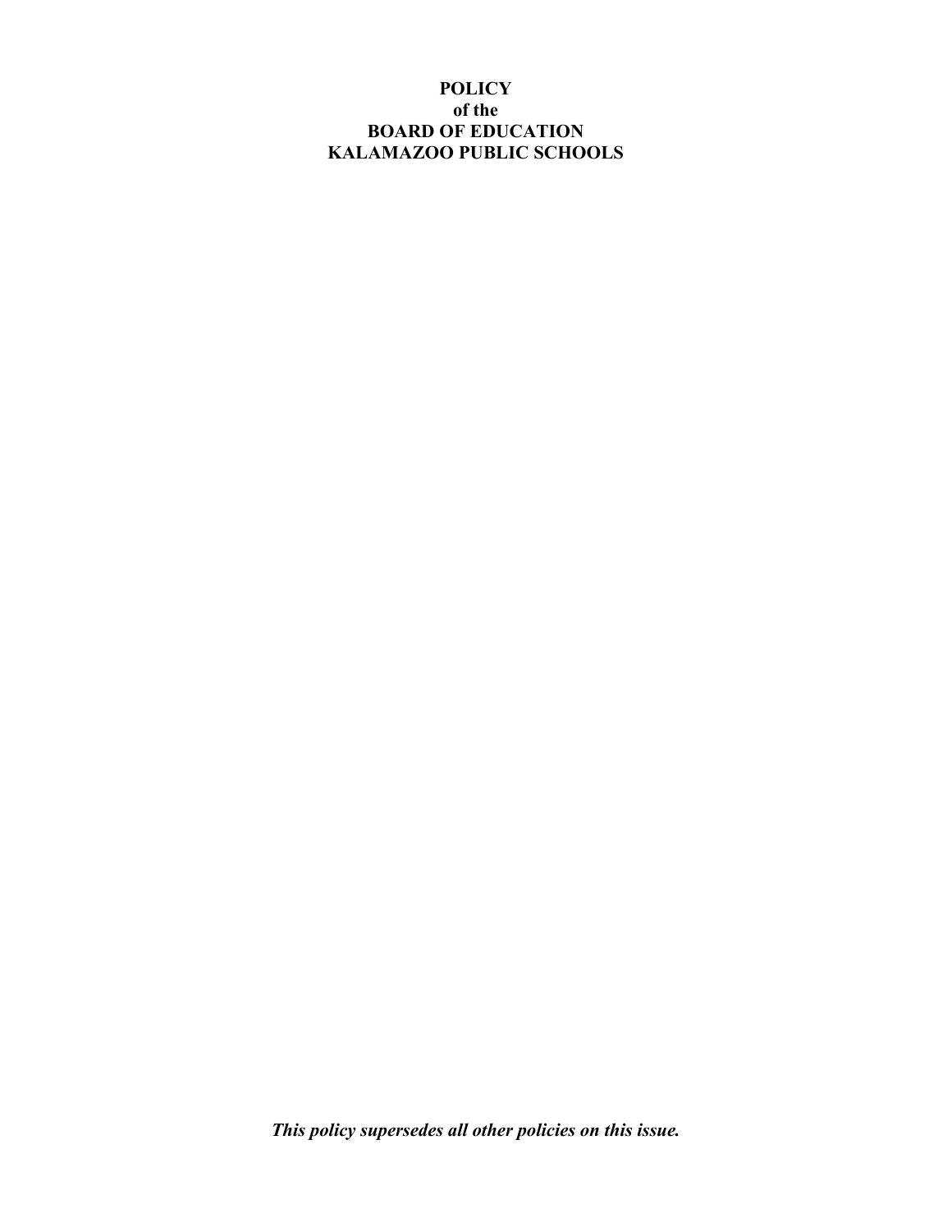**POLICY**
**of the**
**BOARD OF EDUCATION**
**KALAMAZOO PUBLIC SCHOOLS**

***This policy supersedes all other policies on this issue.***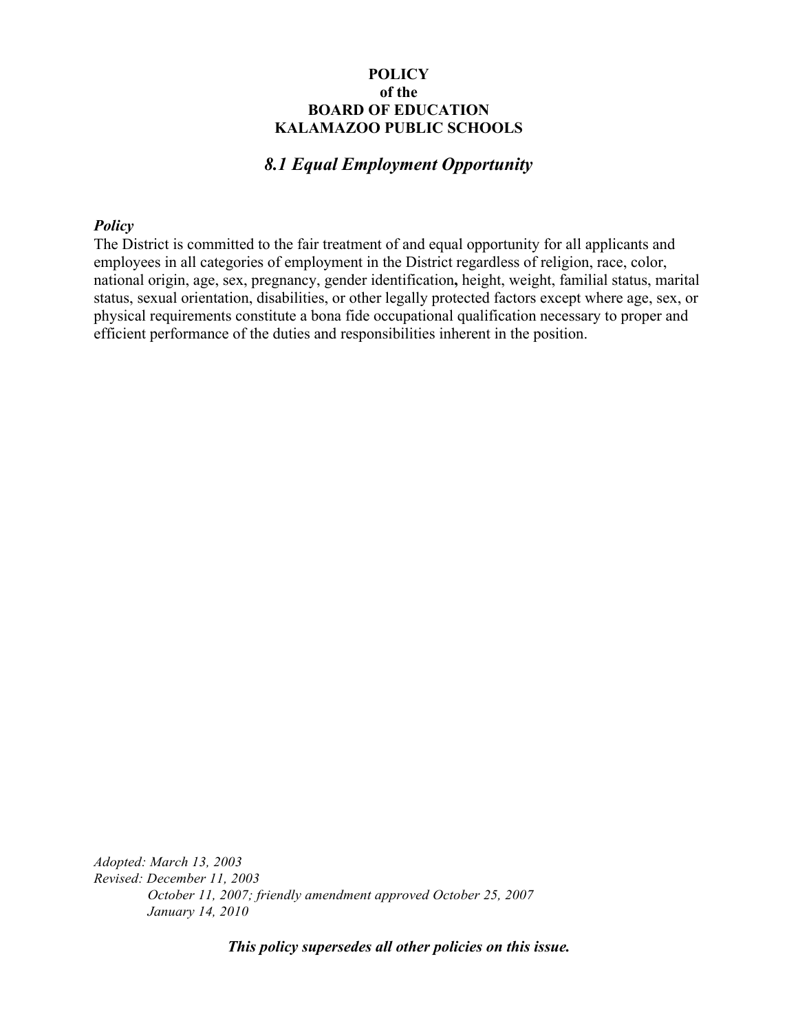**POLICY**
**of the**
**BOARD OF EDUCATION**
**KALAMAZOO PUBLIC SCHOOLS**

## *8.1 Equal Employment Opportunity*

***Policy***

The District is committed to the fair treatment of and equal opportunity for all applicants and employees in all categories of employment in the District regardless of religion, race, color, national origin, age, sex, pregnancy, gender identification**,** height, weight, familial status, marital status, sexual orientation, disabilities, or other legally protected factors except where age, sex, or physical requirements constitute a bona fide occupational qualification necessary to proper and efficient performance of the duties and responsibilities inherent in the position.

*Adopted: March 13, 2003*
*Revised: December 11, 2003*
*October 11, 2007; friendly amendment approved October 25, 2007*
*January 14, 2010*

***This policy supersedes all other policies on this issue.***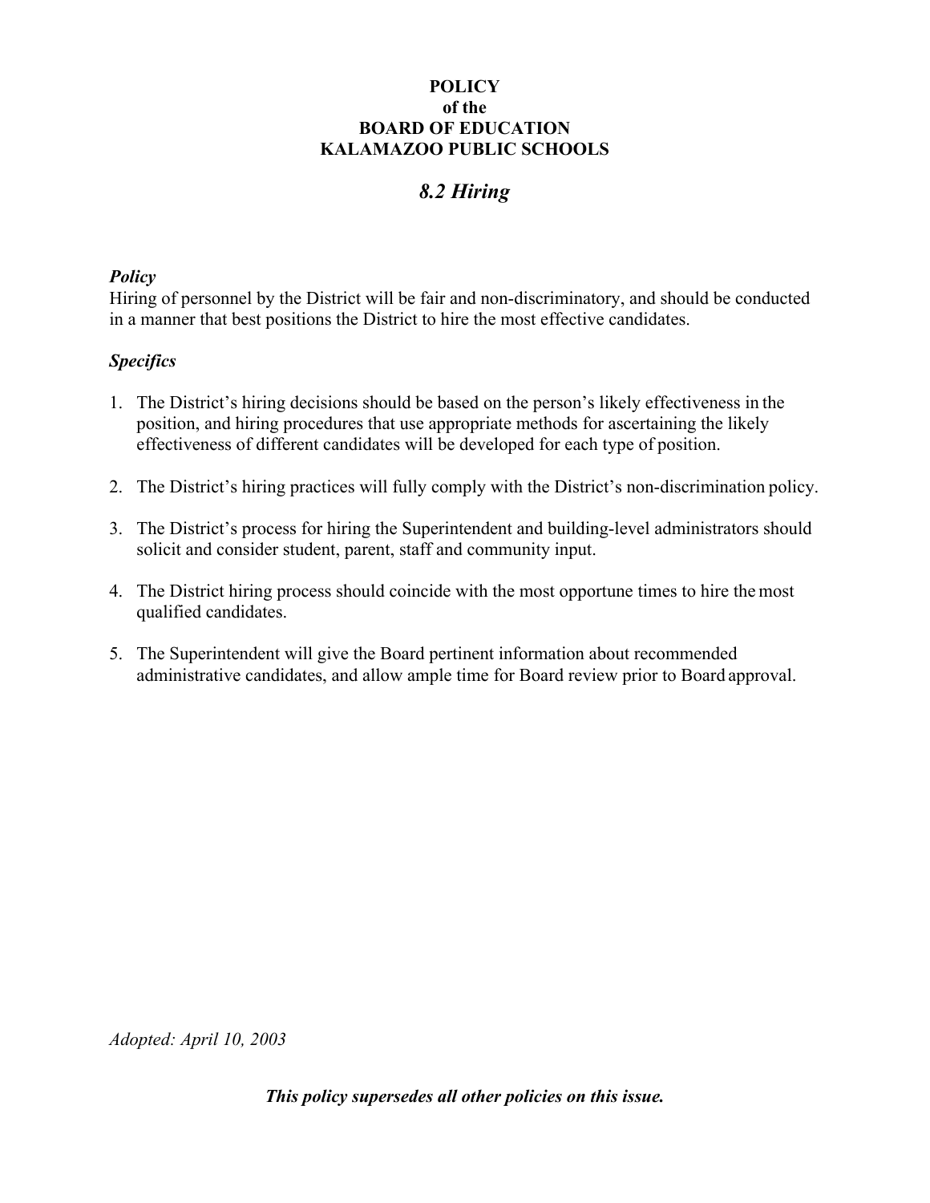**POLICY**
**of the**
**BOARD OF EDUCATION**
**KALAMAZOO PUBLIC SCHOOLS**

# *8.2 Hiring*

### *Policy*

Hiring of personnel by the District will be fair and non-discriminatory, and should be conducted in a manner that best positions the District to hire the most effective candidates.

### *Specifics*

1. The District's hiring decisions should be based on the person's likely effectiveness in the position, and hiring procedures that use appropriate methods for ascertaining the likely effectiveness of different candidates will be developed for each type of position.

2. The District's hiring practices will fully comply with the District's non-discrimination policy.

3. The District's process for hiring the Superintendent and building-level administrators should solicit and consider student, parent, staff and community input.

4. The District hiring process should coincide with the most opportune times to hire the most qualified candidates.

5. The Superintendent will give the Board pertinent information about recommended administrative candidates, and allow ample time for Board review prior to Board approval.

*Adopted: April 10, 2003*

***This policy supersedes all other policies on this issue.***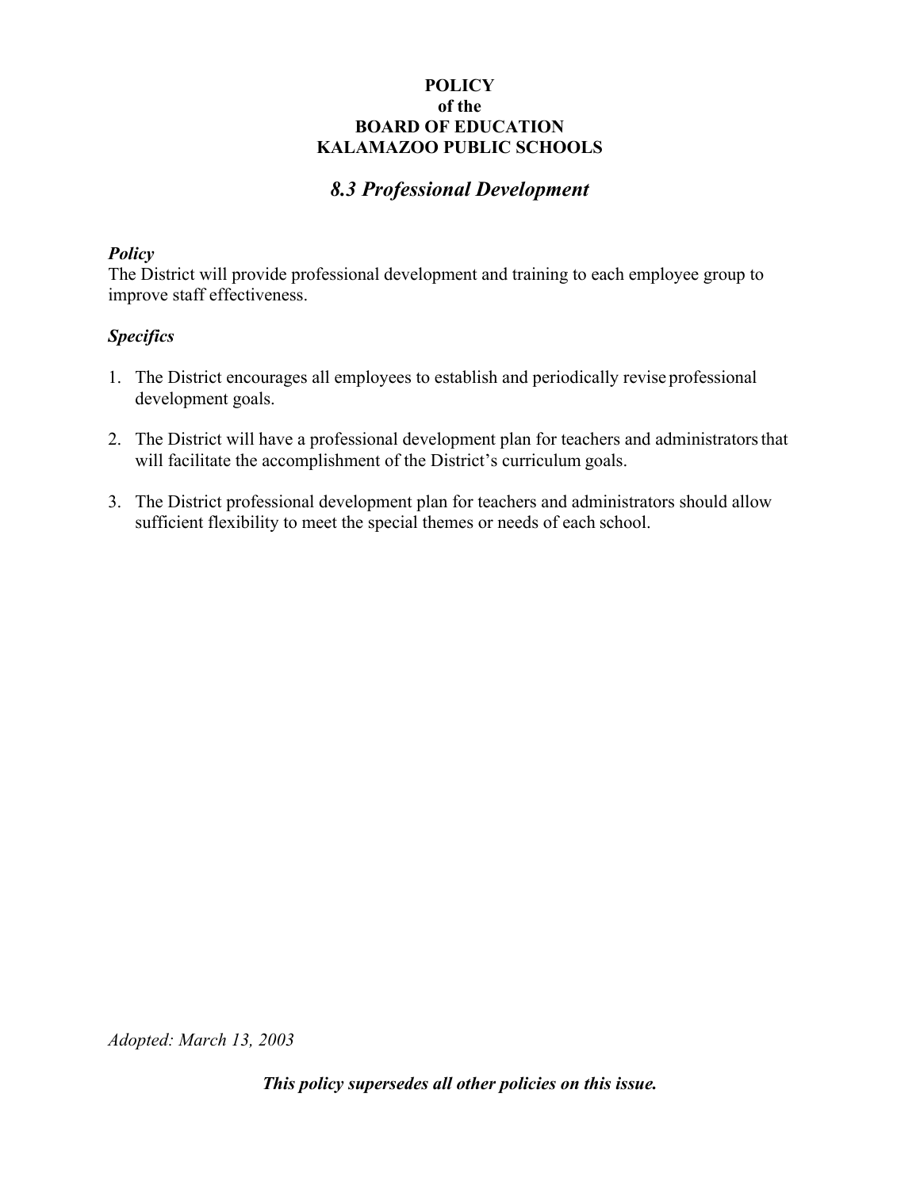**POLICY**
**of the**
**BOARD OF EDUCATION**
**KALAMAZOO PUBLIC SCHOOLS**

# *8.3 Professional Development*

***Policy***

The District will provide professional development and training to each employee group to improve staff effectiveness.

***Specifics***

1. The District encourages all employees to establish and periodically revise professional development goals.

2. The District will have a professional development plan for teachers and administrators that will facilitate the accomplishment of the District's curriculum goals.

3. The District professional development plan for teachers and administrators should allow sufficient flexibility to meet the special themes or needs of each school.

*Adopted: March 13, 2003*

***This policy supersedes all other policies on this issue.***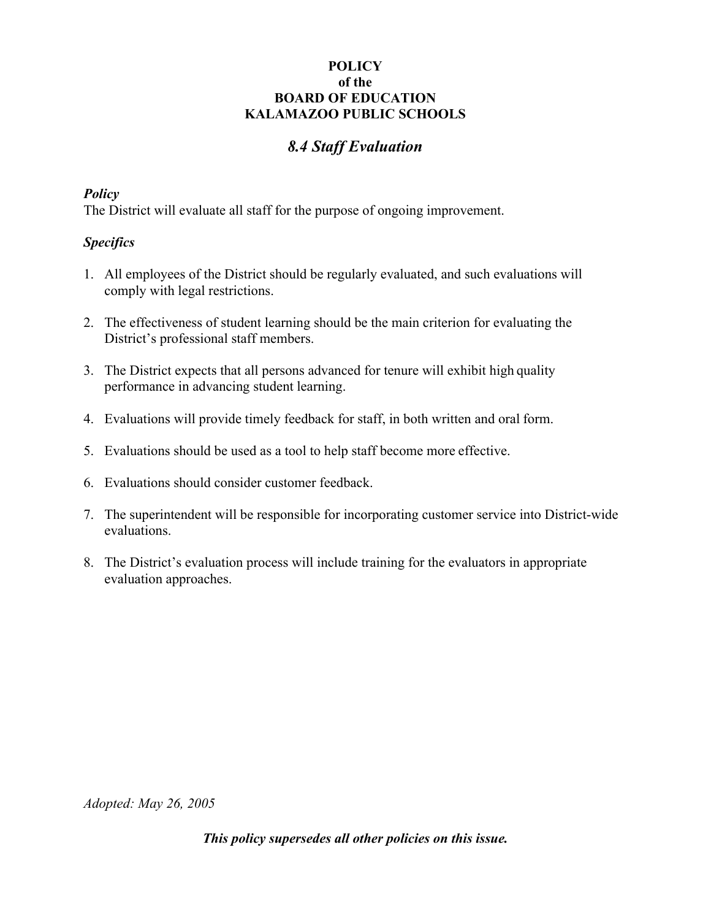**POLICY**
**of the**
**BOARD OF EDUCATION**
**KALAMAZOO PUBLIC SCHOOLS**

# *8.4 Staff Evaluation*

***Policy***

The District will evaluate all staff for the purpose of ongoing improvement.

***Specifics***

1. All employees of the District should be regularly evaluated, and such evaluations will comply with legal restrictions.

2. The effectiveness of student learning should be the main criterion for evaluating the District's professional staff members.

3. The District expects that all persons advanced for tenure will exhibit high quality performance in advancing student learning.

4. Evaluations will provide timely feedback for staff, in both written and oral form.

5. Evaluations should be used as a tool to help staff become more effective.

6. Evaluations should consider customer feedback.

7. The superintendent will be responsible for incorporating customer service into District-wide evaluations.

8. The District's evaluation process will include training for the evaluators in appropriate evaluation approaches.

*Adopted: May 26, 2005*

***This policy supersedes all other policies on this issue.***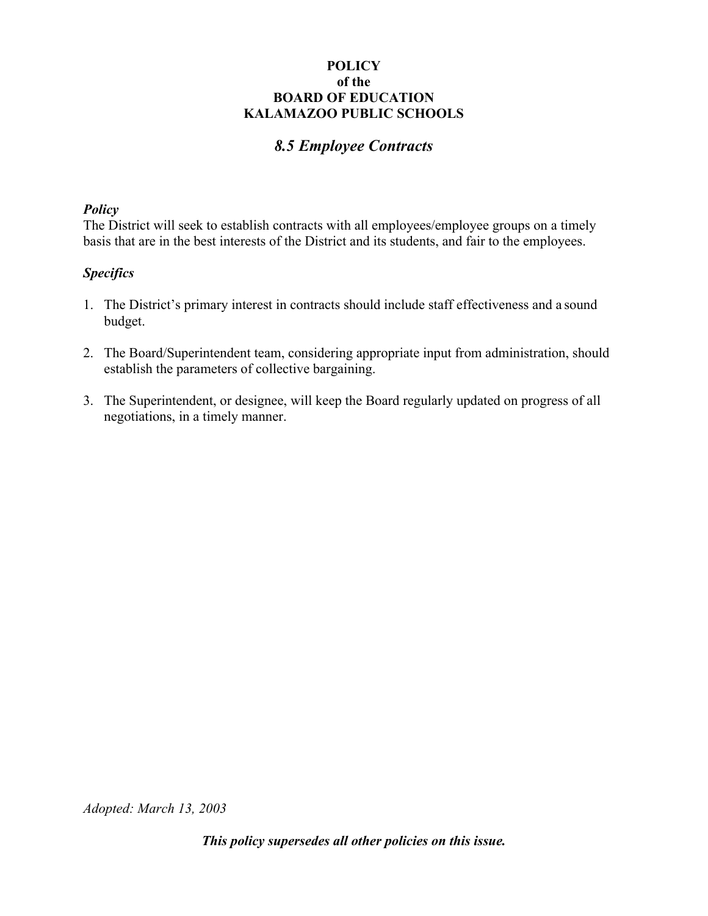**POLICY**
**of the**
**BOARD OF EDUCATION**
**KALAMAZOO PUBLIC SCHOOLS**

# *8.5 Employee Contracts*

***Policy***

The District will seek to establish contracts with all employees/employee groups on a timely basis that are in the best interests of the District and its students, and fair to the employees.

***Specifics***

1. The District's primary interest in contracts should include staff effectiveness and a sound budget.

2. The Board/Superintendent team, considering appropriate input from administration, should establish the parameters of collective bargaining.

3. The Superintendent, or designee, will keep the Board regularly updated on progress of all negotiations, in a timely manner.

*Adopted: March 13, 2003*

***This policy supersedes all other policies on this issue.***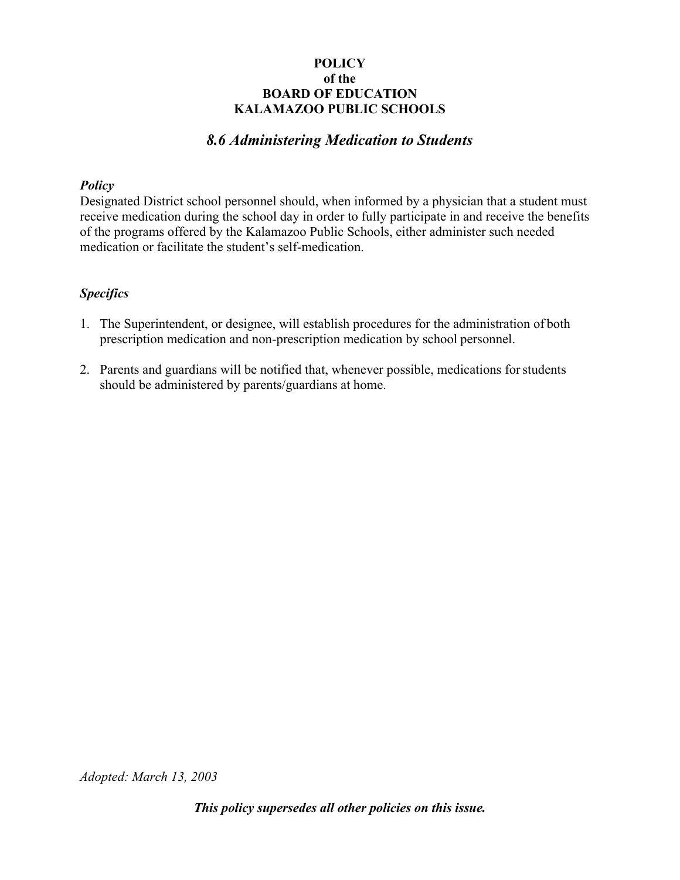**POLICY**
**of the**
**BOARD OF EDUCATION**
**KALAMAZOO PUBLIC SCHOOLS**

## *8.6 Administering Medication to Students*

***Policy***

Designated District school personnel should, when informed by a physician that a student must receive medication during the school day in order to fully participate in and receive the benefits of the programs offered by the Kalamazoo Public Schools, either administer such needed medication or facilitate the student's self-medication.

***Specifics***

1. The Superintendent, or designee, will establish procedures for the administration of both prescription medication and non-prescription medication by school personnel.

2. Parents and guardians will be notified that, whenever possible, medications for students should be administered by parents/guardians at home.

*Adopted: March 13, 2003*

***This policy supersedes all other policies on this issue.***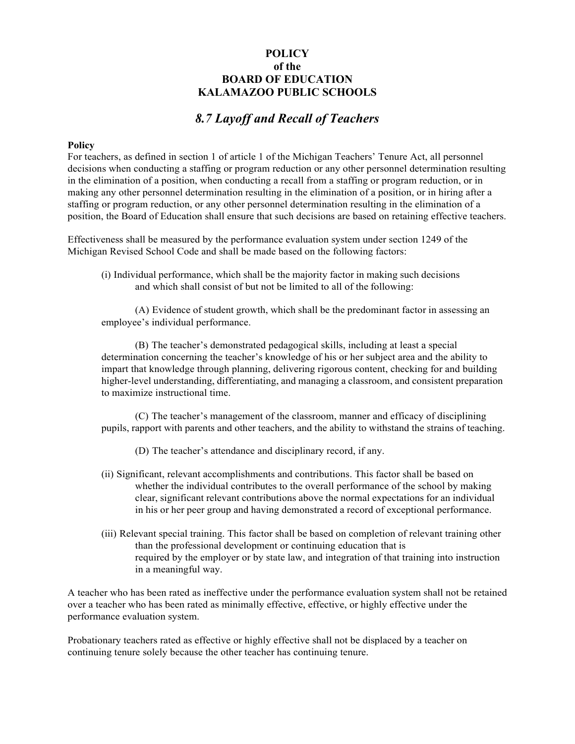**POLICY**
**of the**
**BOARD OF EDUCATION**
**KALAMAZOO PUBLIC SCHOOLS**

# *8.7 Layoff and Recall of Teachers*

**Policy**

For teachers, as defined in section 1 of article 1 of the Michigan Teachers' Tenure Act, all personnel decisions when conducting a staffing or program reduction or any other personnel determination resulting in the elimination of a position, when conducting a recall from a staffing or program reduction, or in making any other personnel determination resulting in the elimination of a position, or in hiring after a staffing or program reduction, or any other personnel determination resulting in the elimination of a position, the Board of Education shall ensure that such decisions are based on retaining effective teachers.

Effectiveness shall be measured by the performance evaluation system under section 1249 of the Michigan Revised School Code and shall be made based on the following factors:

(i) Individual performance, which shall be the majority factor in making such decisions and which shall consist of but not be limited to all of the following:

(A) Evidence of student growth, which shall be the predominant factor in assessing an employee's individual performance.

(B) The teacher's demonstrated pedagogical skills, including at least a special determination concerning the teacher's knowledge of his or her subject area and the ability to impart that knowledge through planning, delivering rigorous content, checking for and building higher-level understanding, differentiating, and managing a classroom, and consistent preparation to maximize instructional time.

(C) The teacher's management of the classroom, manner and efficacy of disciplining pupils, rapport with parents and other teachers, and the ability to withstand the strains of teaching.

(D) The teacher's attendance and disciplinary record, if any.

(ii) Significant, relevant accomplishments and contributions. This factor shall be based on whether the individual contributes to the overall performance of the school by making clear, significant relevant contributions above the normal expectations for an individual in his or her peer group and having demonstrated a record of exceptional performance.

(iii) Relevant special training. This factor shall be based on completion of relevant training other than the professional development or continuing education that is required by the employer or by state law, and integration of that training into instruction in a meaningful way.

A teacher who has been rated as ineffective under the performance evaluation system shall not be retained over a teacher who has been rated as minimally effective, effective, or highly effective under the performance evaluation system.

Probationary teachers rated as effective or highly effective shall not be displaced by a teacher on continuing tenure solely because the other teacher has continuing tenure.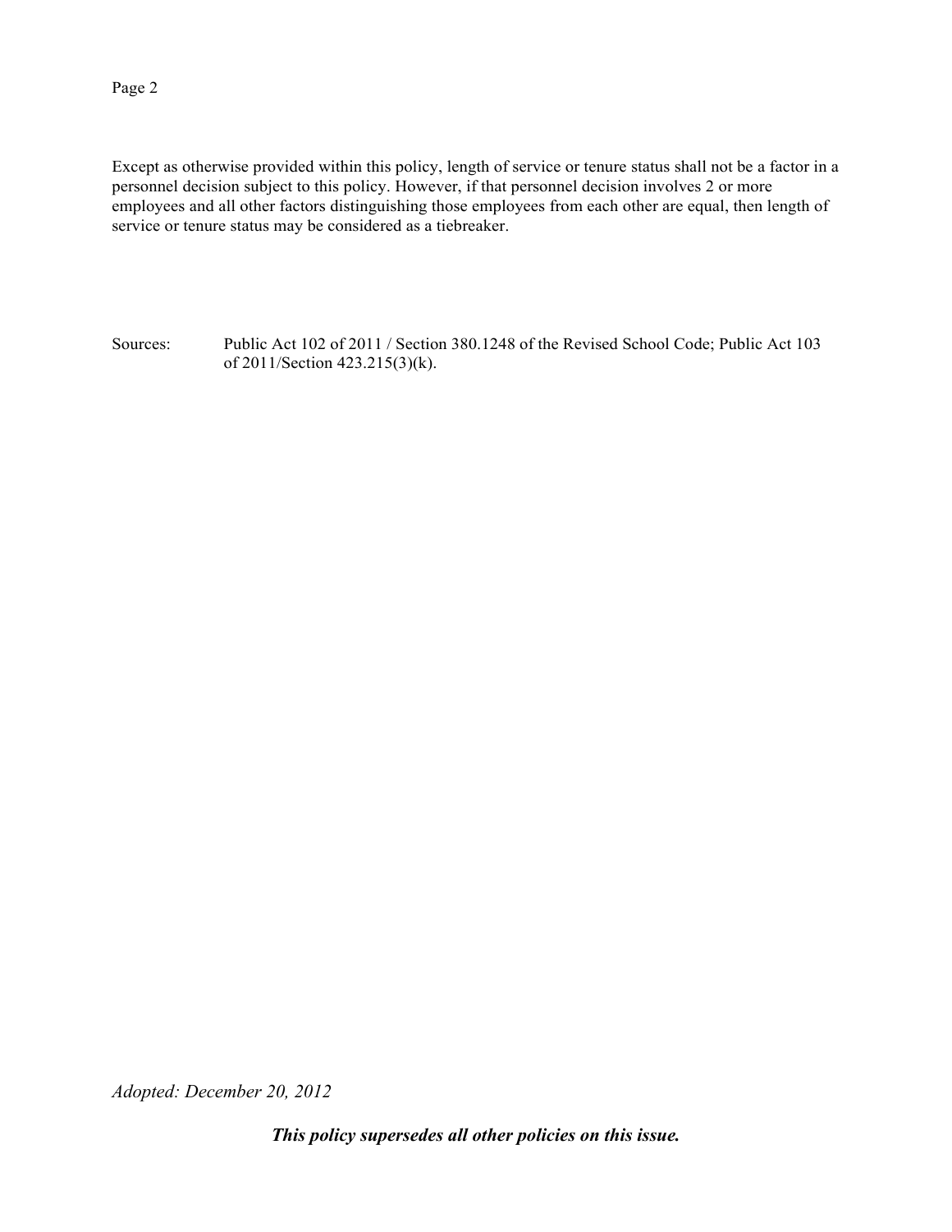Except as otherwise provided within this policy, length of service or tenure status shall not be a factor in a personnel decision subject to this policy. However, if that personnel decision involves 2 or more employees and all other factors distinguishing those employees from each other are equal, then length of service or tenure status may be considered as a tiebreaker.

Sources: Public Act 102 of 2011 / Section 380.1248 of the Revised School Code; Public Act 103 of 2011/Section 423.215(3)(k).

*Adopted: December 20, 2012*

***This policy supersedes all other policies on this issue.***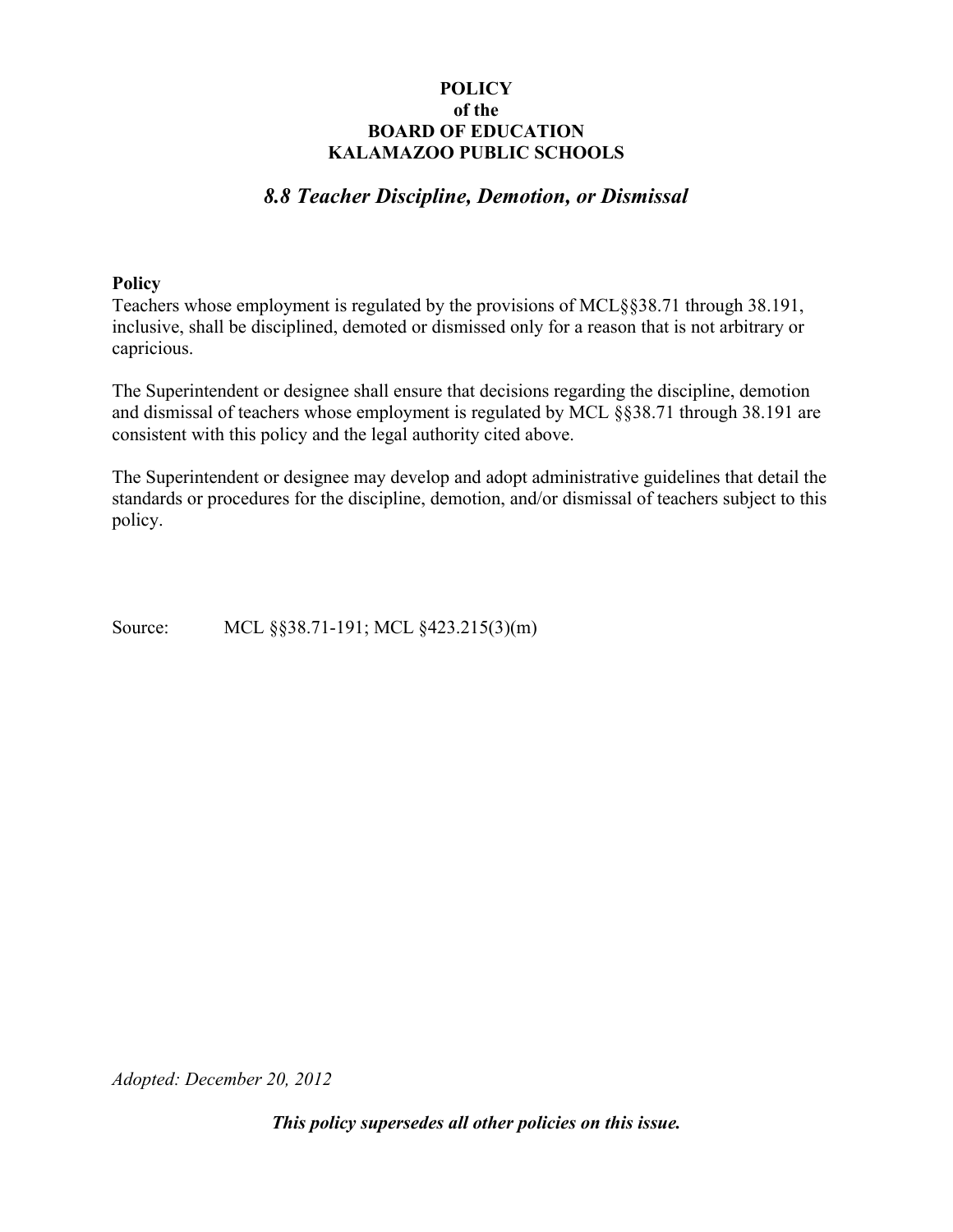**POLICY**
**of the**
**BOARD OF EDUCATION**
**KALAMAZOO PUBLIC SCHOOLS**

## *8.8 Teacher Discipline, Demotion, or Dismissal*

**Policy**

Teachers whose employment is regulated by the provisions of MCL§§38.71 through 38.191, inclusive, shall be disciplined, demoted or dismissed only for a reason that is not arbitrary or capricious.

The Superintendent or designee shall ensure that decisions regarding the discipline, demotion and dismissal of teachers whose employment is regulated by MCL §§38.71 through 38.191 are consistent with this policy and the legal authority cited above.

The Superintendent or designee may develop and adopt administrative guidelines that detail the standards or procedures for the discipline, demotion, and/or dismissal of teachers subject to this policy.

Source: MCL §§38.71-191; MCL §423.215(3)(m)

*Adopted: December 20, 2012*

***This policy supersedes all other policies on this issue.***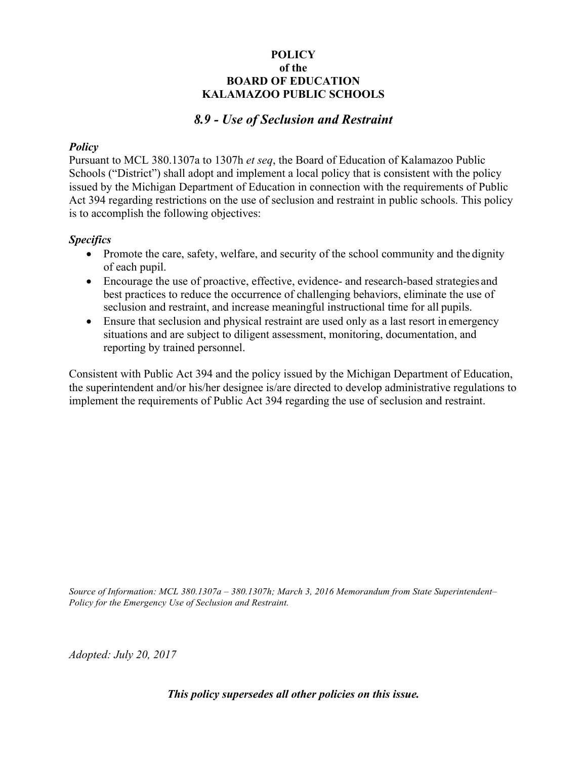**POLICY**
**of the**
**BOARD OF EDUCATION**
**KALAMAZOO PUBLIC SCHOOLS**

## *8.9 - Use of Seclusion and Restraint*

### *Policy*

Pursuant to MCL 380.1307a to 1307h *et seq*, the Board of Education of Kalamazoo Public Schools ("District") shall adopt and implement a local policy that is consistent with the policy issued by the Michigan Department of Education in connection with the requirements of Public Act 394 regarding restrictions on the use of seclusion and restraint in public schools. This policy is to accomplish the following objectives:

### *Specifics*

- Promote the care, safety, welfare, and security of the school community and the dignity of each pupil.
- Encourage the use of proactive, effective, evidence- and research-based strategies and best practices to reduce the occurrence of challenging behaviors, eliminate the use of seclusion and restraint, and increase meaningful instructional time for all pupils.
- Ensure that seclusion and physical restraint are used only as a last resort in emergency situations and are subject to diligent assessment, monitoring, documentation, and reporting by trained personnel.

Consistent with Public Act 394 and the policy issued by the Michigan Department of Education, the superintendent and/or his/her designee is/are directed to develop administrative regulations to implement the requirements of Public Act 394 regarding the use of seclusion and restraint.

*Source of Information: MCL 380.1307a – 380.1307h; March 3, 2016 Memorandum from State Superintendent– Policy for the Emergency Use of Seclusion and Restraint.*

*Adopted: July 20, 2017*

***This policy supersedes all other policies on this issue.***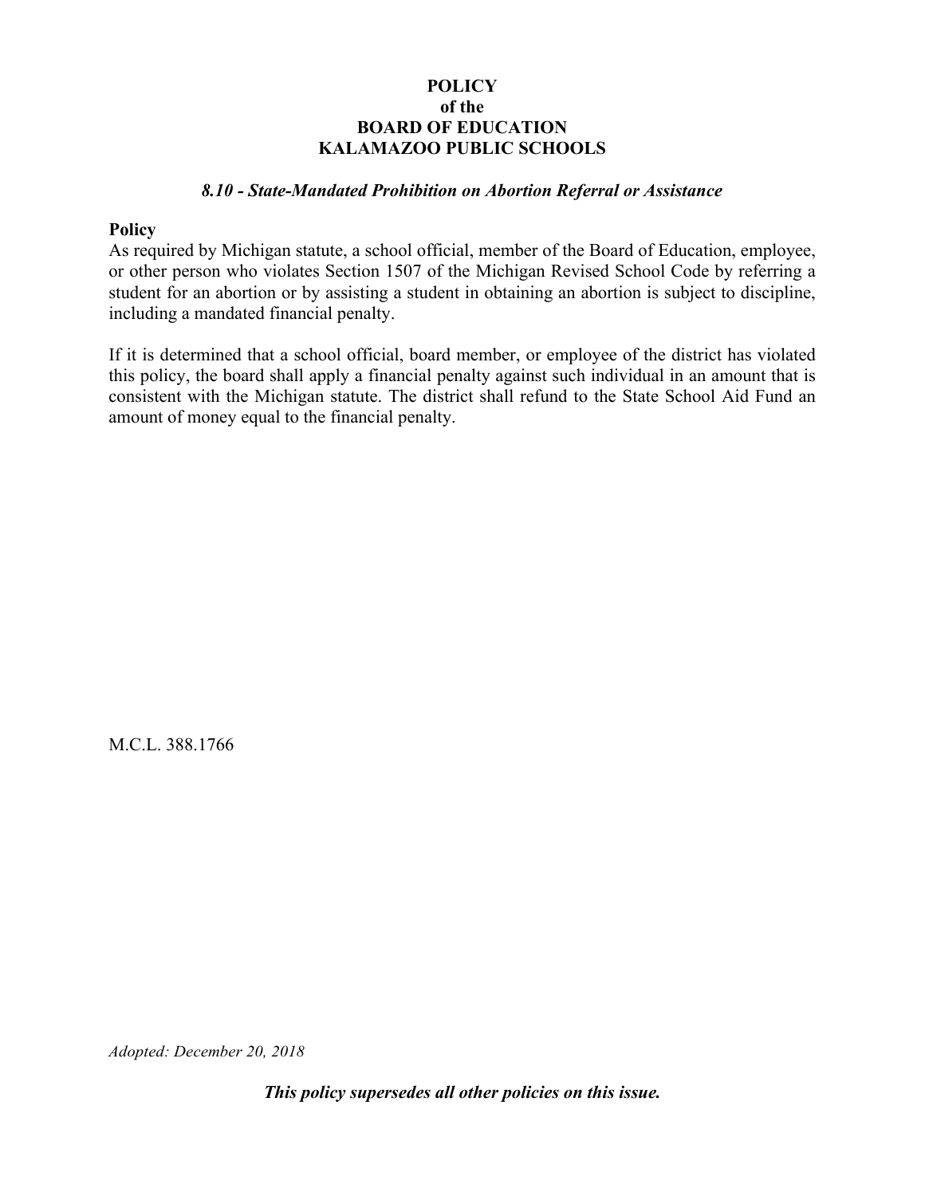**POLICY**
**of the**
**BOARD OF EDUCATION**
**KALAMAZOO PUBLIC SCHOOLS**

***8.10 - State-Mandated Prohibition on Abortion Referral or Assistance***

**Policy**

As required by Michigan statute, a school official, member of the Board of Education, employee, or other person who violates Section 1507 of the Michigan Revised School Code by referring a student for an abortion or by assisting a student in obtaining an abortion is subject to discipline, including a mandated financial penalty.

If it is determined that a school official, board member, or employee of the district has violated this policy, the board shall apply a financial penalty against such individual in an amount that is consistent with the Michigan statute. The district shall refund to the State School Aid Fund an amount of money equal to the financial penalty.

M.C.L. 388.1766

*Adopted: December 20, 2018*

***This policy supersedes all other policies on this issue.***